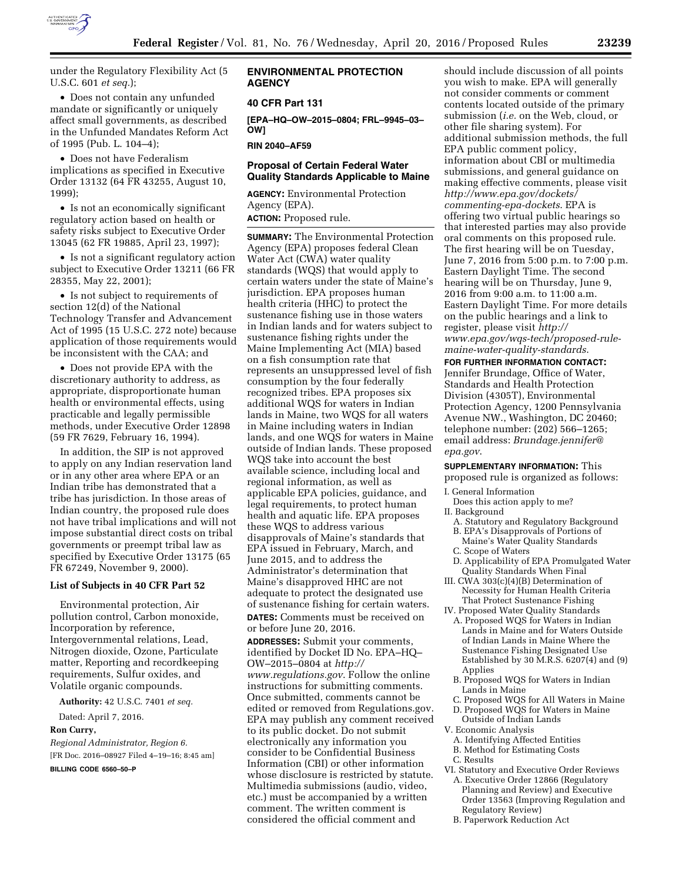under the Regulatory Flexibility Act (5 U.S.C. 601 *et seq.*);

- Does not contain any unfunded mandate or significantly or uniquely affect small governments, as described in the Unfunded Mandates Reform Act of 1995 (Pub. L. 104–4);
- Does not have Federalism implications as specified in Executive Order 13132 (64 FR 43255, August 10, 1999);
- Is not an economically significant regulatory action based on health or safety risks subject to Executive Order 13045 (62 FR 19885, April 23, 1997);
- Is not a significant regulatory action subject to Executive Order 13211 (66 FR 28355, May 22, 2001);
- Is not subject to requirements of section 12(d) of the National Technology Transfer and Advancement Act of 1995 (15 U.S.C. 272 note) because application of those requirements would be inconsistent with the CAA; and
- Does not provide EPA with the discretionary authority to address, as appropriate, disproportionate human health or environmental effects, using practicable and legally permissible methods, under Executive Order 12898 (59 FR 7629, February 16, 1994).

In addition, the SIP is not approved to apply on any Indian reservation land or in any other area where EPA or an Indian tribe has demonstrated that a tribe has jurisdiction. In those areas of Indian country, the proposed rule does not have tribal implications and will not impose substantial direct costs on tribal governments or preempt tribal law as specified by Executive Order 13175 (65 FR 67249, November 9, 2000).

### List of Subjects in 40 CFR Part 52

Environmental protection, Air pollution control, Carbon monoxide, Incorporation by reference, Intergovernmental relations, Lead, Nitrogen dioxide, Ozone, Particulate matter, Reporting and recordkeeping requirements, Sulfur oxides, and Volatile organic compounds.

**Authority:** 42 U.S.C. 7401 *et seq.*

Dated: April 7, 2016.

**Ron Curry,**

*Regional Administrator, Region 6.*

[FR Doc. 2016–08927 Filed 4–19–16; 8:45 am]

**BILLING CODE 6560–50–P**

## ENVIRONMENTAL PROTECTION AGENCY

### 40 CFR Part 131

**[EPA–HQ–OW–2015–0804; FRL–9945–03–OW]**

**RIN 2040–AF59**

### Proposal of Certain Federal Water Quality Standards Applicable to Maine

**AGENCY:** Environmental Protection Agency (EPA).

**ACTION:** Proposed rule.

**SUMMARY:** The Environmental Protection Agency (EPA) proposes federal Clean Water Act (CWA) water quality standards (WQS) that would apply to certain waters under the state of Maine's jurisdiction. EPA proposes human health criteria (HHC) to protect the sustenance fishing use in those waters in Indian lands and for waters subject to sustenance fishing rights under the Maine Implementing Act (MIA) based on a fish consumption rate that represents an unsuppressed level of fish consumption by the four federally recognized tribes. EPA proposes six additional WQS for waters in Indian lands in Maine, two WQS for all waters in Maine including waters in Indian lands, and one WQS for waters in Maine outside of Indian lands. These proposed WQS take into account the best available science, including local and regional information, as well as applicable EPA policies, guidance, and legal requirements, to protect human health and aquatic life. EPA proposes these WQS to address various disapprovals of Maine's standards that EPA issued in February, March, and June 2015, and to address the Administrator's determination that Maine's disapproved HHC are not adequate to protect the designated use of sustenance fishing for certain waters.

**DATES:** Comments must be received on or before June 20, 2016.

**ADDRESSES:** Submit your comments, identified by Docket ID No. EPA–HQ–OW–2015–0804 at *http://www.regulations.gov*. Follow the online instructions for submitting comments. Once submitted, comments cannot be edited or removed from Regulations.gov. EPA may publish any comment received to its public docket. Do not submit electronically any information you consider to be Confidential Business Information (CBI) or other information whose disclosure is restricted by statute. Multimedia submissions (audio, video, etc.) must be accompanied by a written comment. The written comment is considered the official comment and should include discussion of all points you wish to make. EPA will generally not consider comments or comment contents located outside of the primary submission (*i.e.* on the Web, cloud, or other file sharing system). For additional submission methods, the full EPA public comment policy, information about CBI or multimedia submissions, and general guidance on making effective comments, please visit *http://www.epa.gov/dockets/commenting-epa-dockets*. EPA is offering two virtual public hearings so that interested parties may also provide oral comments on this proposed rule. The first hearing will be on Tuesday, June 7, 2016 from 5:00 p.m. to 7:00 p.m. Eastern Daylight Time. The second hearing will be on Thursday, June 9, 2016 from 9:00 a.m. to 11:00 a.m. Eastern Daylight Time. For more details on the public hearings and a link to register, please visit *http://www.epa.gov/wqs-tech/proposed-rule-maine-water-quality-standards*.

**FOR FURTHER INFORMATION CONTACT:** Jennifer Brundage, Office of Water, Standards and Health Protection Division (4305T), Environmental Protection Agency, 1200 Pennsylvania Avenue NW., Washington, DC 20460; telephone number: (202) 566–1265; email address: *Brundage.jennifer@epa.gov*.

**SUPPLEMENTARY INFORMATION:** This proposed rule is organized as follows:

I. General Information
  Does this action apply to me?
II. Background
  A. Statutory and Regulatory Background
  B. EPA's Disapprovals of Portions of Maine's Water Quality Standards
  C. Scope of Waters
  D. Applicability of EPA Promulgated Water Quality Standards When Final
III. CWA 303(c)(4)(B) Determination of Necessity for Human Health Criteria That Protect Sustenance Fishing
IV. Proposed Water Quality Standards
  A. Proposed WQS for Waters in Indian Lands in Maine and for Waters Outside of Indian Lands in Maine Where the Sustenance Fishing Designated Use Established by 30 M.R.S. 6207(4) and (9) Applies
  B. Proposed WQS for Waters in Indian Lands in Maine
  C. Proposed WQS for All Waters in Maine
  D. Proposed WQS for Waters in Maine Outside of Indian Lands
V. Economic Analysis
  A. Identifying Affected Entities
  B. Method for Estimating Costs
  C. Results
VI. Statutory and Executive Order Reviews
  A. Executive Order 12866 (Regulatory Planning and Review) and Executive Order 13563 (Improving Regulation and Regulatory Review)
  B. Paperwork Reduction Act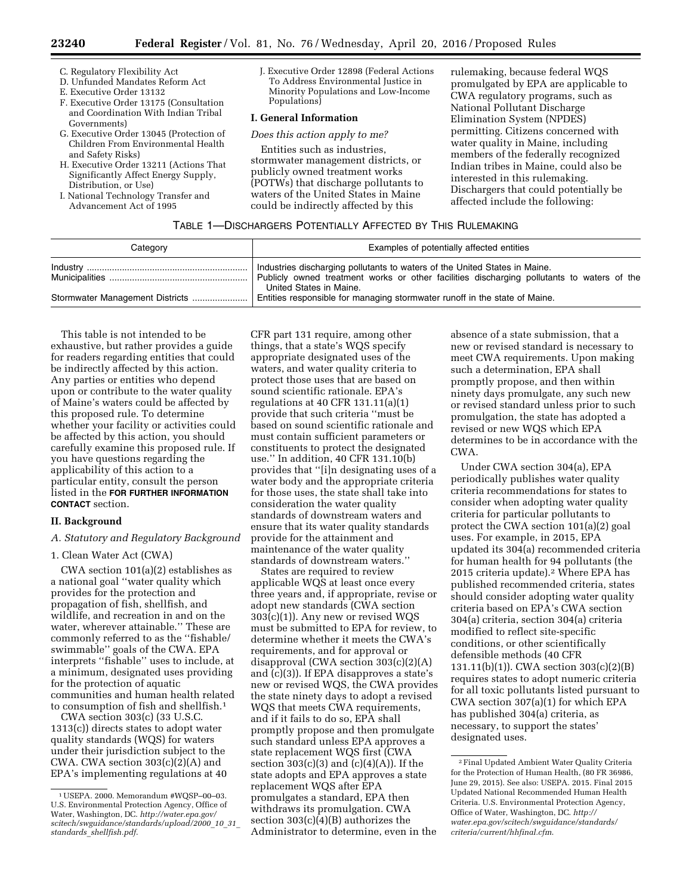C. Regulatory Flexibility Act
D. Unfunded Mandates Reform Act
E. Executive Order 13132
F. Executive Order 13175 (Consultation and Coordination With Indian Tribal Governments)
G. Executive Order 13045 (Protection of Children From Environmental Health and Safety Risks)
H. Executive Order 13211 (Actions That Significantly Affect Energy Supply, Distribution, or Use)
I. National Technology Transfer and Advancement Act of 1995
J. Executive Order 12898 (Federal Actions To Address Environmental Justice in Minority Populations and Low-Income Populations)

## I. General Information

*Does this action apply to me?*

Entities such as industries, stormwater management districts, or publicly owned treatment works (POTWs) that discharge pollutants to waters of the United States in Maine could be indirectly affected by this rulemaking, because federal WQS promulgated by EPA are applicable to CWA regulatory programs, such as National Pollutant Discharge Elimination System (NPDES) permitting. Citizens concerned with water quality in Maine, including members of the federally recognized Indian tribes in Maine, could also be interested in this rulemaking. Dischargers that could potentially be affected include the following:

TABLE 1—DISCHARGERS POTENTIALLY AFFECTED BY THIS RULEMAKING

| Category | Examples of potentially affected entities |
| --- | --- |
| Industry | Industries discharging pollutants to waters of the United States in Maine. |
| Municipalities | Publicly owned treatment works or other facilities discharging pollutants to waters of the United States in Maine. |
| Stormwater Management Districts | Entities responsible for managing stormwater runoff in the state of Maine. |

This table is not intended to be exhaustive, but rather provides a guide for readers regarding entities that could be indirectly affected by this action. Any parties or entities who depend upon or contribute to the water quality of Maine's waters could be affected by this proposed rule. To determine whether your facility or activities could be affected by this action, you should carefully examine this proposed rule. If you have questions regarding the applicability of this action to a particular entity, consult the person listed in the **FOR FURTHER INFORMATION CONTACT** section.

## II. Background

### A. Statutory and Regulatory Background

#### 1. Clean Water Act (CWA)

CWA section 101(a)(2) establishes as a national goal "water quality which provides for the protection and propagation of fish, shellfish, and wildlife, and recreation in and on the water, wherever attainable." These are commonly referred to as the "fishable/swimmable" goals of the CWA. EPA interprets "fishable" uses to include, at a minimum, designated uses providing for the protection of aquatic communities and human health related to consumption of fish and shellfish.[1]

CWA section 303(c) (33 U.S.C. 1313(c)) directs states to adopt water quality standards (WQS) for waters under their jurisdiction subject to the CWA. CWA section 303(c)(2)(A) and EPA's implementing regulations at 40 CFR part 131 require, among other things, that a state's WQS specify appropriate designated uses of the waters, and water quality criteria to protect those uses that are based on sound scientific rationale. EPA's regulations at 40 CFR 131.11(a)(1) provide that such criteria "must be based on sound scientific rationale and must contain sufficient parameters or constituents to protect the designated use." In addition, 40 CFR 131.10(b) provides that "[i]n designating uses of a water body and the appropriate criteria for those uses, the state shall take into consideration the water quality standards of downstream waters and ensure that its water quality standards provide for the attainment and maintenance of the water quality standards of downstream waters."

States are required to review applicable WQS at least once every three years and, if appropriate, revise or adopt new standards (CWA section 303(c)(1)). Any new or revised WQS must be submitted to EPA for review, to determine whether it meets the CWA's requirements, and for approval or disapproval (CWA section 303(c)(2)(A) and (c)(3)). If EPA disapproves a state's new or revised WQS, the CWA provides the state ninety days to adopt a revised WQS that meets CWA requirements, and if it fails to do so, EPA shall promptly propose and then promulgate such standard unless EPA approves a state replacement WQS first (CWA section 303(c)(3) and (c)(4)(A)). If the state adopts and EPA approves a state replacement WQS after EPA promulgates a standard, EPA then withdraws its promulgation. CWA section 303(c)(4)(B) authorizes the Administrator to determine, even in the absence of a state submission, that a new or revised standard is necessary to meet CWA requirements. Upon making such a determination, EPA shall promptly propose, and then within ninety days promulgate, any such new or revised standard unless prior to such promulgation, the state has adopted a revised or new WQS which EPA determines to be in accordance with the CWA.

Under CWA section 304(a), EPA periodically publishes water quality criteria recommendations for states to consider when adopting water quality criteria for particular pollutants to protect the CWA section 101(a)(2) goal uses. For example, in 2015, EPA updated its 304(a) recommended criteria for human health for 94 pollutants (the 2015 criteria update).[2] Where EPA has published recommended criteria, states should consider adopting water quality criteria based on EPA's CWA section 304(a) criteria, section 304(a) criteria modified to reflect site-specific conditions, or other scientifically defensible methods (40 CFR 131.11(b)(1)). CWA section 303(c)(2)(B) requires states to adopt numeric criteria for all toxic pollutants listed pursuant to CWA section 307(a)(1) for which EPA has published 304(a) criteria, as necessary, to support the states' designated uses.

---

[1] USEPA. 2000. Memorandum #WQSP–00–03. U.S. Environmental Protection Agency, Office of Water, Washington, DC. *http://water.epa.gov/scitech/swguidance/standards/upload/2000_10_31_standards_shellfish.pdf*.

[2] Final Updated Ambient Water Quality Criteria for the Protection of Human Health, (80 FR 36986, June 29, 2015). See also: USEPA. 2015. Final 2015 Updated National Recommended Human Health Criteria. U.S. Environmental Protection Agency, Office of Water, Washington, DC. *http://water.epa.gov/scitech/swguidance/standards/criteria/current/hhfinal.cfm*.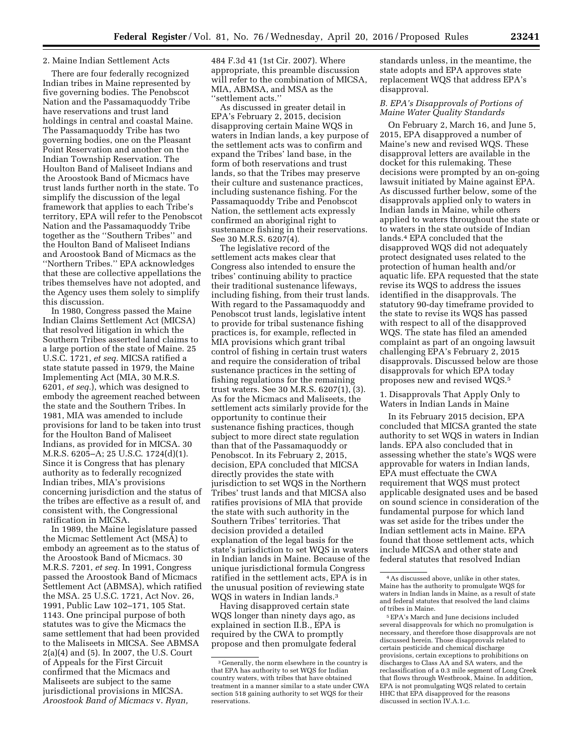### 2. Maine Indian Settlement Acts

There are four federally recognized Indian tribes in Maine represented by five governing bodies. The Penobscot Nation and the Passamaquoddy Tribe have reservations and trust land holdings in central and coastal Maine. The Passamaquoddy Tribe has two governing bodies, one on the Pleasant Point Reservation and another on the Indian Township Reservation. The Houlton Band of Maliseet Indians and the Aroostook Band of Micmacs have trust lands further north in the state. To simplify the discussion of the legal framework that applies to each Tribe's territory, EPA will refer to the Penobscot Nation and the Passamaquoddy Tribe together as the ''Southern Tribes'' and the Houlton Band of Maliseet Indians and Aroostook Band of Micmacs as the ''Northern Tribes.'' EPA acknowledges that these are collective appellations the tribes themselves have not adopted, and the Agency uses them solely to simplify this discussion.

In 1980, Congress passed the Maine Indian Claims Settlement Act (MICSA) that resolved litigation in which the Southern Tribes asserted land claims to a large portion of the state of Maine. 25 U.S.C. 1721, *et seq.* MICSA ratified a state statute passed in 1979, the Maine Implementing Act (MIA, 30 M.R.S. 6201, *et seq.*), which was designed to embody the agreement reached between the state and the Southern Tribes. In 1981, MIA was amended to include provisions for land to be taken into trust for the Houlton Band of Maliseet Indians, as provided for in MICSA. 30 M.R.S. 6205–A; 25 U.S.C. 1724(d)(1). Since it is Congress that has plenary authority as to federally recognized Indian tribes, MIA's provisions concerning jurisdiction and the status of the tribes are effective as a result of, and consistent with, the Congressional ratification in MICSA.

In 1989, the Maine legislature passed the Micmac Settlement Act (MSA) to embody an agreement as to the status of the Aroostook Band of Micmacs. 30 M.R.S. 7201, *et seq.* In 1991, Congress passed the Aroostook Band of Micmacs Settlement Act (ABMSA), which ratified the MSA. 25 U.S.C. 1721, Act Nov. 26, 1991, Public Law 102–171, 105 Stat. 1143. One principal purpose of both statutes was to give the Micmacs the same settlement that had been provided to the Maliseets in MICSA. See ABMSA 2(a)(4) and (5). In 2007, the U.S. Court of Appeals for the First Circuit confirmed that the Micmacs and Maliseets are subject to the same jurisdictional provisions in MICSA. *Aroostook Band of Micmacs* v. *Ryan,* 484 F.3d 41 (1st Cir. 2007). Where appropriate, this preamble discussion will refer to the combination of MICSA, MIA, ABMSA, and MSA as the ''settlement acts.''

As discussed in greater detail in EPA's February 2, 2015, decision disapproving certain Maine WQS in waters in Indian lands, a key purpose of the settlement acts was to confirm and expand the Tribes' land base, in the form of both reservations and trust lands, so that the Tribes may preserve their culture and sustenance practices, including sustenance fishing. For the Passamaquoddy Tribe and Penobscot Nation, the settlement acts expressly confirmed an aboriginal right to sustenance fishing in their reservations. See 30 M.R.S. 6207(4).

The legislative record of the settlement acts makes clear that Congress also intended to ensure the tribes' continuing ability to practice their traditional sustenance lifeways, including fishing, from their trust lands. With regard to the Passamaquoddy and Penobscot trust lands, legislative intent to provide for tribal sustenance fishing practices is, for example, reflected in MIA provisions which grant tribal control of fishing in certain trust waters and require the consideration of tribal sustenance practices in the setting of fishing regulations for the remaining trust waters. See 30 M.R.S. 6207(1), (3). As for the Micmacs and Maliseets, the settlement acts similarly provide for the opportunity to continue their sustenance fishing practices, though subject to more direct state regulation than that of the Passamaquoddy or Penobscot. In its February 2, 2015, decision, EPA concluded that MICSA directly provides the state with jurisdiction to set WQS in the Northern Tribes' trust lands and that MICSA also ratifies provisions of MIA that provide the state with such authority in the Southern Tribes' territories. That decision provided a detailed explanation of the legal basis for the state's jurisdiction to set WQS in waters in Indian lands in Maine. Because of the unique jurisdictional formula Congress ratified in the settlement acts, EPA is in the unusual position of reviewing state WQS in waters in Indian lands.[3]

Having disapproved certain state WQS longer than ninety days ago, as explained in section II.B., EPA is required by the CWA to promptly propose and then promulgate federal standards unless, in the meantime, the state adopts and EPA approves state replacement WQS that address EPA's disapproval.

### B. EPA's Disapprovals of Portions of Maine Water Quality Standards

On February 2, March 16, and June 5, 2015, EPA disapproved a number of Maine's new and revised WQS. These disapproval letters are available in the docket for this rulemaking. These decisions were prompted by an on-going lawsuit initiated by Maine against EPA. As discussed further below, some of the disapprovals applied only to waters in Indian lands in Maine, while others applied to waters throughout the state or to waters in the state outside of Indian lands.[4] EPA concluded that the disapproved WQS did not adequately protect designated uses related to the protection of human health and/or aquatic life. EPA requested that the state revise its WQS to address the issues identified in the disapprovals. The statutory 90-day timeframe provided to the state to revise its WQS has passed with respect to all of the disapproved WQS. The state has filed an amended complaint as part of an ongoing lawsuit challenging EPA's February 2, 2015 disapprovals. Discussed below are those disapprovals for which EPA today proposes new and revised WQS.[5]

#### 1. Disapprovals That Apply Only to Waters in Indian Lands in Maine

In its February 2015 decision, EPA concluded that MICSA granted the state authority to set WQS in waters in Indian lands. EPA also concluded that in assessing whether the state's WQS were approvable for waters in Indian lands, EPA must effectuate the CWA requirement that WQS must protect applicable designated uses and be based on sound science in consideration of the fundamental purpose for which land was set aside for the tribes under the Indian settlement acts in Maine. EPA found that those settlement acts, which include MICSA and other state and federal statutes that resolved Indian

---

[3] Generally, the norm elsewhere in the country is that EPA has authority to set WQS for Indian country waters, with tribes that have obtained treatment in a manner similar to a state under CWA section 518 gaining authority to set WQS for their reservations.

[4] As discussed above, unlike in other states, Maine has the authority to promulgate WQS for waters in Indian lands in Maine, as a result of state and federal statutes that resolved the land claims of tribes in Maine.

[5] EPA's March and June decisions included several disapprovals for which no promulgation is necessary, and therefore those disapprovals are not discussed herein. Those disapprovals related to certain pesticide and chemical discharge provisions, certain exceptions to prohibitions on discharges to Class AA and SA waters, and the reclassification of a 0.3 mile segment of Long Creek that flows through Westbrook, Maine. In addition, EPA is not promulgating WQS related to certain HHC that EPA disapproved for the reasons discussed in section IV.A.1.c.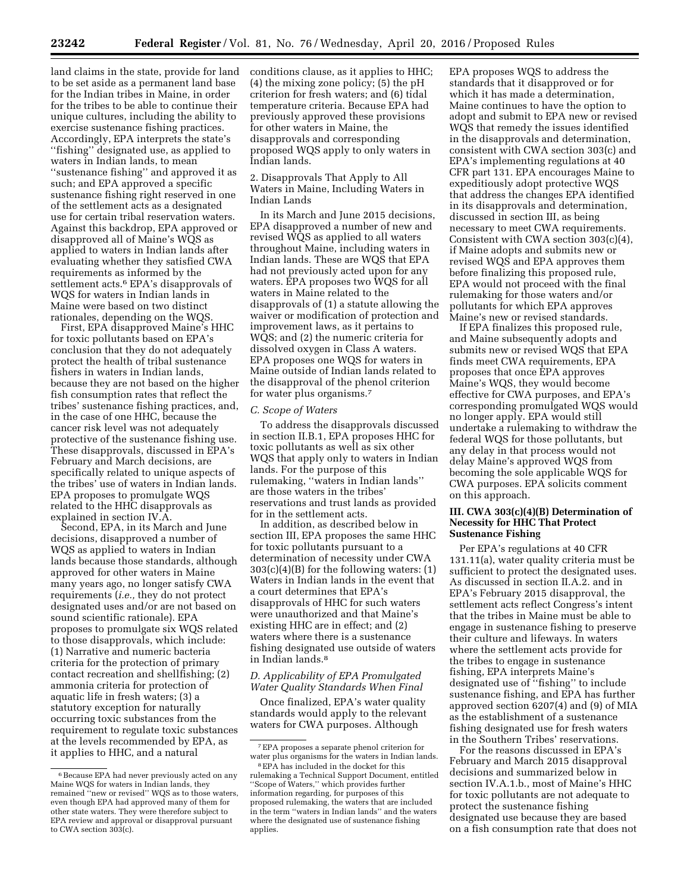land claims in the state, provide for land to be set aside as a permanent land base for the Indian tribes in Maine, in order for the tribes to be able to continue their unique cultures, including the ability to exercise sustenance fishing practices. Accordingly, EPA interprets the state's ''fishing'' designated use, as applied to waters in Indian lands, to mean ''sustenance fishing'' and approved it as such; and EPA approved a specific sustenance fishing right reserved in one of the settlement acts as a designated use for certain tribal reservation waters. Against this backdrop, EPA approved or disapproved all of Maine's WQS as applied to waters in Indian lands after evaluating whether they satisfied CWA requirements as informed by the settlement acts.[6] EPA's disapprovals of WQS for waters in Indian lands in Maine were based on two distinct rationales, depending on the WQS.

First, EPA disapproved Maine's HHC for toxic pollutants based on EPA's conclusion that they do not adequately protect the health of tribal sustenance fishers in waters in Indian lands, because they are not based on the higher fish consumption rates that reflect the tribes' sustenance fishing practices, and, in the case of one HHC, because the cancer risk level was not adequately protective of the sustenance fishing use. These disapprovals, discussed in EPA's February and March decisions, are specifically related to unique aspects of the tribes' use of waters in Indian lands. EPA proposes to promulgate WQS related to the HHC disapprovals as explained in section IV.A.

Second, EPA, in its March and June decisions, disapproved a number of WQS as applied to waters in Indian lands because those standards, although approved for other waters in Maine many years ago, no longer satisfy CWA requirements (*i.e.,* they do not protect designated uses and/or are not based on sound scientific rationale). EPA proposes to promulgate six WQS related to those disapprovals, which include: (1) Narrative and numeric bacteria criteria for the protection of primary contact recreation and shellfishing; (2) ammonia criteria for protection of aquatic life in fresh waters; (3) a statutory exception for naturally occurring toxic substances from the requirement to regulate toxic substances at the levels recommended by EPA, as it applies to HHC, and a natural conditions clause, as it applies to HHC; (4) the mixing zone policy; (5) the pH criterion for fresh waters; and (6) tidal temperature criteria. Because EPA had previously approved these provisions for other waters in Maine, the disapprovals and corresponding proposed WQS apply to only waters in Indian lands.

2. Disapprovals That Apply to All Waters in Maine, Including Waters in Indian Lands

In its March and June 2015 decisions, EPA disapproved a number of new and revised WQS as applied to all waters throughout Maine, including waters in Indian lands. These are WQS that EPA had not previously acted upon for any waters. EPA proposes two WQS for all waters in Maine related to the disapprovals of (1) a statute allowing the waiver or modification of protection and improvement laws, as it pertains to WQS; and (2) the numeric criteria for dissolved oxygen in Class A waters. EPA proposes one WQS for waters in Maine outside of Indian lands related to the disapproval of the phenol criterion for water plus organisms.[7]

### *C. Scope of Waters*

To address the disapprovals discussed in section II.B.1, EPA proposes HHC for toxic pollutants as well as six other WQS that apply only to waters in Indian lands. For the purpose of this rulemaking, ''waters in Indian lands'' are those waters in the tribes' reservations and trust lands as provided for in the settlement acts.

In addition, as described below in section III, EPA proposes the same HHC for toxic pollutants pursuant to a determination of necessity under CWA 303(c)(4)(B) for the following waters: (1) Waters in Indian lands in the event that a court determines that EPA's disapprovals of HHC for such waters were unauthorized and that Maine's existing HHC are in effect; and (2) waters where there is a sustenance fishing designated use outside of waters in Indian lands.[8]

### *D. Applicability of EPA Promulgated Water Quality Standards When Final*

Once finalized, EPA's water quality standards would apply to the relevant waters for CWA purposes. Although EPA proposes WQS to address the standards that it disapproved or for which it has made a determination, Maine continues to have the option to adopt and submit to EPA new or revised WQS that remedy the issues identified in the disapprovals and determination, consistent with CWA section 303(c) and EPA's implementing regulations at 40 CFR part 131. EPA encourages Maine to expeditiously adopt protective WQS that address the changes EPA identified in its disapprovals and determination, discussed in section III, as being necessary to meet CWA requirements. Consistent with CWA section 303(c)(4), if Maine adopts and submits new or revised WQS and EPA approves them before finalizing this proposed rule, EPA would not proceed with the final rulemaking for those waters and/or pollutants for which EPA approves Maine's new or revised standards.

If EPA finalizes this proposed rule, and Maine subsequently adopts and submits new or revised WQS that EPA finds meet CWA requirements, EPA proposes that once EPA approves Maine's WQS, they would become effective for CWA purposes, and EPA's corresponding promulgated WQS would no longer apply. EPA would still undertake a rulemaking to withdraw the federal WQS for those pollutants, but any delay in that process would not delay Maine's approved WQS from becoming the sole applicable WQS for CWA purposes. EPA solicits comment on this approach.

## III. CWA 303(c)(4)(B) Determination of Necessity for HHC That Protect Sustenance Fishing

Per EPA's regulations at 40 CFR 131.11(a), water quality criteria must be sufficient to protect the designated uses. As discussed in section II.A.2. and in EPA's February 2015 disapproval, the settlement acts reflect Congress's intent that the tribes in Maine must be able to engage in sustenance fishing to preserve their culture and lifeways. In waters where the settlement acts provide for the tribes to engage in sustenance fishing, EPA interprets Maine's designated use of ''fishing'' to include sustenance fishing, and EPA has further approved section 6207(4) and (9) of MIA as the establishment of a sustenance fishing designated use for fresh waters in the Southern Tribes' reservations.

For the reasons discussed in EPA's February and March 2015 disapproval decisions and summarized below in section IV.A.1.b., most of Maine's HHC for toxic pollutants are not adequate to protect the sustenance fishing designated use because they are based on a fish consumption rate that does not

---

[6] Because EPA had never previously acted on any Maine WQS for waters in Indian lands, they remained ''new or revised'' WQS as to those waters, even though EPA had approved many of them for other state waters. They were therefore subject to EPA review and approval or disapproval pursuant to CWA section 303(c).

[7] EPA proposes a separate phenol criterion for water plus organisms for the waters in Indian lands.

[8] EPA has included in the docket for this rulemaking a Technical Support Document, entitled ''Scope of Waters,'' which provides further information regarding, for purposes of this proposed rulemaking, the waters that are included in the term ''waters in Indian lands'' and the waters where the designated use of sustenance fishing applies.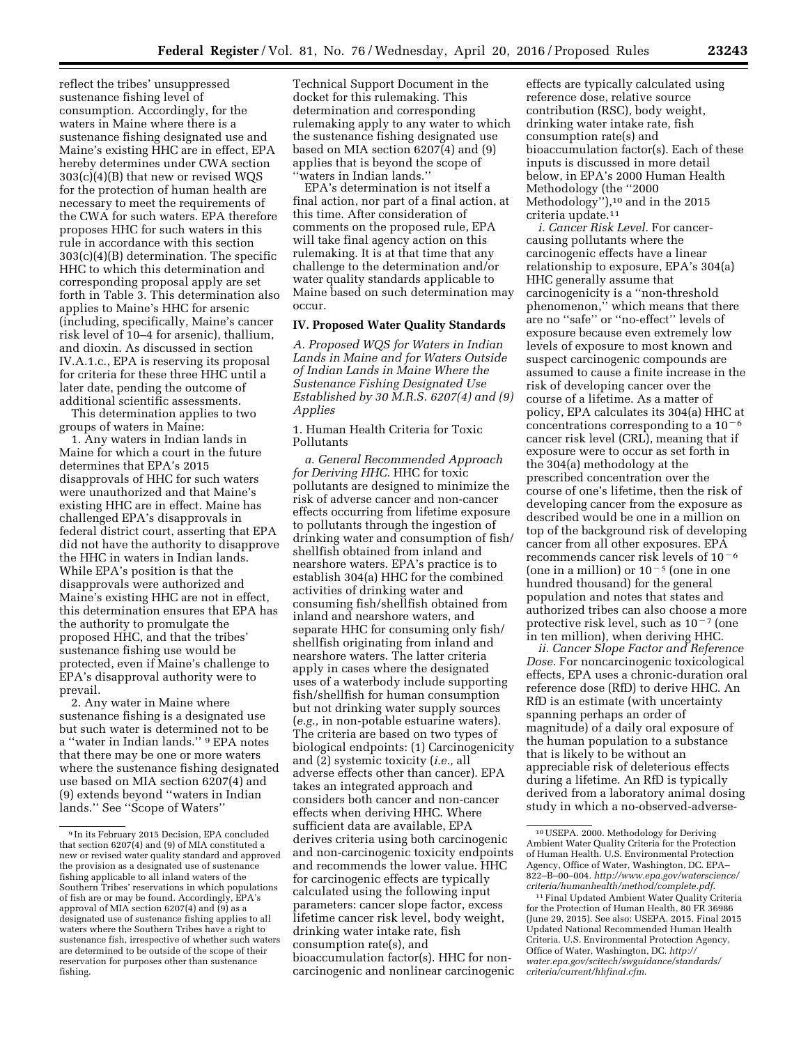reflect the tribes' unsuppressed sustenance fishing level of consumption. Accordingly, for the waters in Maine where there is a sustenance fishing designated use and Maine's existing HHC are in effect, EPA hereby determines under CWA section 303(c)(4)(B) that new or revised WQS for the protection of human health are necessary to meet the requirements of the CWA for such waters. EPA therefore proposes HHC for such waters in this rule in accordance with this section 303(c)(4)(B) determination. The specific HHC to which this determination and corresponding proposal apply are set forth in Table 3. This determination also applies to Maine's HHC for arsenic (including, specifically, Maine's cancer risk level of 10–4 for arsenic), thallium, and dioxin. As discussed in section IV.A.1.c., EPA is reserving its proposal for criteria for these three HHC until a later date, pending the outcome of additional scientific assessments.

This determination applies to two groups of waters in Maine:

1. Any waters in Indian lands in Maine for which a court in the future determines that EPA's 2015 disapprovals of HHC for such waters were unauthorized and that Maine's existing HHC are in effect. Maine has challenged EPA's disapprovals in federal district court, asserting that EPA did not have the authority to disapprove the HHC in waters in Indian lands. While EPA's position is that the disapprovals were authorized and Maine's existing HHC are not in effect, this determination ensures that EPA has the authority to promulgate the proposed HHC, and that the tribes' sustenance fishing use would be protected, even if Maine's challenge to EPA's disapproval authority were to prevail.

2. Any water in Maine where sustenance fishing is a designated use but such water is determined not to be a ''water in Indian lands.'' [9] EPA notes that there may be one or more waters where the sustenance fishing designated use based on MIA section 6207(4) and (9) extends beyond ''waters in Indian lands.'' See ''Scope of Waters'' Technical Support Document in the docket for this rulemaking. This determination and corresponding rulemaking apply to any water to which the sustenance fishing designated use based on MIA section 6207(4) and (9) applies that is beyond the scope of ''waters in Indian lands.''

EPA's determination is not itself a final action, nor part of a final action, at this time. After consideration of comments on the proposed rule, EPA will take final agency action on this rulemaking. It is at that time that any challenge to the determination and/or water quality standards applicable to Maine based on such determination may occur.

## IV. Proposed Water Quality Standards

### *A. Proposed WQS for Waters in Indian Lands in Maine and for Waters Outside of Indian Lands in Maine Where the Sustenance Fishing Designated Use Established by 30 M.R.S. 6207(4) and (9) Applies*

#### 1. Human Health Criteria for Toxic Pollutants

*a. General Recommended Approach for Deriving HHC.* HHC for toxic pollutants are designed to minimize the risk of adverse cancer and non-cancer effects occurring from lifetime exposure to pollutants through the ingestion of drinking water and consumption of fish/shellfish obtained from inland and nearshore waters. EPA's practice is to establish 304(a) HHC for the combined activities of drinking water and consuming fish/shellfish obtained from inland and nearshore waters, and separate HHC for consuming only fish/shellfish originating from inland and nearshore waters. The latter criteria apply in cases where the designated uses of a waterbody include supporting fish/shellfish for human consumption but not drinking water supply sources (*e.g.,* in non-potable estuarine waters). The criteria are based on two types of biological endpoints: (1) Carcinogenicity and (2) systemic toxicity (*i.e.,* all adverse effects other than cancer). EPA takes an integrated approach and considers both cancer and non-cancer effects when deriving HHC. Where sufficient data are available, EPA derives criteria using both carcinogenic and non-carcinogenic toxicity endpoints and recommends the lower value. HHC for carcinogenic effects are typically calculated using the following input parameters: cancer slope factor, excess lifetime cancer risk level, body weight, drinking water intake rate, fish consumption rate(s), and bioaccumulation factor(s). HHC for non-carcinogenic and nonlinear carcinogenic effects are typically calculated using reference dose, relative source contribution (RSC), body weight, drinking water intake rate, fish consumption rate(s) and bioaccumulation factor(s). Each of these inputs is discussed in more detail below, in EPA's 2000 Human Health Methodology (the ''2000 Methodology''),[10] and in the 2015 criteria update.[11]

*i. Cancer Risk Level.* For cancer-causing pollutants where the carcinogenic effects have a linear relationship to exposure, EPA's 304(a) HHC generally assume that carcinogenicity is a ''non-threshold phenomenon,'' which means that there are no ''safe'' or ''no-effect'' levels of exposure because even extremely low levels of exposure to most known and suspect carcinogenic compounds are assumed to cause a finite increase in the risk of developing cancer over the course of a lifetime. As a matter of policy, EPA calculates its 304(a) HHC at concentrations corresponding to a $10^{-6}$ cancer risk level (CRL), meaning that if exposure were to occur as set forth in the 304(a) methodology at the prescribed concentration over the course of one's lifetime, then the risk of developing cancer from the exposure as described would be one in a million on top of the background risk of developing cancer from all other exposures. EPA recommends cancer risk levels of $10^{-6}$ (one in a million) or $10^{-5}$ (one in one hundred thousand) for the general population and notes that states and authorized tribes can also choose a more protective risk level, such as $10^{-7}$ (one in ten million), when deriving HHC.

*ii. Cancer Slope Factor and Reference Dose.* For noncarcinogenic toxicological effects, EPA uses a chronic-duration oral reference dose (RfD) to derive HHC. An RfD is an estimate (with uncertainty spanning perhaps an order of magnitude) of a daily oral exposure of the human population to a substance that is likely to be without an appreciable risk of deleterious effects during a lifetime. An RfD is typically derived from a laboratory animal dosing study in which a no-observed-adverse-

---

[9] In its February 2015 Decision, EPA concluded that section 6207(4) and (9) of MIA constituted a new or revised water quality standard and approved the provision as a designated use of sustenance fishing applicable to all inland waters of the Southern Tribes' reservations in which populations of fish are or may be found. Accordingly, EPA's approval of MIA section 6207(4) and (9) as a designated use of sustenance fishing applies to all waters where the Southern Tribes have a right to sustenance fish, irrespective of whether such waters are determined to be outside of the scope of their reservation for purposes other than sustenance fishing.

[10] USEPA. 2000. Methodology for Deriving Ambient Water Quality Criteria for the Protection of Human Health. U.S. Environmental Protection Agency, Office of Water, Washington, DC. EPA–822–B–00–004. *http://www.epa.gov/waterscience/criteria/humanhealth/method/complete.pdf.*

[11] Final Updated Ambient Water Quality Criteria for the Protection of Human Health, 80 FR 36986 (June 29, 2015). See also: USEPA. 2015. Final 2015 Updated National Recommended Human Health Criteria. U.S. Environmental Protection Agency, Office of Water, Washington, DC. *http://water.epa.gov/scitech/swguidance/standards/criteria/current/hhfinal.cfm.*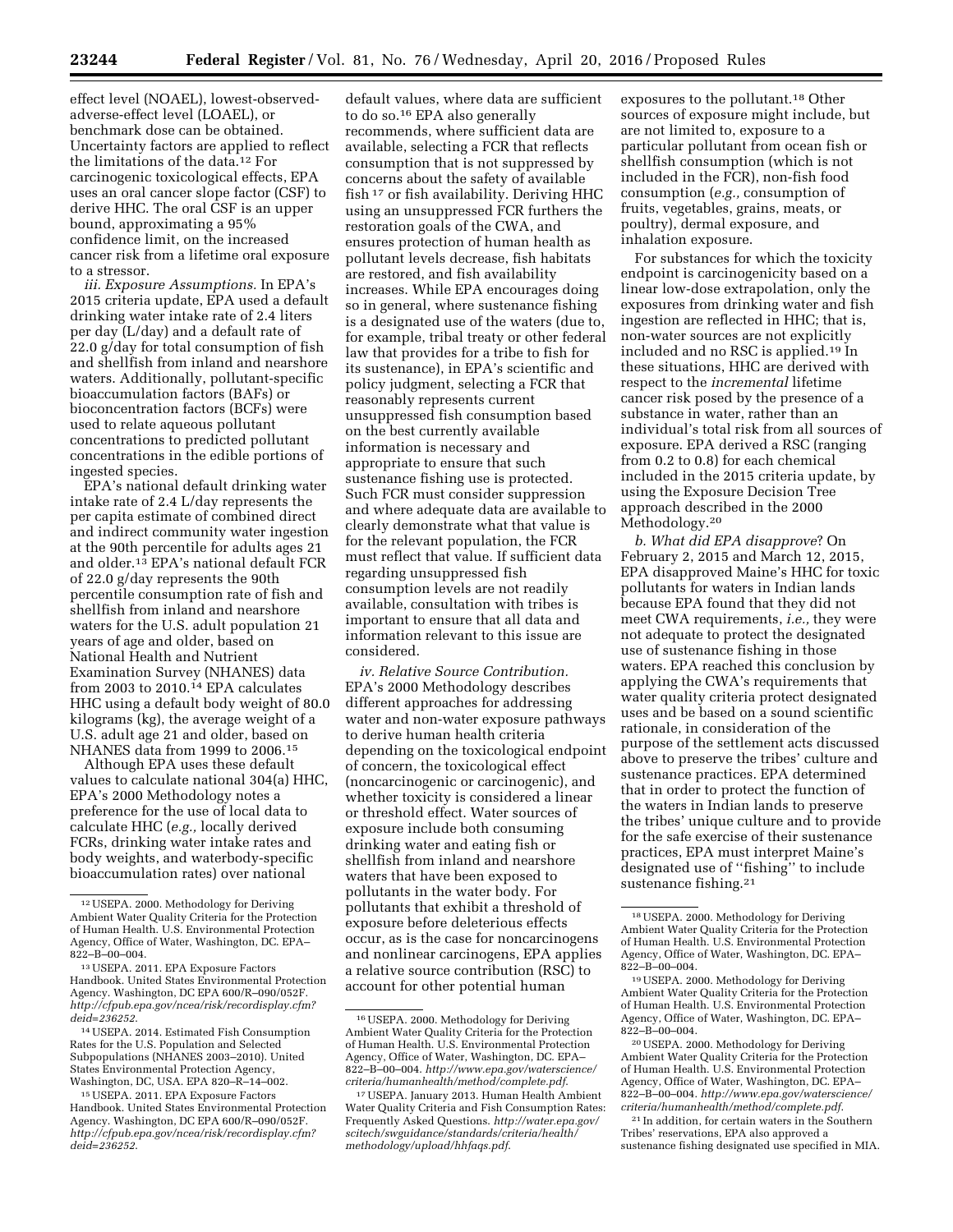effect level (NOAEL), lowest-observed-adverse-effect level (LOAEL), or benchmark dose can be obtained. Uncertainty factors are applied to reflect the limitations of the data.[12] For carcinogenic toxicological effects, EPA uses an oral cancer slope factor (CSF) to derive HHC. The oral CSF is an upper bound, approximating a 95% confidence limit, on the increased cancer risk from a lifetime oral exposure to a stressor.

*iii. Exposure Assumptions.* In EPA's 2015 criteria update, EPA used a default drinking water intake rate of 2.4 liters per day (L/day) and a default rate of 22.0 g/day for total consumption of fish and shellfish from inland and nearshore waters. Additionally, pollutant-specific bioaccumulation factors (BAFs) or bioconcentration factors (BCFs) were used to relate aqueous pollutant concentrations to predicted pollutant concentrations in the edible portions of ingested species.

EPA's national default drinking water intake rate of 2.4 L/day represents the per capita estimate of combined direct and indirect community water ingestion at the 90th percentile for adults ages 21 and older.[13] EPA's national default FCR of 22.0 g/day represents the 90th percentile consumption rate of fish and shellfish from inland and nearshore waters for the U.S. adult population 21 years of age and older, based on National Health and Nutrient Examination Survey (NHANES) data from 2003 to 2010.[14] EPA calculates HHC using a default body weight of 80.0 kilograms (kg), the average weight of a U.S. adult age 21 and older, based on NHANES data from 1999 to 2006.[15]

Although EPA uses these default values to calculate national 304(a) HHC, EPA's 2000 Methodology notes a preference for the use of local data to calculate HHC (*e.g.,* locally derived FCRs, drinking water intake rates and body weights, and waterbody-specific bioaccumulation rates) over national default values, where data are sufficient to do so.[16] EPA also generally recommends, where sufficient data are available, selecting a FCR that reflects consumption that is not suppressed by concerns about the safety of available fish[17] or fish availability. Deriving HHC using an unsuppressed FCR furthers the restoration goals of the CWA, and ensures protection of human health as pollutant levels decrease, fish habitats are restored, and fish availability increases. While EPA encourages doing so in general, where sustenance fishing is a designated use of the waters (due to, for example, tribal treaty or other federal law that provides for a tribe to fish for its sustenance), in EPA's scientific and policy judgment, selecting a FCR that reasonably represents current unsuppressed fish consumption based on the best currently available information is necessary and appropriate to ensure that such sustenance fishing use is protected. Such FCR must consider suppression and where adequate data are available to clearly demonstrate what that value is for the relevant population, the FCR must reflect that value. If sufficient data regarding unsuppressed fish consumption levels are not readily available, consultation with tribes is important to ensure that all data and information relevant to this issue are considered.

*iv. Relative Source Contribution.* EPA's 2000 Methodology describes different approaches for addressing water and non-water exposure pathways to derive human health criteria depending on the toxicological endpoint of concern, the toxicological effect (noncarcinogenic or carcinogenic), and whether toxicity is considered a linear or threshold effect. Water sources of exposure include both consuming drinking water and eating fish or shellfish from inland and nearshore waters that have been exposed to pollutants in the water body. For pollutants that exhibit a threshold of exposure before deleterious effects occur, as is the case for noncarcinogens and nonlinear carcinogens, EPA applies a relative source contribution (RSC) to account for other potential human exposures to the pollutant.[18] Other sources of exposure might include, but are not limited to, exposure to a particular pollutant from ocean fish or shellfish consumption (which is not included in the FCR), non-fish food consumption (*e.g.,* consumption of fruits, vegetables, grains, meats, or poultry), dermal exposure, and inhalation exposure.

For substances for which the toxicity endpoint is carcinogenicity based on a linear low-dose extrapolation, only the exposures from drinking water and fish ingestion are reflected in HHC; that is, non-water sources are not explicitly included and no RSC is applied.[19] In these situations, HHC are derived with respect to the *incremental* lifetime cancer risk posed by the presence of a substance in water, rather than an individual's total risk from all sources of exposure. EPA derived a RSC (ranging from 0.2 to 0.8) for each chemical included in the 2015 criteria update, by using the Exposure Decision Tree approach described in the 2000 Methodology.[20]

*b. What did EPA disapprove*? On February 2, 2015 and March 12, 2015, EPA disapproved Maine's HHC for toxic pollutants for waters in Indian lands because EPA found that they did not meet CWA requirements, *i.e.,* they were not adequate to protect the designated use of sustenance fishing in those waters. EPA reached this conclusion by applying the CWA's requirements that water quality criteria protect designated uses and be based on a sound scientific rationale, in consideration of the purpose of the settlement acts discussed above to preserve the tribes' culture and sustenance practices. EPA determined that in order to protect the function of the waters in Indian lands to preserve the tribes' unique culture and to provide for the safe exercise of their sustenance practices, EPA must interpret Maine's designated use of "fishing" to include sustenance fishing.[21]

---

[12] USEPA. 2000. Methodology for Deriving Ambient Water Quality Criteria for the Protection of Human Health. U.S. Environmental Protection Agency, Office of Water, Washington, DC. EPA–822–B–00–004.

[13] USEPA. 2011. EPA Exposure Factors Handbook. United States Environmental Protection Agency. Washington, DC EPA 600/R–090/052F. *http://cfpub.epa.gov/ncea/risk/recordisplay.cfm?deid=236252.*

[14] USEPA. 2014. Estimated Fish Consumption Rates for the U.S. Population and Selected Subpopulations (NHANES 2003–2010). United States Environmental Protection Agency, Washington, DC, USA. EPA 820–R–14–002.

[15] USEPA. 2011. EPA Exposure Factors Handbook. United States Environmental Protection Agency. Washington, DC EPA 600/R–090/052F. *http://cfpub.epa.gov/ncea/risk/recordisplay.cfm?deid=236252.*

[16] USEPA. 2000. Methodology for Deriving Ambient Water Quality Criteria for the Protection of Human Health. U.S. Environmental Protection Agency, Office of Water, Washington, DC. EPA–822–B–00–004. *http://www.epa.gov/waterscience/criteria/humanhealth/method/complete.pdf.*

[17] USEPA. January 2013. Human Health Ambient Water Quality Criteria and Fish Consumption Rates: Frequently Asked Questions. *http://water.epa.gov/scitech/swguidance/standards/criteria/health/methodology/upload/hhfaqs.pdf.*

[18] USEPA. 2000. Methodology for Deriving Ambient Water Quality Criteria for the Protection of Human Health. U.S. Environmental Protection Agency, Office of Water, Washington, DC. EPA–822–B–00–004.

[19] USEPA. 2000. Methodology for Deriving Ambient Water Quality Criteria for the Protection of Human Health. U.S. Environmental Protection Agency, Office of Water, Washington, DC. EPA–822–B–00–004.

[20] USEPA. 2000. Methodology for Deriving Ambient Water Quality Criteria for the Protection of Human Health. U.S. Environmental Protection Agency, Office of Water, Washington, DC. EPA–822–B–00–004. *http://www.epa.gov/waterscience/criteria/humanhealth/method/complete.pdf.*

[21] In addition, for certain waters in the Southern Tribes' reservations, EPA also approved a sustenance fishing designated use specified in MIA.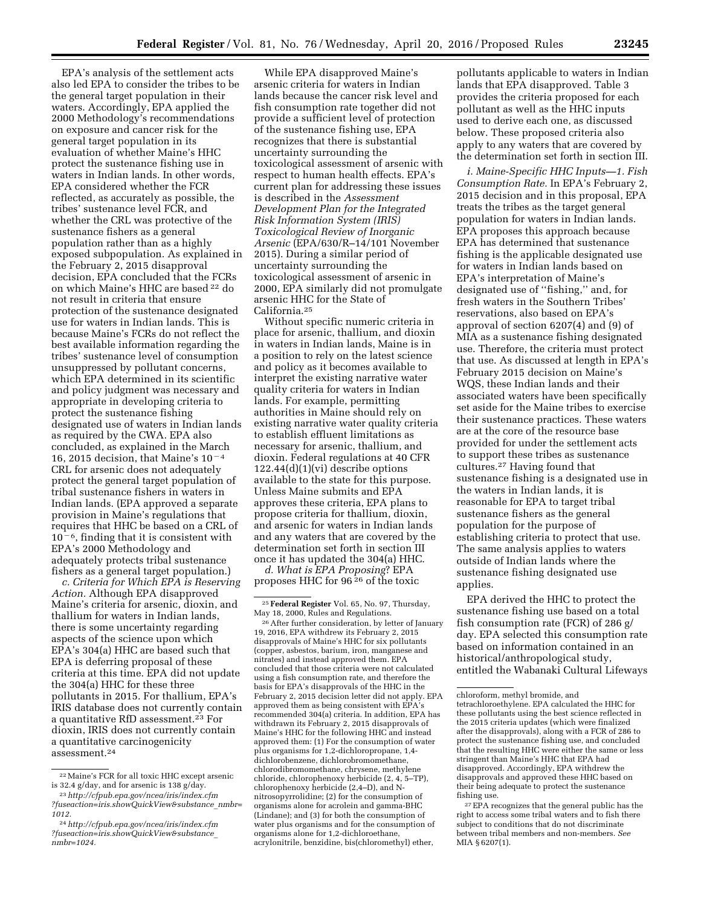EPA's analysis of the settlement acts also led EPA to consider the tribes to be the general target population in their waters. Accordingly, EPA applied the 2000 Methodology's recommendations on exposure and cancer risk for the general target population in its evaluation of whether Maine's HHC protect the sustenance fishing use in waters in Indian lands. In other words, EPA considered whether the FCR reflected, as accurately as possible, the tribes' sustenance level FCR, and whether the CRL was protective of the sustenance fishers as a general population rather than as a highly exposed subpopulation. As explained in the February 2, 2015 disapproval decision, EPA concluded that the FCRs on which Maine's HHC are based [22] do not result in criteria that ensure protection of the sustenance designated use for waters in Indian lands. This is because Maine's FCRs do not reflect the best available information regarding the tribes' sustenance level of consumption unsuppressed by pollutant concerns, which EPA determined in its scientific and policy judgment was necessary and appropriate in developing criteria to protect the sustenance fishing designated use of waters in Indian lands as required by the CWA. EPA also concluded, as explained in the March 16, 2015 decision, that Maine's $10^{-4}$ CRL for arsenic does not adequately protect the general target population of tribal sustenance fishers in waters in Indian lands. (EPA approved a separate provision in Maine's regulations that requires that HHC be based on a CRL of $10^{-6}$, finding that it is consistent with EPA's 2000 Methodology and adequately protects tribal sustenance fishers as a general target population.)

*c. Criteria for Which EPA is Reserving Action.* Although EPA disapproved Maine's criteria for arsenic, dioxin, and thallium for waters in Indian lands, there is some uncertainty regarding aspects of the science upon which EPA's 304(a) HHC are based such that EPA is deferring proposal of these criteria at this time. EPA did not update the 304(a) HHC for these three pollutants in 2015. For thallium, EPA's IRIS database does not currently contain a quantitative RfD assessment.[23] For dioxin, IRIS does not currently contain a quantitative carcinogenicity assessment.[24]

While EPA disapproved Maine's arsenic criteria for waters in Indian lands because the cancer risk level and fish consumption rate together did not provide a sufficient level of protection of the sustenance fishing use, EPA recognizes that there is substantial uncertainty surrounding the toxicological assessment of arsenic with respect to human health effects. EPA's current plan for addressing these issues is described in the *Assessment Development Plan for the Integrated Risk Information System (IRIS) Toxicological Review of Inorganic Arsenic* (EPA/630/R–14/101 November 2015). During a similar period of uncertainty surrounding the toxicological assessment of arsenic in 2000, EPA similarly did not promulgate arsenic HHC for the State of California.[25]

Without specific numeric criteria in place for arsenic, thallium, and dioxin in waters in Indian lands, Maine is in a position to rely on the latest science and policy as it becomes available to interpret the existing narrative water quality criteria for waters in Indian lands. For example, permitting authorities in Maine should rely on existing narrative water quality criteria to establish effluent limitations as necessary for arsenic, thallium, and dioxin. Federal regulations at 40 CFR 122.44(d)(1)(vi) describe options available to the state for this purpose. Unless Maine submits and EPA approves these criteria, EPA plans to propose criteria for thallium, dioxin, and arsenic for waters in Indian lands and any waters that are covered by the determination set forth in section III once it has updated the 304(a) HHC.

*d. What is EPA Proposing*? EPA proposes HHC for 96 [26] of the toxic pollutants applicable to waters in Indian lands that EPA disapproved. Table 3 provides the criteria proposed for each pollutant as well as the HHC inputs used to derive each one, as discussed below. These proposed criteria also apply to any waters that are covered by the determination set forth in section III.

*i. Maine-Specific HHC Inputs—1. Fish Consumption Rate.* In EPA's February 2, 2015 decision and in this proposal, EPA treats the tribes as the target general population for waters in Indian lands. EPA proposes this approach because EPA has determined that sustenance fishing is the applicable designated use for waters in Indian lands based on EPA's interpretation of Maine's designated use of ''fishing,'' and, for fresh waters in the Southern Tribes' reservations, also based on EPA's approval of section 6207(4) and (9) of MIA as a sustenance fishing designated use. Therefore, the criteria must protect that use. As discussed at length in EPA's February 2015 decision on Maine's WQS, these Indian lands and their associated waters have been specifically set aside for the Maine tribes to exercise their sustenance practices. These waters are at the core of the resource base provided for under the settlement acts to support these tribes as sustenance cultures.[27] Having found that sustenance fishing is a designated use in the waters in Indian lands, it is reasonable for EPA to target tribal sustenance fishers as the general population for the purpose of establishing criteria to protect that use. The same analysis applies to waters outside of Indian lands where the sustenance fishing designated use applies.

EPA derived the HHC to protect the sustenance fishing use based on a total fish consumption rate (FCR) of 286 g/day. EPA selected this consumption rate based on information contained in an historical/anthropological study, entitled the Wabanaki Cultural Lifeways

---

[22] Maine's FCR for all toxic HHC except arsenic is 32.4 g/day, and for arsenic is 138 g/day.

[23] *http://cfpub.epa.gov/ncea/iris/index.cfm?fuseaction=iris.showQuickView&substance_nmbr=1012.*

[24] *http://cfpub.epa.gov/ncea/iris/index.cfm?fuseaction=iris.showQuickView&substance_nmbr=1024.*

[25] **Federal Register** Vol. 65, No. 97, Thursday, May 18, 2000, Rules and Regulations.

[26] After further consideration, by letter of January 19, 2016, EPA withdrew its February 2, 2015 disapprovals of Maine's HHC for six pollutants (copper, asbestos, barium, iron, manganese and nitrates) and instead approved them. EPA concluded that those criteria were not calculated using a fish consumption rate, and therefore the basis for EPA's disapprovals of the HHC in the February 2, 2015 decision letter did not apply. EPA approved them as being consistent with EPA's recommended 304(a) criteria. In addition, EPA has withdrawn its February 2, 2015 disapprovals of Maine's HHC for the following HHC and instead approved them: (1) For the consumption of water plus organisms for 1,2-dichloropropane, 1,4-dichlorobenzene, dichlorobromomethane, chlorodibromomethane, chrysene, methylene chloride, chlorophenoxy herbicide (2, 4, 5–TP), chlorophenoxy herbicide (2,4–D), and N-nitrosopyrrolidine; (2) for the consumption of organisms alone for acrolein and gamma-BHC (Lindane); and (3) for both the consumption of water plus organisms and for the consumption of organisms alone for 1,2-dichloroethane, acrylonitrile, benzidine, bis(chloromethyl) ether, chloroform, methyl bromide, and tetrachloroethylene. EPA calculated the HHC for these pollutants using the best science reflected in the 2015 criteria updates (which were finalized after the disapprovals), along with a FCR of 286 to protect the sustenance fishing use, and concluded that the resulting HHC were either the same or less stringent than Maine's HHC that EPA had disapproved. Accordingly, EPA withdrew the disapprovals and approved these HHC based on their being adequate to protect the sustenance fishing use.

[27] EPA recognizes that the general public has the right to access some tribal waters and to fish there subject to conditions that do not discriminate between tribal members and non-members. *See* MIA § 6207(1).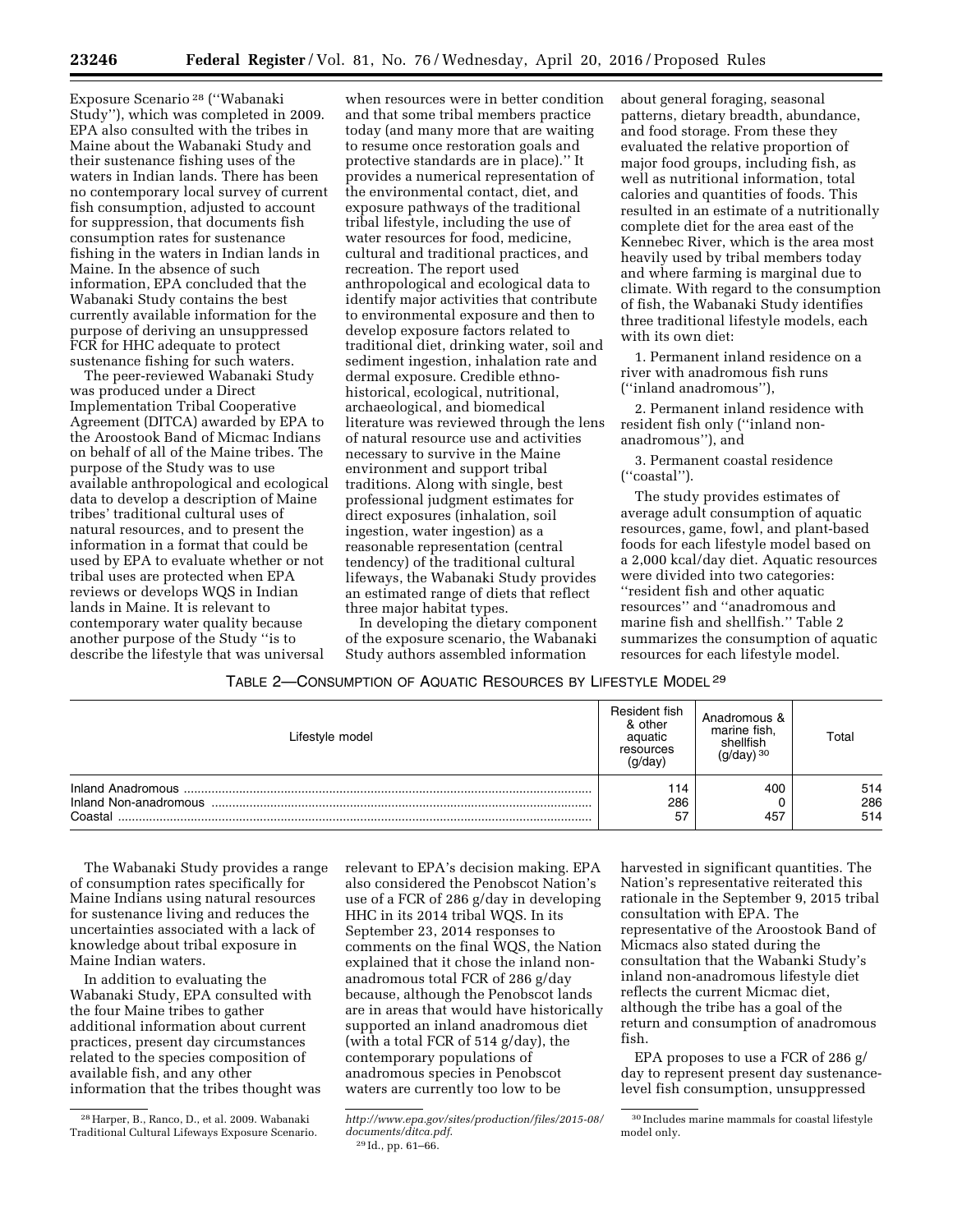Exposure Scenario[28] (''Wabanaki Study''), which was completed in 2009. EPA also consulted with the tribes in Maine about the Wabanaki Study and their sustenance fishing uses of the waters in Indian lands. There has been no contemporary local survey of current fish consumption, adjusted to account for suppression, that documents fish consumption rates for sustenance fishing in the waters in Indian lands in Maine. In the absence of such information, EPA concluded that the Wabanaki Study contains the best currently available information for the purpose of deriving an unsuppressed FCR for HHC adequate to protect sustenance fishing for such waters.

The peer-reviewed Wabanaki Study was produced under a Direct Implementation Tribal Cooperative Agreement (DITCA) awarded by EPA to the Aroostook Band of Micmac Indians on behalf of all of the Maine tribes. The purpose of the Study was to use available anthropological and ecological data to develop a description of Maine tribes' traditional cultural uses of natural resources, and to present the information in a format that could be used by EPA to evaluate whether or not tribal uses are protected when EPA reviews or develops WQS in Indian lands in Maine. It is relevant to contemporary water quality because another purpose of the Study ''is to describe the lifestyle that was universal when resources were in better condition and that some tribal members practice today (and many more that are waiting to resume once restoration goals and protective standards are in place).'' It provides a numerical representation of the environmental contact, diet, and exposure pathways of the traditional tribal lifestyle, including the use of water resources for food, medicine, cultural and traditional practices, and recreation. The report used anthropological and ecological data to identify major activities that contribute to environmental exposure and then to develop exposure factors related to traditional diet, drinking water, soil and sediment ingestion, inhalation rate and dermal exposure. Credible ethno-historical, ecological, nutritional, archaeological, and biomedical literature was reviewed through the lens of natural resource use and activities necessary to survive in the Maine environment and support tribal traditions. Along with single, best professional judgment estimates for direct exposures (inhalation, soil ingestion, water ingestion) as a reasonable representation (central tendency) of the traditional cultural lifeways, the Wabanaki Study provides an estimated range of diets that reflect three major habitat types.

In developing the dietary component of the exposure scenario, the Wabanaki Study authors assembled information about general foraging, seasonal patterns, dietary breadth, abundance, and food storage. From these they evaluated the relative proportion of major food groups, including fish, as well as nutritional information, total calories and quantities of foods. This resulted in an estimate of a nutritionally complete diet for the area east of the Kennebec River, which is the area most heavily used by tribal members today and where farming is marginal due to climate. With regard to the consumption of fish, the Wabanaki Study identifies three traditional lifestyle models, each with its own diet:

1. Permanent inland residence on a river with anadromous fish runs (''inland anadromous''),

2. Permanent inland residence with resident fish only (''inland non-anadromous''), and

3. Permanent coastal residence (''coastal'').

The study provides estimates of average adult consumption of aquatic resources, game, fowl, and plant-based foods for each lifestyle model based on a 2,000 kcal/day diet. Aquatic resources were divided into two categories: ''resident fish and other aquatic resources'' and ''anadromous and marine fish and shellfish.'' Table 2 summarizes the consumption of aquatic resources for each lifestyle model.

TABLE 2—CONSUMPTION OF AQUATIC RESOURCES BY LIFESTYLE MODEL[29]

| Lifestyle model | Resident fish & other aquatic resources (g/day) | Anadromous & marine fish, shellfish (g/day)[30] | Total |
|---|---|---|---|
| Inland Anadromous | 114 | 400 | 514 |
| Inland Non-anadromous | 286 | 0 | 286 |
| Coastal | 57 | 457 | 514 |

The Wabanaki Study provides a range of consumption rates specifically for Maine Indians using natural resources for sustenance living and reduces the uncertainties associated with a lack of knowledge about tribal exposure in Maine Indian waters.

In addition to evaluating the Wabanaki Study, EPA consulted with the four Maine tribes to gather additional information about current practices, present day circumstances related to the species composition of available fish, and any other information that the tribes thought was relevant to EPA's decision making. EPA also considered the Penobscot Nation's use of a FCR of 286 g/day in developing HHC in its 2014 tribal WQS. In its September 23, 2014 responses to comments on the final WQS, the Nation explained that it chose the inland non-anadromous total FCR of 286 g/day because, although the Penobscot lands are in areas that would have historically supported an inland anadromous diet (with a total FCR of 514 g/day), the contemporary populations of anadromous species in Penobscot waters are currently too low to be harvested in significant quantities. The Nation's representative reiterated this rationale in the September 9, 2015 tribal consultation with EPA. The representative of the Aroostook Band of Micmacs also stated during the consultation that the Wabanki Study's inland non-anadromous lifestyle diet reflects the current Micmac diet, although the tribe has a goal of the return and consumption of anadromous fish.

EPA proposes to use a FCR of 286 g/day to represent present day sustenance-level fish consumption, unsuppressed

[28] Harper, B., Ranco, D., et al. 2009. Wabanaki Traditional Cultural Lifeways Exposure Scenario. *http://www.epa.gov/sites/production/files/2015-08/documents/ditca.pdf*.

[29] Id., pp. 61–66.

[30] Includes marine mammals for coastal lifestyle model only.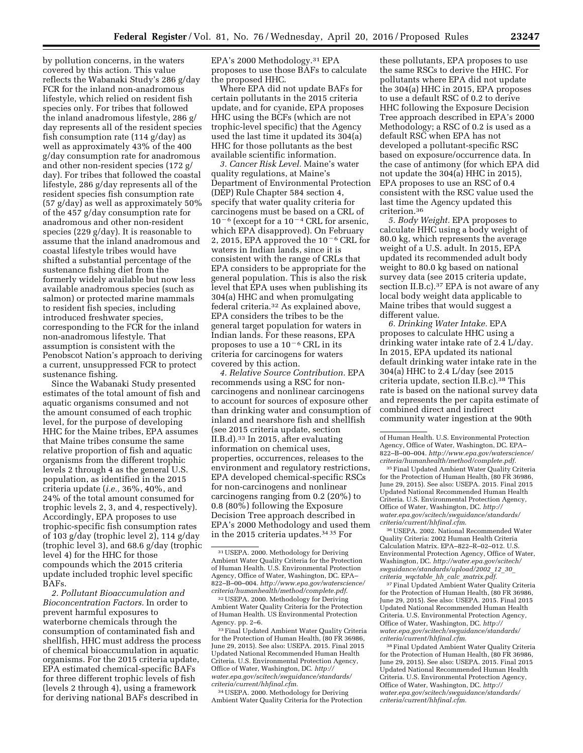by pollution concerns, in the waters covered by this action. This value reflects the Wabanaki Study's 286 g/day FCR for the inland non-anadromous lifestyle, which relied on resident fish species only. For tribes that followed the inland anadromous lifestyle, 286 g/day represents all of the resident species fish consumption rate (114 g/day) as well as approximately 43% of the 400 g/day consumption rate for anadromous and other non-resident species (172 g/day). For tribes that followed the coastal lifestyle, 286 g/day represents all of the resident species fish consumption rate (57 g/day) as well as approximately 50% of the 457 g/day consumption rate for anadromous and other non-resident species (229 g/day). It is reasonable to assume that the inland anadromous and coastal lifestyle tribes would have shifted a substantial percentage of the sustenance fishing diet from the formerly widely available but now less available anadromous species (such as salmon) or protected marine mammals to resident fish species, including introduced freshwater species, corresponding to the FCR for the inland non-anadromous lifestyle. That assumption is consistent with the Penobscot Nation's approach to deriving a current, unsuppressed FCR to protect sustenance fishing.

Since the Wabanaki Study presented estimates of the total amount of fish and aquatic organisms consumed and not the amount consumed of each trophic level, for the purpose of developing HHC for the Maine tribes, EPA assumes that Maine tribes consume the same relative proportion of fish and aquatic organisms from the different trophic levels 2 through 4 as the general U.S. population, as identified in the 2015 criteria update (*i.e.,* 36%, 40%, and 24% of the total amount consumed for trophic levels 2, 3, and 4, respectively). Accordingly, EPA proposes to use trophic-specific fish consumption rates of 103 g/day (trophic level 2), 114 g/day (trophic level 3), and 68.6 g/day (trophic level 4) for the HHC for those compounds which the 2015 criteria update included trophic level specific BAFs.

*2. Pollutant Bioaccumulation and Bioconcentration Factors.* In order to prevent harmful exposures to waterborne chemicals through the consumption of contaminated fish and shellfish, HHC must address the process of chemical bioaccumulation in aquatic organisms. For the 2015 criteria update, EPA estimated chemical-specific BAFs for three different trophic levels of fish (levels 2 through 4), using a framework for deriving national BAFs described in EPA's 2000 Methodology.[31] EPA proposes to use those BAFs to calculate the proposed HHC.

Where EPA did not update BAFs for certain pollutants in the 2015 criteria update, and for cyanide, EPA proposes HHC using the BCFs (which are not trophic-level specific) that the Agency used the last time it updated its 304(a) HHC for those pollutants as the best available scientific information.

*3. Cancer Risk Level.* Maine's water quality regulations, at Maine's Department of Environmental Protection (DEP) Rule Chapter 584 section 4, specify that water quality criteria for carcinogens must be based on a CRL of $10^{-6}$ (except for a $10^{-4}$ CRL for arsenic, which EPA disapproved). On February 2, 2015, EPA approved the $10^{-6}$ CRL for waters in Indian lands, since it is consistent with the range of CRLs that EPA considers to be appropriate for the general population. This is also the risk level that EPA uses when publishing its 304(a) HHC and when promulgating federal criteria.[32] As explained above, EPA considers the tribes to be the general target population for waters in Indian lands. For these reasons, EPA proposes to use a $10^{-6}$ CRL in its criteria for carcinogens for waters covered by this action.

*4. Relative Source Contribution.* EPA recommends using a RSC for non-carcinogens and nonlinear carcinogens to account for sources of exposure other than drinking water and consumption of inland and nearshore fish and shellfish (see 2015 criteria update, section II.B.d).[33] In 2015, after evaluating information on chemical uses, properties, occurrences, releases to the environment and regulatory restrictions, EPA developed chemical-specific RSCs for non-carcinogens and nonlinear carcinogens ranging from 0.2 (20%) to 0.8 (80%) following the Exposure Decision Tree approach described in EPA's 2000 Methodology and used them in the 2015 criteria updates.[34 35] For these pollutants, EPA proposes to use the same RSCs to derive the HHC. For pollutants where EPA did not update the 304(a) HHC in 2015, EPA proposes to use a default RSC of 0.2 to derive HHC following the Exposure Decision Tree approach described in EPA's 2000 Methodology; a RSC of 0.2 is used as a default RSC when EPA has not developed a pollutant-specific RSC based on exposure/occurrence data. In the case of antimony (for which EPA did not update the 304(a) HHC in 2015), EPA proposes to use an RSC of 0.4 consistent with the RSC value used the last time the Agency updated this criterion.[36]

*5. Body Weight.* EPA proposes to calculate HHC using a body weight of 80.0 kg, which represents the average weight of a U.S. adult. In 2015, EPA updated its recommended adult body weight to 80.0 kg based on national survey data (see 2015 criteria update, section II.B.c).[37] EPA is not aware of any local body weight data applicable to Maine tribes that would suggest a different value.

*6. Drinking Water Intake.* EPA proposes to calculate HHC using a drinking water intake rate of 2.4 L/day. In 2015, EPA updated its national default drinking water intake rate in the 304(a) HHC to 2.4 L/day (see 2015 criteria update, section II.B.c).[38] This rate is based on the national survey data and represents the per capita estimate of combined direct and indirect community water ingestion at the 90th

---

[31] USEPA. 2000. Methodology for Deriving Ambient Water Quality Criteria for the Protection of Human Health. U.S. Environmental Protection Agency, Office of Water, Washington, DC. EPA–822–B–00–004. *http://www.epa.gov/waterscience/criteria/humanhealth/method/complete.pdf.*

[32] USEPA. 2000. Methodology for Deriving Ambient Water Quality Criteria for the Protection of Human Health. US Environmental Protection Agency. pp. 2–6.

[33] Final Updated Ambient Water Quality Criteria for the Protection of Human Health, (80 FR 36986, June 29, 2015). See also: USEPA. 2015. Final 2015 Updated National Recommended Human Health Criteria. U.S. Environmental Protection Agency, Office of Water, Washington, DC. *http://water.epa.gov/scitech/swguidance/standards/criteria/current/hhfinal.cfm.*

[34] USEPA. 2000. Methodology for Deriving Ambient Water Quality Criteria for the Protection of Human Health. U.S. Environmental Protection Agency, Office of Water, Washington, DC. EPA–822–B–00–004. *http://www.epa.gov/waterscience/criteria/humanhealth/method/complete.pdf.*

[35] Final Updated Ambient Water Quality Criteria for the Protection of Human Health, (80 FR 36986, June 29, 2015). See also: USEPA. 2015. Final 2015 Updated National Recommended Human Health Criteria. U.S. Environmental Protection Agency, Office of Water, Washington, DC. *http://water.epa.gov/scitech/swguidance/standards/criteria/current/hhfinal.cfm.*

[36] USEPA. 2002. National Recommended Water Quality Criteria: 2002 Human Health Criteria Calculation Matrix. EPA–822–R–02–012. U.S. Environmental Protection Agency, Office of Water, Washington, DC. *http://water.epa.gov/scitech/swguidance/standards/upload/2002_12_30_criteria_wqctable_hh_calc_matrix.pdf.*

[37] Final Updated Ambient Water Quality Criteria for the Protection of Human Health, (80 FR 36986, June 29, 2015). See also: USEPA. 2015. Final 2015 Updated National Recommended Human Health Criteria. U.S. Environmental Protection Agency, Office of Water, Washington, DC. *http://water.epa.gov/scitech/swguidance/standards/criteria/current/hhfinal.cfm.*

[38] Final Updated Ambient Water Quality Criteria for the Protection of Human Health, (80 FR 36986, June 29, 2015). See also: USEPA. 2015. Final 2015 Updated National Recommended Human Health Criteria. U.S. Environmental Protection Agency, Office of Water, Washington, DC. *http://water.epa.gov/scitech/swguidance/standards/criteria/current/hhfinal.cfm.*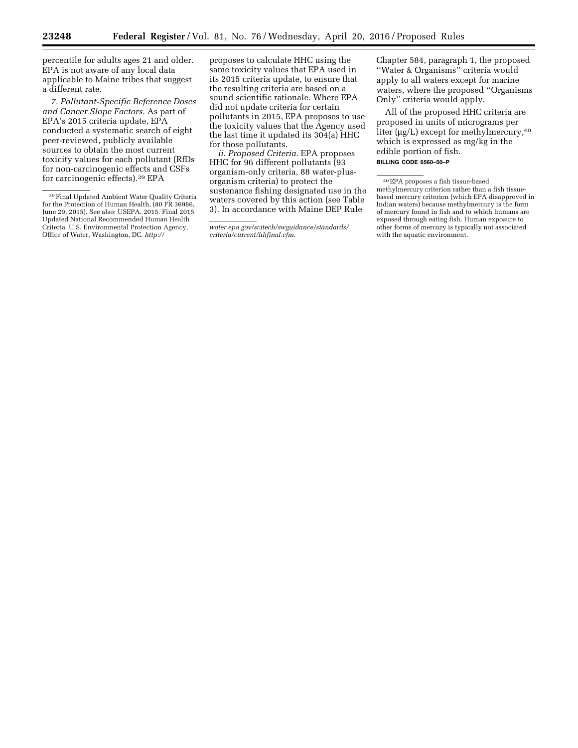percentile for adults ages 21 and older. EPA is not aware of any local data applicable to Maine tribes that suggest a different rate.

*7. Pollutant-Specific Reference Doses and Cancer Slope Factors.* As part of EPA's 2015 criteria update, EPA conducted a systematic search of eight peer-reviewed, publicly available sources to obtain the most current toxicity values for each pollutant (RfDs for non-carcinogenic effects and CSFs for carcinogenic effects).[39] EPA proposes to calculate HHC using the same toxicity values that EPA used in its 2015 criteria update, to ensure that the resulting criteria are based on a sound scientific rationale. Where EPA did not update criteria for certain pollutants in 2015, EPA proposes to use the toxicity values that the Agency used the last time it updated its 304(a) HHC for those pollutants.

*ii. Proposed Criteria.* EPA proposes HHC for 96 different pollutants (93 organism-only criteria, 88 water-plus-organism criteria) to protect the sustenance fishing designated use in the waters covered by this action (see Table 3). In accordance with Maine DEP Rule Chapter 584, paragraph 1, the proposed ''Water & Organisms'' criteria would apply to all waters except for marine waters, where the proposed ''Organisms Only'' criteria would apply.

All of the proposed HHC criteria are proposed in units of micrograms per liter (μg/L) except for methylmercury,[40] which is expressed as mg/kg in the edible portion of fish.

BILLING CODE 6560–50–P

---

[39] Final Updated Ambient Water Quality Criteria for the Protection of Human Health, (80 FR 36986, June 29, 2015). See also: USEPA. 2015. Final 2015 Updated National Recommended Human Health Criteria. U.S. Environmental Protection Agency, Office of Water, Washington, DC. *http://water.epa.gov/scitech/swguidance/standards/criteria/current/hhfinal.cfm.*

[40] EPA proposes a fish tissue-based methylmercury criterion rather than a fish tissue-based mercury criterion (which EPA disapproved in Indian waters) because methylmercury is the form of mercury found in fish and to which humans are exposed through eating fish. Human exposure to other forms of mercury is typically not associated with the aquatic environment.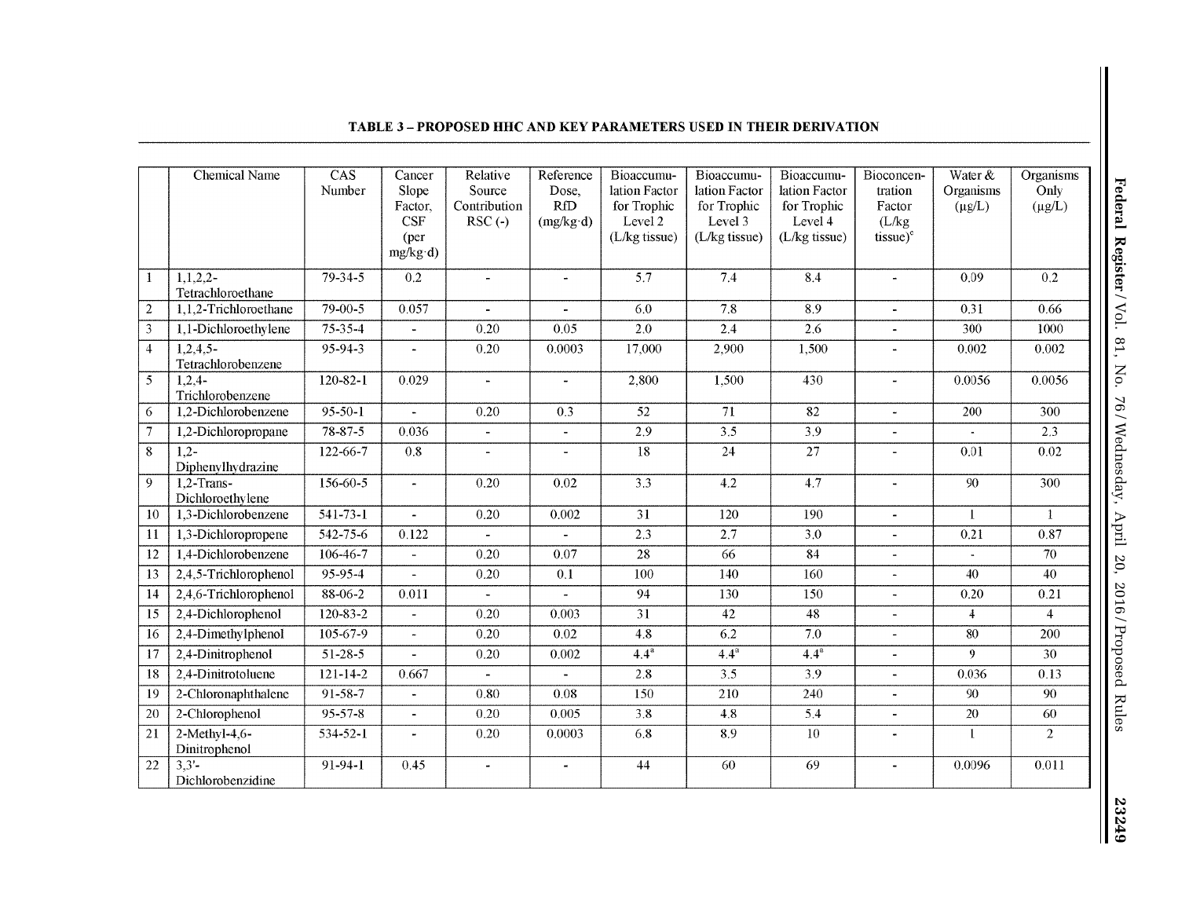**TABLE 3 – PROPOSED HHC AND KEY PARAMETERS USED IN THEIR DERIVATION**

| | Chemical Name | CAS Number | Cancer Slope Factor, CSF (per mg/kg·d) | Relative Source Contribution RSC (-) | Reference Dose, RfD (mg/kg·d) | Bioaccumulation Factor for Trophic Level 2 (L/kg tissue) | Bioaccumulation Factor for Trophic Level 3 (L/kg tissue) | Bioaccumulation Factor for Trophic Level 4 (L/kg tissue) | Bioconcentration Factor (L/kg tissue)[c] | Water & Organisms (µg/L) | Organisms Only (µg/L) |
|---|---|---|---|---|---|---|---|---|---|---|---|
| 1 | 1,1,2,2-Tetrachloroethane | 79-34-5 | 0.2 | - | - | 5.7 | 7.4 | 8.4 | - | 0.09 | 0.2 |
| 2 | 1,1,2-Trichloroethane | 79-00-5 | 0.057 | - | - | 6.0 | 7.8 | 8.9 | - | 0.31 | 0.66 |
| 3 | 1,1-Dichloroethylene | 75-35-4 | - | 0.20 | 0.05 | 2.0 | 2.4 | 2.6 | - | 300 | 1000 |
| 4 | 1,2,4,5-Tetrachlorobenzene | 95-94-3 | - | 0.20 | 0.0003 | 17,000 | 2,900 | 1,500 | - | 0.002 | 0.002 |
| 5 | 1,2,4-Trichlorobenzene | 120-82-1 | 0.029 | - | - | 2,800 | 1,500 | 430 | - | 0.0056 | 0.0056 |
| 6 | 1,2-Dichlorobenzene | 95-50-1 | - | 0.20 | 0.3 | 52 | 71 | 82 | - | 200 | 300 |
| 7 | 1,2-Dichloropropane | 78-87-5 | 0.036 | - | - | 2.9 | 3.5 | 3.9 | - | - | 2.3 |
| 8 | 1,2-Diphenylhydrazine | 122-66-7 | 0.8 | - | - | 18 | 24 | 27 | - | 0.01 | 0.02 |
| 9 | 1,2-Trans-Dichloroethylene | 156-60-5 | - | 0.20 | 0.02 | 3.3 | 4.2 | 4.7 | - | 90 | 300 |
| 10 | 1,3-Dichlorobenzene | 541-73-1 | - | 0.20 | 0.002 | 31 | 120 | 190 | - | 1 | 1 |
| 11 | 1,3-Dichloropropene | 542-75-6 | 0.122 | - | - | 2.3 | 2.7 | 3.0 | - | 0.21 | 0.87 |
| 12 | 1,4-Dichlorobenzene | 106-46-7 | - | 0.20 | 0.07 | 28 | 66 | 84 | - | - | 70 |
| 13 | 2,4,5-Trichlorophenol | 95-95-4 | - | 0.20 | 0.1 | 100 | 140 | 160 | - | 40 | 40 |
| 14 | 2,4,6-Trichlorophenol | 88-06-2 | 0.011 | - | - | 94 | 130 | 150 | - | 0.20 | 0.21 |
| 15 | 2,4-Dichlorophenol | 120-83-2 | - | 0.20 | 0.003 | 31 | 42 | 48 | - | 4 | 4 |
| 16 | 2,4-Dimethylphenol | 105-67-9 | - | 0.20 | 0.02 | 4.8 | 6.2 | 7.0 | - | 80 | 200 |
| 17 | 2,4-Dinitrophenol | 51-28-5 | - | 0.20 | 0.002 | 4.4[a] | 4.4[a] | 4.4[a] | - | 9 | 30 |
| 18 | 2,4-Dinitrotoluene | 121-14-2 | 0.667 | - | - | 2.8 | 3.5 | 3.9 | - | 0.036 | 0.13 |
| 19 | 2-Chloronaphthalene | 91-58-7 | - | 0.80 | 0.08 | 150 | 210 | 240 | - | 90 | 90 |
| 20 | 2-Chlorophenol | 95-57-8 | - | 0.20 | 0.005 | 3.8 | 4.8 | 5.4 | - | 20 | 60 |
| 21 | 2-Methyl-4,6-Dinitrophenol | 534-52-1 | - | 0.20 | 0.0003 | 6.8 | 8.9 | 10 | - | 1 | 2 |
| 22 | 3,3'-Dichlorobenzidine | 91-94-1 | 0.45 | - | - | 44 | 60 | 69 | - | 0.0096 | 0.011 |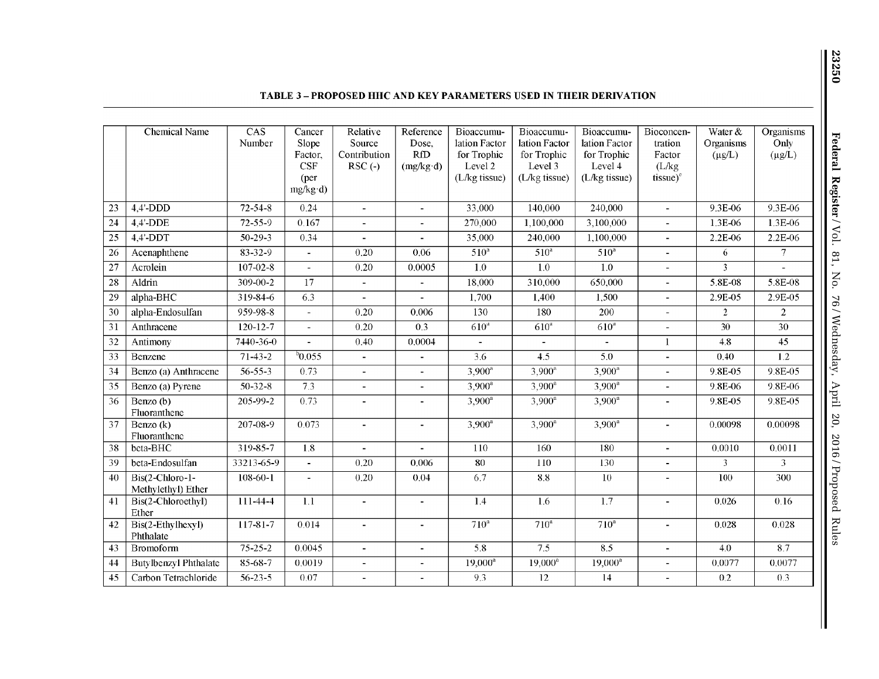**TABLE 3 – PROPOSED HHC AND KEY PARAMETERS USED IN THEIR DERIVATION**

| | Chemical Name | CAS Number | Cancer Slope Factor, CSF (per mg/kg·d) | Relative Source Contribution RSC (-) | Reference Dose, RfD (mg/kg·d) | Bioaccumulation Factor for Trophic Level 2 (L/kg tissue) | Bioaccumulation Factor for Trophic Level 3 (L/kg tissue) | Bioaccumulation Factor for Trophic Level 4 (L/kg tissue) | Bioconcentration Factor (L/kg tissue)[c] | Water & Organisms (μg/L) | Organisms Only (μg/L) |
|---|---|---|---|---|---|---|---|---|---|---|---|
| 23 | 4,4'-DDD | 72-54-8 | 0.24 | - | - | 33,000 | 140,000 | 240,000 | - | 9.3E-06 | 9.3E-06 |
| 24 | 4,4'-DDE | 72-55-9 | 0.167 | - | - | 270,000 | 1,100,000 | 3,100,000 | - | 1.3E-06 | 1.3E-06 |
| 25 | 4,4'-DDT | 50-29-3 | 0.34 | - | - | 35,000 | 240,000 | 1,100,000 | - | 2.2E-06 | 2.2E-06 |
| 26 | Acenaphthene | 83-32-9 | - | 0.20 | 0.06 | 510[a] | 510[a] | 510[a] | - | 6 | 7 |
| 27 | Acrolein | 107-02-8 | - | 0.20 | 0.0005 | 1.0 | 1.0 | 1.0 | - | 3 | - |
| 28 | Aldrin | 309-00-2 | 17 | - | - | 18,000 | 310,000 | 650,000 | - | 5.8E-08 | 5.8E-08 |
| 29 | alpha-BHC | 319-84-6 | 6.3 | - | - | 1,700 | 1,400 | 1,500 | - | 2.9E-05 | 2.9E-05 |
| 30 | alpha-Endosulfan | 959-98-8 | - | 0.20 | 0.006 | 130 | 180 | 200 | - | 2 | 2 |
| 31 | Anthracene | 120-12-7 | - | 0.20 | 0.3 | 610[a] | 610[a] | 610[a] | - | 30 | 30 |
| 32 | Antimony | 7440-36-0 | - | 0.40 | 0.0004 | - | - | - | 1 | 4.8 | 45 |
| 33 | Benzene | 71-43-2 | [b]0.055 | - | - | 3.6 | 4.5 | 5.0 | - | 0.40 | 1.2 |
| 34 | Benzo (a) Anthracene | 56-55-3 | 0.73 | - | - | 3,900[a] | 3,900[a] | 3,900[a] | - | 9.8E-05 | 9.8E-05 |
| 35 | Benzo (a) Pyrene | 50-32-8 | 7.3 | - | - | 3,900[a] | 3,900[a] | 3,900[a] | - | 9.8E-06 | 9.8E-06 |
| 36 | Benzo (b) Fluoranthene | 205-99-2 | 0.73 | - | - | 3,900[a] | 3,900[a] | 3,900[a] | - | 9.8E-05 | 9.8E-05 |
| 37 | Benzo (k) Fluoranthene | 207-08-9 | 0.073 | - | - | 3,900[a] | 3,900[a] | 3,900[a] | - | 0.00098 | 0.00098 |
| 38 | beta-BHC | 319-85-7 | 1.8 | - | - | 110 | 160 | 180 | - | 0.0010 | 0.0011 |
| 39 | beta-Endosulfan | 33213-65-9 | - | 0.20 | 0.006 | 80 | 110 | 130 | - | 3 | 3 |
| 40 | Bis(2-Chloro-1-Methylethyl) Ether | 108-60-1 | - | 0.20 | 0.04 | 6.7 | 8.8 | 10 | - | 100 | 300 |
| 41 | Bis(2-Chloroethyl) Ether | 111-44-4 | 1.1 | - | - | 1.4 | 1.6 | 1.7 | - | 0.026 | 0.16 |
| 42 | Bis(2-Ethylhexyl) Phthalate | 117-81-7 | 0.014 | - | - | 710[a] | 710[a] | 710[a] | - | 0.028 | 0.028 |
| 43 | Bromoform | 75-25-2 | 0.0045 | - | - | 5.8 | 7.5 | 8.5 | - | 4.0 | 8.7 |
| 44 | Butylbenzyl Phthalate | 85-68-7 | 0.0019 | - | - | 19,000[a] | 19,000[a] | 19,000[a] | - | 0.0077 | 0.0077 |
| 45 | Carbon Tetrachloride | 56-23-5 | 0.07 | - | - | 9.3 | 12 | 14 | - | 0.2 | 0.3 |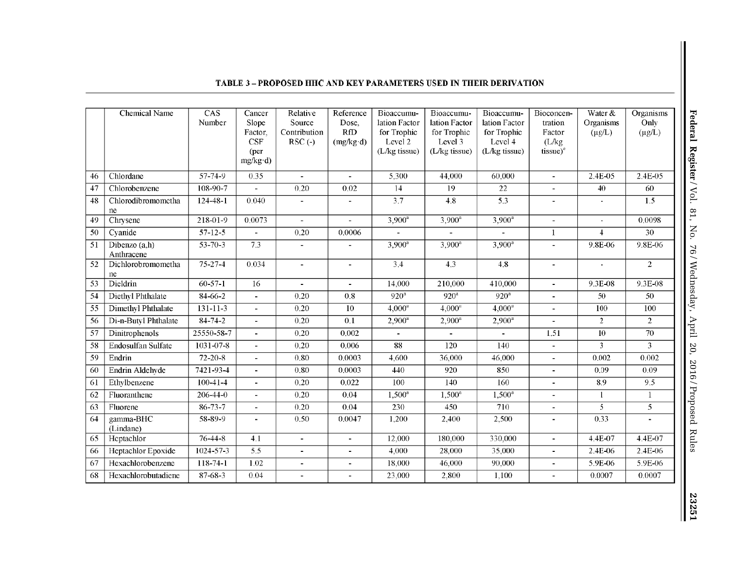**TABLE 3 – PROPOSED HHC AND KEY PARAMETERS USED IN THEIR DERIVATION**

| | Chemical Name | CAS Number | Cancer Slope Factor, CSF (per mg/kg·d) | Relative Source Contribution RSC (-) | Reference Dose, RfD (mg/kg·d) | Bioaccumulation Factor for Trophic Level 2 (L/kg tissue) | Bioaccumulation Factor for Trophic Level 3 (L/kg tissue) | Bioaccumulation Factor for Trophic Level 4 (L/kg tissue) | Bioconcentration Factor (L/kg tissue)[e] | Water & Organisms (μg/L) | Organisms Only (μg/L) |
|---|---|---|---|---|---|---|---|---|---|---|---|
| 46 | Chlordane | 57-74-9 | 0.35 | - | - | 5,300 | 44,000 | 60,000 | - | 2.4E-05 | 2.4E-05 |
| 47 | Chlorobenzene | 108-90-7 | - | 0.20 | 0.02 | 14 | 19 | 22 | - | 40 | 60 |
| 48 | Chlorodibromomethane | 124-48-1 | 0.040 | - | - | 3.7 | 4.8 | 5.3 | - | - | 1.5 |
| 49 | Chrysene | 218-01-9 | 0.0073 | - | - | 3,900[a] | 3,900[a] | 3,900[a] | - | - | 0.0098 |
| 50 | Cyanide | 57-12-5 | - | 0.20 | 0.0006 | - | - | - | 1 | 4 | 30 |
| 51 | Dibenzo (a,h) Anthracene | 53-70-3 | 7.3 | - | - | 3,900[a] | 3,900[a] | 3,900[a] | - | 9.8E-06 | 9.8E-06 |
| 52 | Dichlorobromomethane | 75-27-4 | 0.034 | - | - | 3.4 | 4.3 | 4.8 | - | - | 2 |
| 53 | Dieldrin | 60-57-1 | 16 | - | - | 14,000 | 210,000 | 410,000 | - | 9.3E-08 | 9.3E-08 |
| 54 | Diethyl Phthalate | 84-66-2 | - | 0.20 | 0.8 | 920[a] | 920[a] | 920[a] | - | 50 | 50 |
| 55 | Dimethyl Phthalate | 131-11-3 | - | 0.20 | 10 | 4,000[a] | 4,000[a] | 4,000[a] | - | 100 | 100 |
| 56 | Di-n-Butyl Phthalate | 84-74-2 | - | 0.20 | 0.1 | 2,900[a] | 2,900[a] | 2,900[a] | - | 2 | 2 |
| 57 | Dinitrophenols | 25550-58-7 | - | 0.20 | 0.002 | - | - | - | 1.51 | 10 | 70 |
| 58 | Endosulfan Sulfate | 1031-07-8 | - | 0.20 | 0.006 | 88 | 120 | 140 | - | 3 | 3 |
| 59 | Endrin | 72-20-8 | - | 0.80 | 0.0003 | 4,600 | 36,000 | 46,000 | - | 0.002 | 0.002 |
| 60 | Endrin Aldehyde | 7421-93-4 | - | 0.80 | 0.0003 | 440 | 920 | 850 | - | 0.09 | 0.09 |
| 61 | Ethylbenzene | 100-41-4 | - | 0.20 | 0.022 | 100 | 140 | 160 | - | 8.9 | 9.5 |
| 62 | Fluoranthene | 206-44-0 | - | 0.20 | 0.04 | 1,500[a] | 1,500[a] | 1,500[a] | - | 1 | 1 |
| 63 | Fluorene | 86-73-7 | - | 0.20 | 0.04 | 230 | 450 | 710 | - | 5 | 5 |
| 64 | gamma-BHC (Lindane) | 58-89-9 | - | 0.50 | 0.0047 | 1,200 | 2,400 | 2,500 | - | 0.33 | - |
| 65 | Heptachlor | 76-44-8 | 4.1 | - | - | 12,000 | 180,000 | 330,000 | - | 4.4E-07 | 4.4E-07 |
| 66 | Heptachlor Epoxide | 1024-57-3 | 5.5 | - | - | 4,000 | 28,000 | 35,000 | - | 2.4E-06 | 2.4E-06 |
| 67 | Hexachlorobenzene | 118-74-1 | 1.02 | - | - | 18,000 | 46,000 | 90,000 | - | 5.9E-06 | 5.9E-06 |
| 68 | Hexachlorobutadiene | 87-68-3 | 0.04 | - | - | 23,000 | 2,800 | 1,100 | - | 0.0007 | 0.0007 |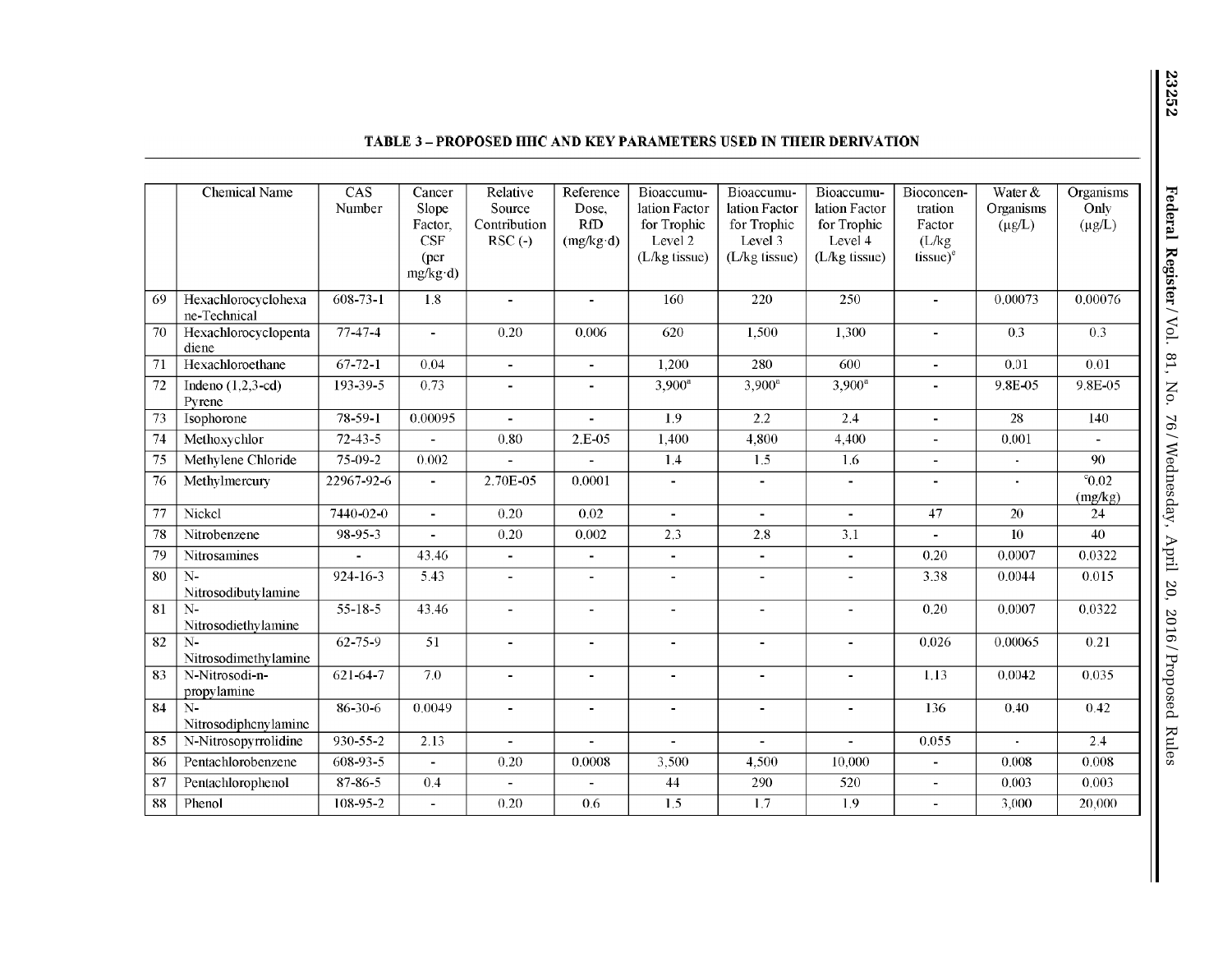**TABLE 3 – PROPOSED HHC AND KEY PARAMETERS USED IN THEIR DERIVATION**

| | Chemical Name | CAS Number | Cancer Slope Factor, CSF (per mg/kg·d) | Relative Source Contribution RSC (-) | Reference Dose, RfD (mg/kg·d) | Bioaccumulation Factor for Trophic Level 2 (L/kg tissue) | Bioaccumulation Factor for Trophic Level 3 (L/kg tissue) | Bioaccumulation Factor for Trophic Level 4 (L/kg tissue) | Bioconcentration Factor (L/kg tissue)[e] | Water & Organisms (µg/L) | Organisms Only (µg/L) |
|---|---|---|---|---|---|---|---|---|---|---|---|
| 69 | Hexachlorocyclohexane-Technical | 608-73-1 | 1.8 | - | - | 160 | 220 | 250 | - | 0.00073 | 0.00076 |
| 70 | Hexachlorocyclopentadiene | 77-47-4 | - | 0.20 | 0.006 | 620 | 1,500 | 1,300 | - | 0.3 | 0.3 |
| 71 | Hexachloroethane | 67-72-1 | 0.04 | - | - | 1,200 | 280 | 600 | - | 0.01 | 0.01 |
| 72 | Indeno (1,2,3-cd) Pyrene | 193-39-5 | 0.73 | - | - | 3,900[a] | 3,900[a] | 3,900[a] | - | 9.8E-05 | 9.8E-05 |
| 73 | Isophorone | 78-59-1 | 0.00095 | - | - | 1.9 | 2.2 | 2.4 | - | 28 | 140 |
| 74 | Methoxychlor | 72-43-5 | - | 0.80 | 2.E-05 | 1,400 | 4,800 | 4,400 | - | 0.001 | - |
| 75 | Methylene Chloride | 75-09-2 | 0.002 | - | - | 1.4 | 1.5 | 1.6 | - | - | 90 |
| 76 | Methylmercury | 22967-92-6 | - | 2.70E-05 | 0.0001 | - | - | - | - | - | [c]0.02 (mg/kg) |
| 77 | Nickel | 7440-02-0 | - | 0.20 | 0.02 | - | - | - | 47 | 20 | 24 |
| 78 | Nitrobenzene | 98-95-3 | - | 0.20 | 0.002 | 2.3 | 2.8 | 3.1 | - | 10 | 40 |
| 79 | Nitrosamines | - | 43.46 | - | - | - | - | - | 0.20 | 0.0007 | 0.0322 |
| 80 | N-Nitrosodibutylamine | 924-16-3 | 5.43 | - | - | - | - | - | 3.38 | 0.0044 | 0.015 |
| 81 | N-Nitrosodiethylamine | 55-18-5 | 43.46 | - | - | - | - | - | 0.20 | 0.0007 | 0.0322 |
| 82 | N-Nitrosodimethylamine | 62-75-9 | 51 | - | - | - | - | - | 0.026 | 0.00065 | 0.21 |
| 83 | N-Nitrosodi-n-propylamine | 621-64-7 | 7.0 | - | - | - | - | - | 1.13 | 0.0042 | 0.035 |
| 84 | N-Nitrosodiphenylamine | 86-30-6 | 0.0049 | - | - | - | - | - | 136 | 0.40 | 0.42 |
| 85 | N-Nitrosopyrrolidine | 930-55-2 | 2.13 | - | - | - | - | - | 0.055 | - | 2.4 |
| 86 | Pentachlorobenzene | 608-93-5 | - | 0.20 | 0.0008 | 3,500 | 4,500 | 10,000 | - | 0.008 | 0.008 |
| 87 | Pentachlorophenol | 87-86-5 | 0.4 | - | - | 44 | 290 | 520 | - | 0.003 | 0.003 |
| 88 | Phenol | 108-95-2 | - | 0.20 | 0.6 | 1.5 | 1.7 | 1.9 | - | 3,000 | 20,000 |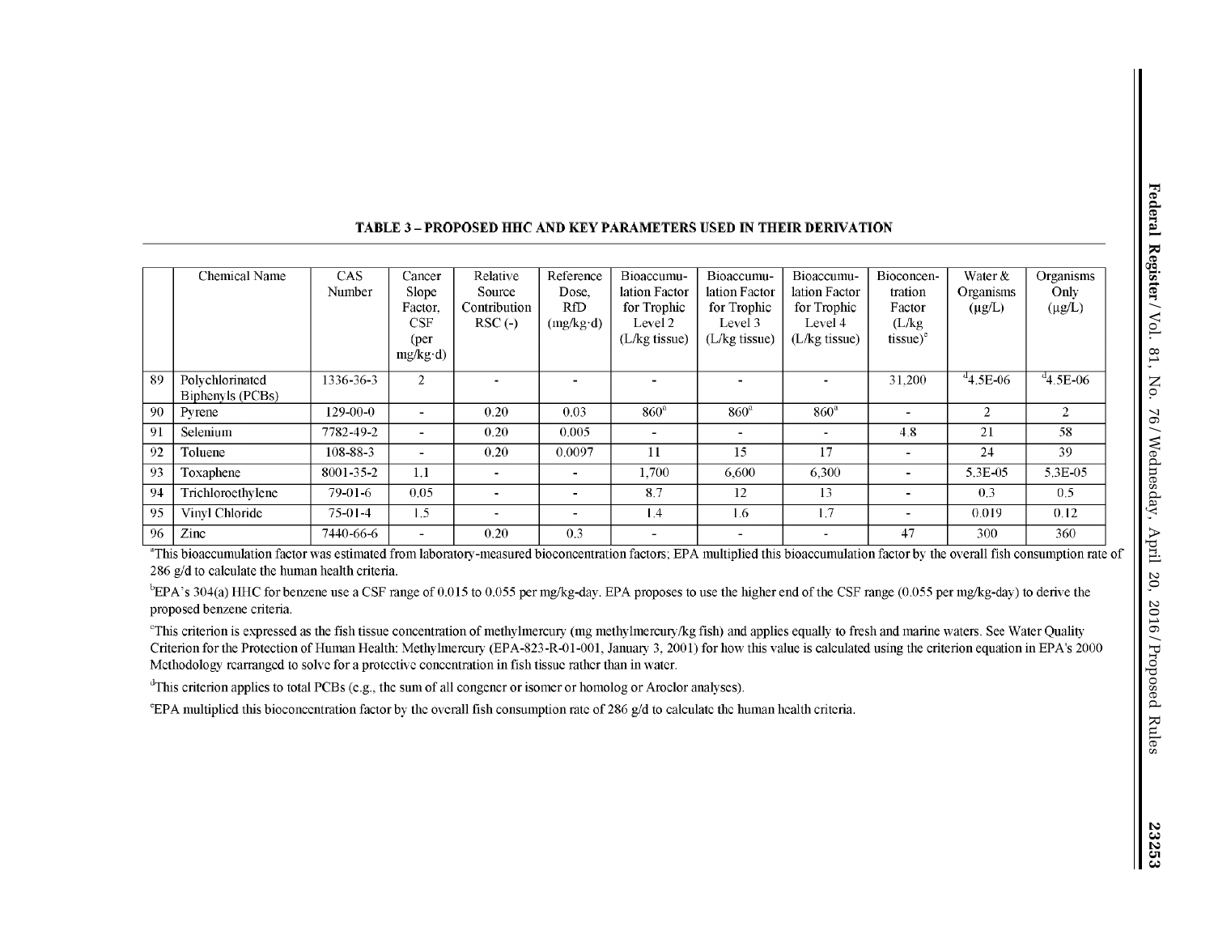**TABLE 3 – PROPOSED HHC AND KEY PARAMETERS USED IN THEIR DERIVATION**

| | Chemical Name | CAS Number | Cancer Slope Factor, CSF (per mg/kg·d) | Relative Source Contribution RSC (-) | Reference Dose, RfD (mg/kg·d) | Bioaccumulation Factor for Trophic Level 2 (L/kg tissue) | Bioaccumulation Factor for Trophic Level 3 (L/kg tissue) | Bioaccumulation Factor for Trophic Level 4 (L/kg tissue) | Bioconcentration Factor (L/kg tissue)[e] | Water & Organisms (µg/L) | Organisms Only (µg/L) |
|---|---|---|---|---|---|---|---|---|---|---|---|
| 89 | Polychlorinated Biphenyls (PCBs) | 1336-36-3 | 2 | - | - | - | - | - | 31,200 | [d]4.5E-06 | [d]4.5E-06 |
| 90 | Pyrene | 129-00-0 | - | 0.20 | 0.03 | 860[a] | 860[a] | 860[a] | - | 2 | 2 |
| 91 | Selenium | 7782-49-2 | - | 0.20 | 0.005 | - | - | - | 4.8 | 21 | 58 |
| 92 | Toluene | 108-88-3 | - | 0.20 | 0.0097 | 11 | 15 | 17 | - | 24 | 39 |
| 93 | Toxaphene | 8001-35-2 | 1.1 | - | - | 1,700 | 6,600 | 6,300 | - | 5.3E-05 | 5.3E-05 |
| 94 | Trichloroethylene | 79-01-6 | 0.05 | - | - | 8.7 | 12 | 13 | - | 0.3 | 0.5 |
| 95 | Vinyl Chloride | 75-01-4 | 1.5 | - | - | 1.4 | 1.6 | 1.7 | - | 0.019 | 0.12 |
| 96 | Zinc | 7440-66-6 | - | 0.20 | 0.3 | - | - | - | 47 | 300 | 360 |

[a]This bioaccumulation factor was estimated from laboratory-measured bioconcentration factors; EPA multiplied this bioaccumulation factor by the overall fish consumption rate of 286 g/d to calculate the human health criteria.

[b]EPA's 304(a) HHC for benzene use a CSF range of 0.015 to 0.055 per mg/kg-day. EPA proposes to use the higher end of the CSF range (0.055 per mg/kg-day) to derive the proposed benzene criteria.

[c]This criterion is expressed as the fish tissue concentration of methylmercury (mg methylmercury/kg fish) and applies equally to fresh and marine waters. See Water Quality Criterion for the Protection of Human Health: Methylmercury (EPA-823-R-01-001, January 3, 2001) for how this value is calculated using the criterion equation in EPA's 2000 Methodology rearranged to solve for a protective concentration in fish tissue rather than in water.

[d]This criterion applies to total PCBs (e.g., the sum of all congener or isomer or homolog or Aroclor analyses).

[e]EPA multiplied this bioconcentration factor by the overall fish consumption rate of 286 g/d to calculate the human health criteria.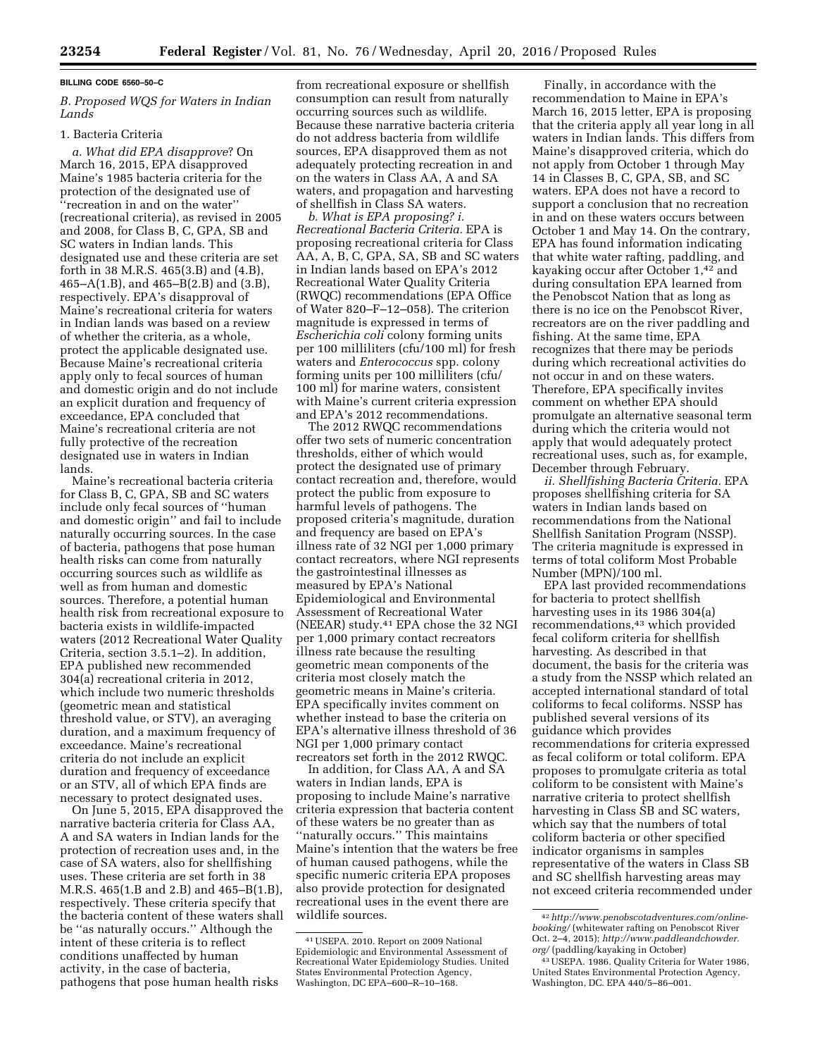**BILLING CODE 6560–50–C**

### B. Proposed WQS for Waters in Indian Lands

#### 1. Bacteria Criteria

*a. What did EPA disapprove*? On March 16, 2015, EPA disapproved Maine's 1985 bacteria criteria for the protection of the designated use of ''recreation in and on the water'' (recreational criteria), as revised in 2005 and 2008, for Class B, C, GPA, SB and SC waters in Indian lands. This designated use and these criteria are set forth in 38 M.R.S. 465(3.B) and (4.B), 465–A(1.B), and 465–B(2.B) and (3.B), respectively. EPA's disapproval of Maine's recreational criteria for waters in Indian lands was based on a review of whether the criteria, as a whole, protect the applicable designated use. Because Maine's recreational criteria apply only to fecal sources of human and domestic origin and do not include an explicit duration and frequency of exceedance, EPA concluded that Maine's recreational criteria are not fully protective of the recreation designated use in waters in Indian lands.

Maine's recreational bacteria criteria for Class B, C, GPA, SB and SC waters include only fecal sources of ''human and domestic origin'' and fail to include naturally occurring sources. In the case of bacteria, pathogens that pose human health risks can come from naturally occurring sources such as wildlife as well as from human and domestic sources. Therefore, a potential human health risk from recreational exposure to bacteria exists in wildlife-impacted waters (2012 Recreational Water Quality Criteria, section 3.5.1–2). In addition, EPA published new recommended 304(a) recreational criteria in 2012, which include two numeric thresholds (geometric mean and statistical threshold value, or STV), an averaging duration, and a maximum frequency of exceedance. Maine's recreational criteria do not include an explicit duration and frequency of exceedance or an STV, all of which EPA finds are necessary to protect designated uses.

On June 5, 2015, EPA disapproved the narrative bacteria criteria for Class AA, A and SA waters in Indian lands for the protection of recreation uses and, in the case of SA waters, also for shellfishing uses. These criteria are set forth in 38 M.R.S. 465(1.B and 2.B) and 465–B(1.B), respectively. These criteria specify that the bacteria content of these waters shall be ''as naturally occurs.'' Although the intent of these criteria is to reflect conditions unaffected by human activity, in the case of bacteria, pathogens that pose human health risks from recreational exposure or shellfish consumption can result from naturally occurring sources such as wildlife. Because these narrative bacteria criteria do not address bacteria from wildlife sources, EPA disapproved them as not adequately protecting recreation in and on the waters in Class AA, A and SA waters, and propagation and harvesting of shellfish in Class SA waters.

*b. What is EPA proposing? i. Recreational Bacteria Criteria.* EPA is proposing recreational criteria for Class AA, A, B, C, GPA, SA, SB and SC waters in Indian lands based on EPA's 2012 Recreational Water Quality Criteria (RWQC) recommendations (EPA Office of Water 820–F–12–058). The criterion magnitude is expressed in terms of *Escherichia coli* colony forming units per 100 milliliters (cfu/100 ml) for fresh waters and *Enterococcus* spp. colony forming units per 100 milliliters (cfu/100 ml) for marine waters, consistent with Maine's current criteria expression and EPA's 2012 recommendations.

The 2012 RWQC recommendations offer two sets of numeric concentration thresholds, either of which would protect the designated use of primary contact recreation and, therefore, would protect the public from exposure to harmful levels of pathogens. The proposed criteria's magnitude, duration and frequency are based on EPA's illness rate of 32 NGI per 1,000 primary contact recreators, where NGI represents the gastrointestinal illnesses as measured by EPA's National Epidemiological and Environmental Assessment of Recreational Water (NEEAR) study.[41] EPA chose the 32 NGI per 1,000 primary contact recreators illness rate because the resulting geometric mean components of the criteria most closely match the geometric means in Maine's criteria. EPA specifically invites comment on whether instead to base the criteria on EPA's alternative illness threshold of 36 NGI per 1,000 primary contact recreators set forth in the 2012 RWQC.

In addition, for Class AA, A and SA waters in Indian lands, EPA is proposing to include Maine's narrative criteria expression that bacteria content of these waters be no greater than as ''naturally occurs.'' This maintains Maine's intention that the waters be free of human caused pathogens, while the specific numeric criteria EPA proposes also provide protection for designated recreational uses in the event there are wildlife sources.

Finally, in accordance with the recommendation to Maine in EPA's March 16, 2015 letter, EPA is proposing that the criteria apply all year long in all waters in Indian lands. This differs from Maine's disapproved criteria, which do not apply from October 1 through May 14 in Classes B, C, GPA, SB, and SC waters. EPA does not have a record to support a conclusion that no recreation in and on these waters occurs between October 1 and May 14. On the contrary, EPA has found information indicating that white water rafting, paddling, and kayaking occur after October 1,[42] and during consultation EPA learned from the Penobscot Nation that as long as there is no ice on the Penobscot River, recreators are on the river paddling and fishing. At the same time, EPA recognizes that there may be periods during which recreational activities do not occur in and on these waters. Therefore, EPA specifically invites comment on whether EPA should promulgate an alternative seasonal term during which the criteria would not apply that would adequately protect recreational uses, such as, for example, December through February.

*ii. Shellfishing Bacteria Criteria.* EPA proposes shellfishing criteria for SA waters in Indian lands based on recommendations from the National Shellfish Sanitation Program (NSSP). The criteria magnitude is expressed in terms of total coliform Most Probable Number (MPN)/100 ml.

EPA last provided recommendations for bacteria to protect shellfish harvesting uses in its 1986 304(a) recommendations,[43] which provided fecal coliform criteria for shellfish harvesting. As described in that document, the basis for the criteria was a study from the NSSP which related an accepted international standard of total coliforms to fecal coliforms. NSSP has published several versions of its guidance which provides recommendations for criteria expressed as fecal coliform or total coliform. EPA proposes to promulgate criteria as total coliform to be consistent with Maine's narrative criteria to protect shellfish harvesting in Class SB and SC waters, which say that the numbers of total coliform bacteria or other specified indicator organisms in samples representative of the waters in Class SB and SC shellfish harvesting areas may not exceed criteria recommended under

---

[41] USEPA. 2010. Report on 2009 National Epidemiologic and Environmental Assessment of Recreational Water Epidemiology Studies. United States Environmental Protection Agency, Washington, DC EPA–600–R–10–168.

[42] *http://www.penobscotadventures.com/online-booking/* (whitewater rafting on Penobscot River Oct. 2–4, 2015); *http://www.paddleandchowder.org/* (paddling/kayaking in October)

[43] USEPA. 1986. Quality Criteria for Water 1986, United States Environmental Protection Agency, Washington, DC. EPA 440/5–86–001.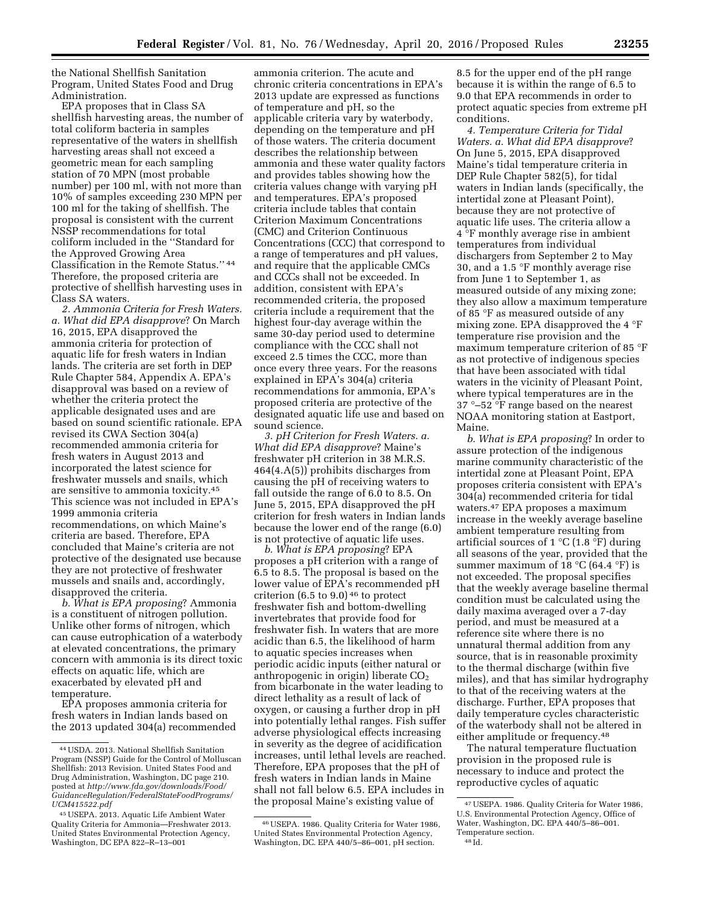the National Shellfish Sanitation Program, United States Food and Drug Administration.

EPA proposes that in Class SA shellfish harvesting areas, the number of total coliform bacteria in samples representative of the waters in shellfish harvesting areas shall not exceed a geometric mean for each sampling station of 70 MPN (most probable number) per 100 ml, with not more than 10% of samples exceeding 230 MPN per 100 ml for the taking of shellfish. The proposal is consistent with the current NSSP recommendations for total coliform included in the ''Standard for the Approved Growing Area Classification in the Remote Status.'' [44] Therefore, the proposed criteria are protective of shellfish harvesting uses in Class SA waters.

*2. Ammonia Criteria for Fresh Waters. a. What did EPA disapprove*? On March 16, 2015, EPA disapproved the ammonia criteria for protection of aquatic life for fresh waters in Indian lands. The criteria are set forth in DEP Rule Chapter 584, Appendix A. EPA's disapproval was based on a review of whether the criteria protect the applicable designated uses and are based on sound scientific rationale. EPA revised its CWA Section 304(a) recommended ammonia criteria for fresh waters in August 2013 and incorporated the latest science for freshwater mussels and snails, which are sensitive to ammonia toxicity.[45] This science was not included in EPA's 1999 ammonia criteria recommendations, on which Maine's criteria are based. Therefore, EPA concluded that Maine's criteria are not protective of the designated use because they are not protective of freshwater mussels and snails and, accordingly, disapproved the criteria.

*b. What is EPA proposing*? Ammonia is a constituent of nitrogen pollution. Unlike other forms of nitrogen, which can cause eutrophication of a waterbody at elevated concentrations, the primary concern with ammonia is its direct toxic effects on aquatic life, which are exacerbated by elevated pH and temperature.

EPA proposes ammonia criteria for fresh waters in Indian lands based on the 2013 updated 304(a) recommended ammonia criterion. The acute and chronic criteria concentrations in EPA's 2013 update are expressed as functions of temperature and pH, so the applicable criteria vary by waterbody, depending on the temperature and pH of those waters. The criteria document describes the relationship between ammonia and these water quality factors and provides tables showing how the criteria values change with varying pH and temperatures. EPA's proposed criteria include tables that contain Criterion Maximum Concentrations (CMC) and Criterion Continuous Concentrations (CCC) that correspond to a range of temperatures and pH values, and require that the applicable CMCs and CCCs shall not be exceeded. In addition, consistent with EPA's recommended criteria, the proposed criteria include a requirement that the highest four-day average within the same 30-day period used to determine compliance with the CCC shall not exceed 2.5 times the CCC, more than once every three years. For the reasons explained in EPA's 304(a) criteria recommendations for ammonia, EPA's proposed criteria are protective of the designated aquatic life use and based on sound science.

*3. pH Criterion for Fresh Waters. a. What did EPA disapprove*? Maine's freshwater pH criterion in 38 M.R.S. 464(4.A(5)) prohibits discharges from causing the pH of receiving waters to fall outside the range of 6.0 to 8.5. On June 5, 2015, EPA disapproved the pH criterion for fresh waters in Indian lands because the lower end of the range (6.0) is not protective of aquatic life uses.

*b. What is EPA proposing*? EPA proposes a pH criterion with a range of 6.5 to 8.5. The proposal is based on the lower value of EPA's recommended pH criterion (6.5 to 9.0) [46] to protect freshwater fish and bottom-dwelling invertebrates that provide food for freshwater fish. In waters that are more acidic than 6.5, the likelihood of harm to aquatic species increases when periodic acidic inputs (either natural or anthropogenic in origin) liberate $CO_2$ from bicarbonate in the water leading to direct lethality as a result of lack of oxygen, or causing a further drop in pH into potentially lethal ranges. Fish suffer adverse physiological effects increasing in severity as the degree of acidification increases, until lethal levels are reached. Therefore, EPA proposes that the pH of fresh waters in Indian lands in Maine shall not fall below 6.5. EPA includes in the proposal Maine's existing value of 8.5 for the upper end of the pH range because it is within the range of 6.5 to 9.0 that EPA recommends in order to protect aquatic species from extreme pH conditions.

*4. Temperature Criteria for Tidal Waters. a. What did EPA disapprove*? On June 5, 2015, EPA disapproved Maine's tidal temperature criteria in DEP Rule Chapter 582(5), for tidal waters in Indian lands (specifically, the intertidal zone at Pleasant Point), because they are not protective of aquatic life uses. The criteria allow a 4 °F monthly average rise in ambient temperatures from individual dischargers from September 2 to May 30, and a 1.5 °F monthly average rise from June 1 to September 1, as measured outside of any mixing zone; they also allow a maximum temperature of 85 °F as measured outside of any mixing zone. EPA disapproved the 4 °F temperature rise provision and the maximum temperature criterion of 85 °F as not protective of indigenous species that have been associated with tidal waters in the vicinity of Pleasant Point, where typical temperatures are in the 37 °–52 °F range based on the nearest NOAA monitoring station at Eastport, Maine.

*b. What is EPA proposing*? In order to assure protection of the indigenous marine community characteristic of the intertidal zone at Pleasant Point, EPA proposes criteria consistent with EPA's 304(a) recommended criteria for tidal waters.[47] EPA proposes a maximum increase in the weekly average baseline ambient temperature resulting from artificial sources of 1 °C (1.8 °F) during all seasons of the year, provided that the summer maximum of 18 °C (64.4 °F) is not exceeded. The proposal specifies that the weekly average baseline thermal condition must be calculated using the daily maxima averaged over a 7-day period, and must be measured at a reference site where there is no unnatural thermal addition from any source, that is in reasonable proximity to the thermal discharge (within five miles), and that has similar hydrography to that of the receiving waters at the discharge. Further, EPA proposes that daily temperature cycles characteristic of the waterbody shall not be altered in either amplitude or frequency.[48]

The natural temperature fluctuation provision in the proposed rule is necessary to induce and protect the reproductive cycles of aquatic

---

[44] USDA. 2013. National Shellfish Sanitation Program (NSSP) Guide for the Control of Molluscan Shellfish: 2013 Revision. United States Food and Drug Administration, Washington, DC page 210. posted at *http://www.fda.gov/downloads/Food/GuidanceRegulation/FederalStateFoodPrograms/UCM415522.pdf*

[45] USEPA. 2013. Aquatic Life Ambient Water Quality Criteria for Ammonia—Freshwater 2013. United States Environmental Protection Agency, Washington, DC EPA 822–R–13–001

[46] USEPA. 1986. Quality Criteria for Water 1986, United States Environmental Protection Agency, Washington, DC. EPA 440/5–86–001, pH section.

[47] USEPA. 1986. Quality Criteria for Water 1986, U.S. Environmental Protection Agency, Office of Water, Washington, DC. EPA 440/5–86–001. Temperature section.

[48] Id.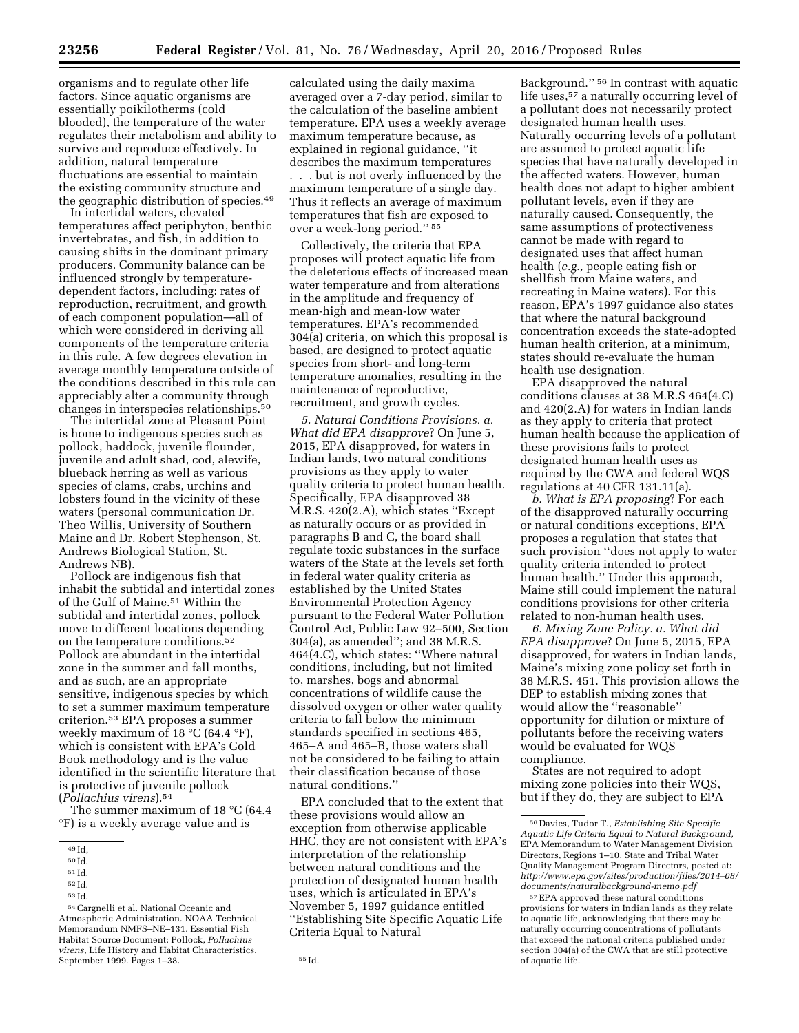organisms and to regulate other life factors. Since aquatic organisms are essentially poikilotherms (cold blooded), the temperature of the water regulates their metabolism and ability to survive and reproduce effectively. In addition, natural temperature fluctuations are essential to maintain the existing community structure and the geographic distribution of species.[49]

In intertidal waters, elevated temperatures affect periphyton, benthic invertebrates, and fish, in addition to causing shifts in the dominant primary producers. Community balance can be influenced strongly by temperature-dependent factors, including: rates of reproduction, recruitment, and growth of each component population—all of which were considered in deriving all components of the temperature criteria in this rule. A few degrees elevation in average monthly temperature outside of the conditions described in this rule can appreciably alter a community through changes in interspecies relationships.[50]

The intertidal zone at Pleasant Point is home to indigenous species such as pollock, haddock, juvenile flounder, juvenile and adult shad, cod, alewife, blueback herring as well as various species of clams, crabs, urchins and lobsters found in the vicinity of these waters (personal communication Dr. Theo Willis, University of Southern Maine and Dr. Robert Stephenson, St. Andrews Biological Station, St. Andrews NB).

Pollock are indigenous fish that inhabit the subtidal and intertidal zones of the Gulf of Maine.[51] Within the subtidal and intertidal zones, pollock move to different locations depending on the temperature conditions.[52] Pollock are abundant in the intertidal zone in the summer and fall months, and as such, are an appropriate sensitive, indigenous species by which to set a summer maximum temperature criterion.[53] EPA proposes a summer weekly maximum of 18 °C (64.4 °F), which is consistent with EPA's Gold Book methodology and is the value identified in the scientific literature that is protective of juvenile pollock (*Pollachius virens*).[54]

The summer maximum of 18 °C (64.4 °F) is a weekly average value and is calculated using the daily maxima averaged over a 7-day period, similar to the calculation of the baseline ambient temperature. EPA uses a weekly average maximum temperature because, as explained in regional guidance, ''it describes the maximum temperatures . . . but is not overly influenced by the maximum temperature of a single day. Thus it reflects an average of maximum temperatures that fish are exposed to over a week-long period.'' [55]

Collectively, the criteria that EPA proposes will protect aquatic life from the deleterious effects of increased mean water temperature and from alterations in the amplitude and frequency of mean-high and mean-low water temperatures. EPA's recommended 304(a) criteria, on which this proposal is based, are designed to protect aquatic species from short- and long-term temperature anomalies, resulting in the maintenance of reproductive, recruitment, and growth cycles.

*5. Natural Conditions Provisions. a. What did EPA disapprove*? On June 5, 2015, EPA disapproved, for waters in Indian lands, two natural conditions provisions as they apply to water quality criteria to protect human health. Specifically, EPA disapproved 38 M.R.S. 420(2.A), which states ''Except as naturally occurs or as provided in paragraphs B and C, the board shall regulate toxic substances in the surface waters of the State at the levels set forth in federal water quality criteria as established by the United States Environmental Protection Agency pursuant to the Federal Water Pollution Control Act, Public Law 92–500, Section 304(a), as amended''; and 38 M.R.S. 464(4.C), which states: ''Where natural conditions, including, but not limited to, marshes, bogs and abnormal concentrations of wildlife cause the dissolved oxygen or other water quality criteria to fall below the minimum standards specified in sections 465, 465–A and 465–B, those waters shall not be considered to be failing to attain their classification because of those natural conditions.''

EPA concluded that to the extent that these provisions would allow an exception from otherwise applicable HHC, they are not consistent with EPA's interpretation of the relationship between natural conditions and the protection of designated human health uses, which is articulated in EPA's November 5, 1997 guidance entitled ''Establishing Site Specific Aquatic Life Criteria Equal to Natural Background.'' [56] In contrast with aquatic life uses,[57] a naturally occurring level of a pollutant does not necessarily protect designated human health uses. Naturally occurring levels of a pollutant are assumed to protect aquatic life species that have naturally developed in the affected waters. However, human health does not adapt to higher ambient pollutant levels, even if they are naturally caused. Consequently, the same assumptions of protectiveness cannot be made with regard to designated uses that affect human health (*e.g.,* people eating fish or shellfish from Maine waters, and recreating in Maine waters). For this reason, EPA's 1997 guidance also states that where the natural background concentration exceeds the state-adopted human health criterion, at a minimum, states should re-evaluate the human health use designation.

EPA disapproved the natural conditions clauses at 38 M.R.S 464(4.C) and 420(2.A) for waters in Indian lands as they apply to criteria that protect human health because the application of these provisions fails to protect designated human health uses as required by the CWA and federal WQS regulations at 40 CFR 131.11(a).

*b. What is EPA proposing*? For each of the disapproved naturally occurring or natural conditions exceptions, EPA proposes a regulation that states that such provision ''does not apply to water quality criteria intended to protect human health.'' Under this approach, Maine still could implement the natural conditions provisions for other criteria related to non-human health uses.

*6. Mixing Zone Policy. a. What did EPA disapprove*? On June 5, 2015, EPA disapproved, for waters in Indian lands, Maine's mixing zone policy set forth in 38 M.R.S. 451. This provision allows the DEP to establish mixing zones that would allow the ''reasonable'' opportunity for dilution or mixture of pollutants before the receiving waters would be evaluated for WQS compliance.

States are not required to adopt mixing zone policies into their WQS, but if they do, they are subject to EPA

---

[49] Id.

[50] Id.

[51] Id.

[52] Id.

[53] Id.

[54] Cargnelli et al. National Oceanic and Atmospheric Administration. NOAA Technical Memorandum NMFS–NE–131. Essential Fish Habitat Source Document: Pollock, *Pollachius virens,* Life History and Habitat Characteristics. September 1999. Pages 1–38.

[55] Id.

[56] Davies, Tudor T., *Establishing Site Specific Aquatic Life Criteria Equal to Natural Background,* EPA Memorandum to Water Management Division Directors, Regions 1–10, State and Tribal Water Quality Management Program Directors, posted at: *http://www.epa.gov/sites/production/files/2014–08/documents/naturalbackground-memo.pdf*

[57] EPA approved these natural conditions provisions for waters in Indian lands as they relate to aquatic life, acknowledging that there may be naturally occurring concentrations of pollutants that exceed the national criteria published under section 304(a) of the CWA that are still protective of aquatic life.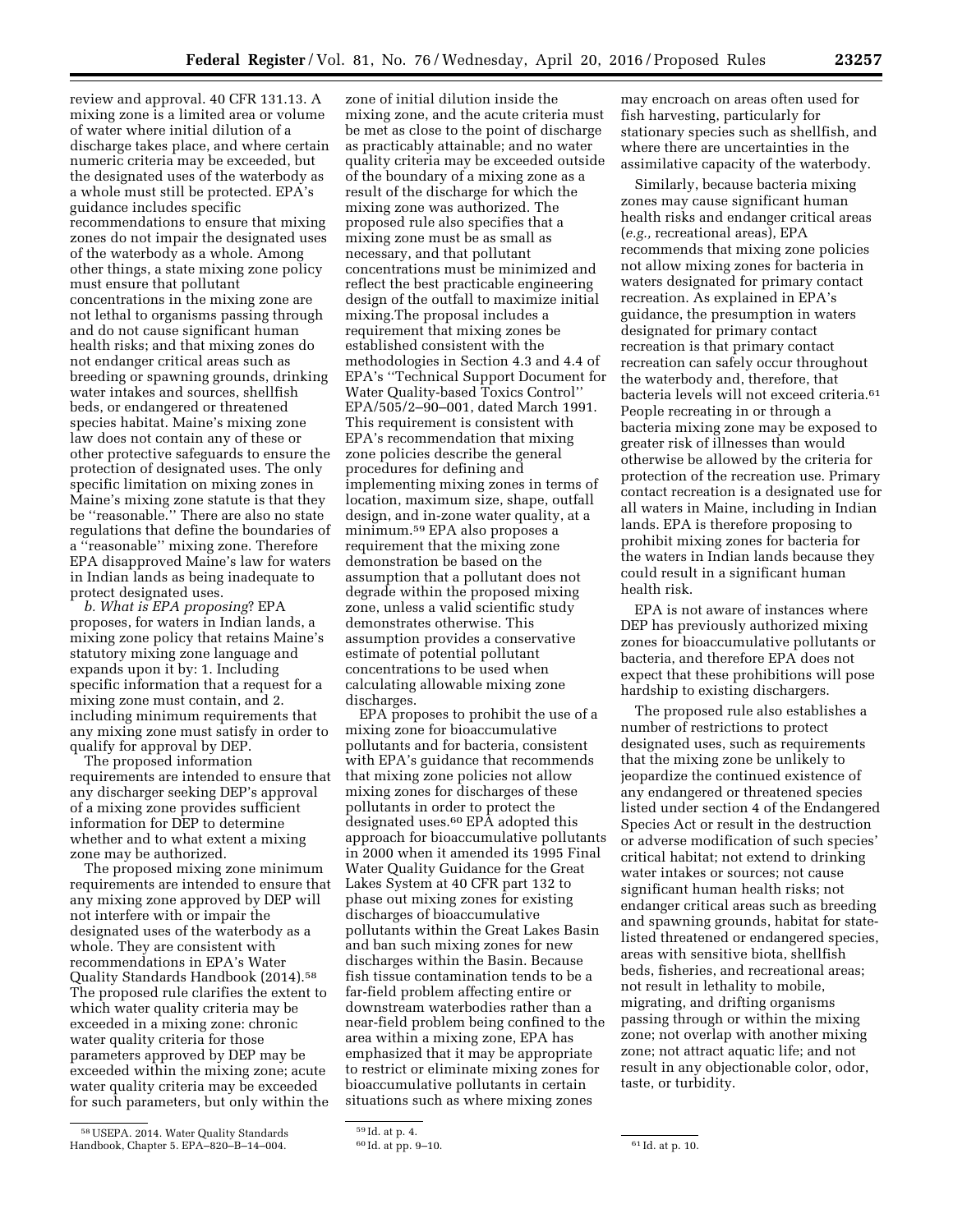review and approval. 40 CFR 131.13. A mixing zone is a limited area or volume of water where initial dilution of a discharge takes place, and where certain numeric criteria may be exceeded, but the designated uses of the waterbody as a whole must still be protected. EPA's guidance includes specific recommendations to ensure that mixing zones do not impair the designated uses of the waterbody as a whole. Among other things, a state mixing zone policy must ensure that pollutant concentrations in the mixing zone are not lethal to organisms passing through and do not cause significant human health risks; and that mixing zones do not endanger critical areas such as breeding or spawning grounds, drinking water intakes and sources, shellfish beds, or endangered or threatened species habitat. Maine's mixing zone law does not contain any of these or other protective safeguards to ensure the protection of designated uses. The only specific limitation on mixing zones in Maine's mixing zone statute is that they be "reasonable." There are also no state regulations that define the boundaries of a "reasonable" mixing zone. Therefore EPA disapproved Maine's law for waters in Indian lands as being inadequate to protect designated uses.

*b. What is EPA proposing*? EPA proposes, for waters in Indian lands, a mixing zone policy that retains Maine's statutory mixing zone language and expands upon it by: 1. Including specific information that a request for a mixing zone must contain, and 2. including minimum requirements that any mixing zone must satisfy in order to qualify for approval by DEP.

The proposed information requirements are intended to ensure that any discharger seeking DEP's approval of a mixing zone provides sufficient information for DEP to determine whether and to what extent a mixing zone may be authorized.

The proposed mixing zone minimum requirements are intended to ensure that any mixing zone approved by DEP will not interfere with or impair the designated uses of the waterbody as a whole. They are consistent with recommendations in EPA's Water Quality Standards Handbook (2014).[58] The proposed rule clarifies the extent to which water quality criteria may be exceeded in a mixing zone: chronic water quality criteria for those parameters approved by DEP may be exceeded within the mixing zone; acute water quality criteria may be exceeded for such parameters, but only within the zone of initial dilution inside the mixing zone, and the acute criteria must be met as close to the point of discharge as practicably attainable; and no water quality criteria may be exceeded outside of the boundary of a mixing zone as a result of the discharge for which the mixing zone was authorized. The proposed rule also specifies that a mixing zone must be as small as necessary, and that pollutant concentrations must be minimized and reflect the best practicable engineering design of the outfall to maximize initial mixing.The proposal includes a requirement that mixing zones be established consistent with the methodologies in Section 4.3 and 4.4 of EPA's "Technical Support Document for Water Quality-based Toxics Control" EPA/505/2–90–001, dated March 1991. This requirement is consistent with EPA's recommendation that mixing zone policies describe the general procedures for defining and implementing mixing zones in terms of location, maximum size, shape, outfall design, and in-zone water quality, at a minimum.[59] EPA also proposes a requirement that the mixing zone demonstration be based on the assumption that a pollutant does not degrade within the proposed mixing zone, unless a valid scientific study demonstrates otherwise. This assumption provides a conservative estimate of potential pollutant concentrations to be used when calculating allowable mixing zone discharges.

EPA proposes to prohibit the use of a mixing zone for bioaccumulative pollutants and for bacteria, consistent with EPA's guidance that recommends that mixing zone policies not allow mixing zones for discharges of these pollutants in order to protect the designated uses.[60] EPA adopted this approach for bioaccumulative pollutants in 2000 when it amended its 1995 Final Water Quality Guidance for the Great Lakes System at 40 CFR part 132 to phase out mixing zones for existing discharges of bioaccumulative pollutants within the Great Lakes Basin and ban such mixing zones for new discharges within the Basin. Because fish tissue contamination tends to be a far-field problem affecting entire or downstream waterbodies rather than a near-field problem being confined to the area within a mixing zone, EPA has emphasized that it may be appropriate to restrict or eliminate mixing zones for bioaccumulative pollutants in certain situations such as where mixing zones may encroach on areas often used for fish harvesting, particularly for stationary species such as shellfish, and where there are uncertainties in the assimilative capacity of the waterbody.

Similarly, because bacteria mixing zones may cause significant human health risks and endanger critical areas (*e.g.,* recreational areas), EPA recommends that mixing zone policies not allow mixing zones for bacteria in waters designated for primary contact recreation. As explained in EPA's guidance, the presumption in waters designated for primary contact recreation is that primary contact recreation can safely occur throughout the waterbody and, therefore, that bacteria levels will not exceed criteria.[61] People recreating in or through a bacteria mixing zone may be exposed to greater risk of illnesses than would otherwise be allowed by the criteria for protection of the recreation use. Primary contact recreation is a designated use for all waters in Maine, including in Indian lands. EPA is therefore proposing to prohibit mixing zones for bacteria for the waters in Indian lands because they could result in a significant human health risk.

EPA is not aware of instances where DEP has previously authorized mixing zones for bioaccumulative pollutants or bacteria, and therefore EPA does not expect that these prohibitions will pose hardship to existing dischargers.

The proposed rule also establishes a number of restrictions to protect designated uses, such as requirements that the mixing zone be unlikely to jeopardize the continued existence of any endangered or threatened species listed under section 4 of the Endangered Species Act or result in the destruction or adverse modification of such species' critical habitat; not extend to drinking water intakes or sources; not cause significant human health risks; not endanger critical areas such as breeding and spawning grounds, habitat for state-listed threatened or endangered species, areas with sensitive biota, shellfish beds, fisheries, and recreational areas; not result in lethality to mobile, migrating, and drifting organisms passing through or within the mixing zone; not overlap with another mixing zone; not attract aquatic life; and not result in any objectionable color, odor, taste, or turbidity.

---

[58] USEPA. 2014. Water Quality Standards Handbook, Chapter 5. EPA–820–B–14–004.

[59] Id. at p. 4.

[60] Id. at pp. 9–10.

[61] Id. at p. 10.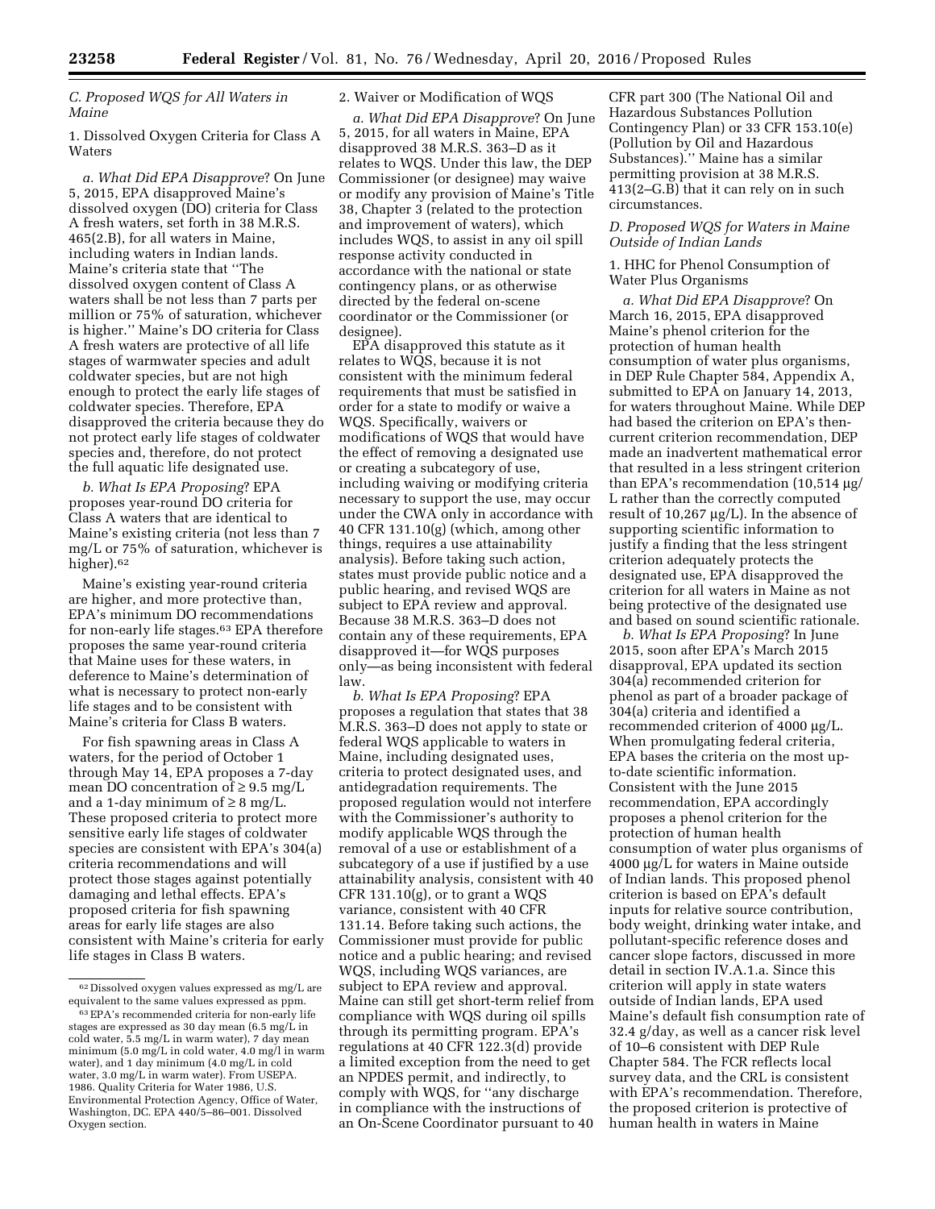### C. Proposed WQS for All Waters in Maine

1. Dissolved Oxygen Criteria for Class A Waters

*a. What Did EPA Disapprove?* On June 5, 2015, EPA disapproved Maine's dissolved oxygen (DO) criteria for Class A fresh waters, set forth in 38 M.R.S. 465(2.B), for all waters in Maine, including waters in Indian lands. Maine's criteria state that "The dissolved oxygen content of Class A waters shall be not less than 7 parts per million or 75% of saturation, whichever is higher." Maine's DO criteria for Class A fresh waters are protective of all life stages of warmwater species and adult coldwater species, but are not high enough to protect the early life stages of coldwater species. Therefore, EPA disapproved the criteria because they do not protect early life stages of coldwater species and, therefore, do not protect the full aquatic life designated use.

*b. What Is EPA Proposing?* EPA proposes year-round DO criteria for Class A waters that are identical to Maine's existing criteria (not less than 7 mg/L or 75% of saturation, whichever is higher).[62]

Maine's existing year-round criteria are higher, and more protective than, EPA's minimum DO recommendations for non-early life stages.[63] EPA therefore proposes the same year-round criteria that Maine uses for these waters, in deference to Maine's determination of what is necessary to protect non-early life stages and to be consistent with Maine's criteria for Class B waters.

For fish spawning areas in Class A waters, for the period of October 1 through May 14, EPA proposes a 7-day mean DO concentration of ≥ 9.5 mg/L and a 1-day minimum of ≥ 8 mg/L. These proposed criteria to protect more sensitive early life stages of coldwater species are consistent with EPA's 304(a) criteria recommendations and will protect those stages against potentially damaging and lethal effects. EPA's proposed criteria for fish spawning areas for early life stages are also consistent with Maine's criteria for early life stages in Class B waters.

2. Waiver or Modification of WQS

*a. What Did EPA Disapprove?* On June 5, 2015, for all waters in Maine, EPA disapproved 38 M.R.S. 363–D as it relates to WQS. Under this law, the DEP Commissioner (or designee) may waive or modify any provision of Maine's Title 38, Chapter 3 (related to the protection and improvement of waters), which includes WQS, to assist in any oil spill response activity conducted in accordance with the national or state contingency plans, or as otherwise directed by the federal on-scene coordinator or the Commissioner (or designee).

EPA disapproved this statute as it relates to WQS, because it is not consistent with the minimum federal requirements that must be satisfied in order for a state to modify or waive a WQS. Specifically, waivers or modifications of WQS that would have the effect of removing a designated use or creating a subcategory of use, including waiving or modifying criteria necessary to support the use, may occur under the CWA only in accordance with 40 CFR 131.10(g) (which, among other things, requires a use attainability analysis). Before taking such action, states must provide public notice and a public hearing, and revised WQS are subject to EPA review and approval. Because 38 M.R.S. 363–D does not contain any of these requirements, EPA disapproved it—for WQS purposes only—as being inconsistent with federal law.

*b. What Is EPA Proposing?* EPA proposes a regulation that states that 38 M.R.S. 363–D does not apply to state or federal WQS applicable to waters in Maine, including designated uses, criteria to protect designated uses, and antidegradation requirements. The proposed regulation would not interfere with the Commissioner's authority to modify applicable WQS through the removal of a use or establishment of a subcategory of a use if justified by a use attainability analysis, consistent with 40 CFR 131.10(g), or to grant a WQS variance, consistent with 40 CFR 131.14. Before taking such actions, the Commissioner must provide for public notice and a public hearing; and revised WQS, including WQS variances, are subject to EPA review and approval. Maine can still get short-term relief from compliance with WQS during oil spills through its permitting program. EPA's regulations at 40 CFR 122.3(d) provide a limited exception from the need to get an NPDES permit, and indirectly, to comply with WQS, for "any discharge in compliance with the instructions of an On-Scene Coordinator pursuant to 40 CFR part 300 (The National Oil and Hazardous Substances Pollution Contingency Plan) or 33 CFR 153.10(e) (Pollution by Oil and Hazardous Substances)." Maine has a similar permitting provision at 38 M.R.S. 413(2–G.B) that it can rely on in such circumstances.

### D. Proposed WQS for Waters in Maine Outside of Indian Lands

1. HHC for Phenol Consumption of Water Plus Organisms

*a. What Did EPA Disapprove?* On March 16, 2015, EPA disapproved Maine's phenol criterion for the protection of human health consumption of water plus organisms, in DEP Rule Chapter 584, Appendix A, submitted to EPA on January 14, 2013, for waters throughout Maine. While DEP had based the criterion on EPA's then-current criterion recommendation, DEP made an inadvertent mathematical error that resulted in a less stringent criterion than EPA's recommendation (10,514 µg/L rather than the correctly computed result of 10,267 µg/L). In the absence of supporting scientific information to justify a finding that the less stringent criterion adequately protects the designated use, EPA disapproved the criterion for all waters in Maine as not being protective of the designated use and based on sound scientific rationale.

*b. What Is EPA Proposing?* In June 2015, soon after EPA's March 2015 disapproval, EPA updated its section 304(a) recommended criterion for phenol as part of a broader package of 304(a) criteria and identified a recommended criterion of 4000 µg/L. When promulgating federal criteria, EPA bases the criteria on the most up-to-date scientific information. Consistent with the June 2015 recommendation, EPA accordingly proposes a phenol criterion for the protection of human health consumption of water plus organisms of 4000 µg/L for waters in Maine outside of Indian lands. This proposed phenol criterion is based on EPA's default inputs for relative source contribution, body weight, drinking water intake, and pollutant-specific reference doses and cancer slope factors, discussed in more detail in section IV.A.1.a. Since this criterion will apply in state waters outside of Indian lands, EPA used Maine's default fish consumption rate of 32.4 g/day, as well as a cancer risk level of $10^{-6}$ consistent with DEP Rule Chapter 584. The FCR reflects local survey data, and the CRL is consistent with EPA's recommendation. Therefore, the proposed criterion is protective of human health in waters in Maine

---

[62] Dissolved oxygen values expressed as mg/L are equivalent to the same values expressed as ppm.

[63] EPA's recommended criteria for non-early life stages are expressed as 30 day mean (6.5 mg/L in cold water, 5.5 mg/L in warm water), 7 day mean minimum (5.0 mg/L in cold water, 4.0 mg/l in warm water), and 1 day minimum (4.0 mg/L in cold water, 3.0 mg/L in warm water). From USEPA. 1986. Quality Criteria for Water 1986, U.S. Environmental Protection Agency, Office of Water, Washington, DC. EPA 440/5–86–001. Dissolved Oxygen section.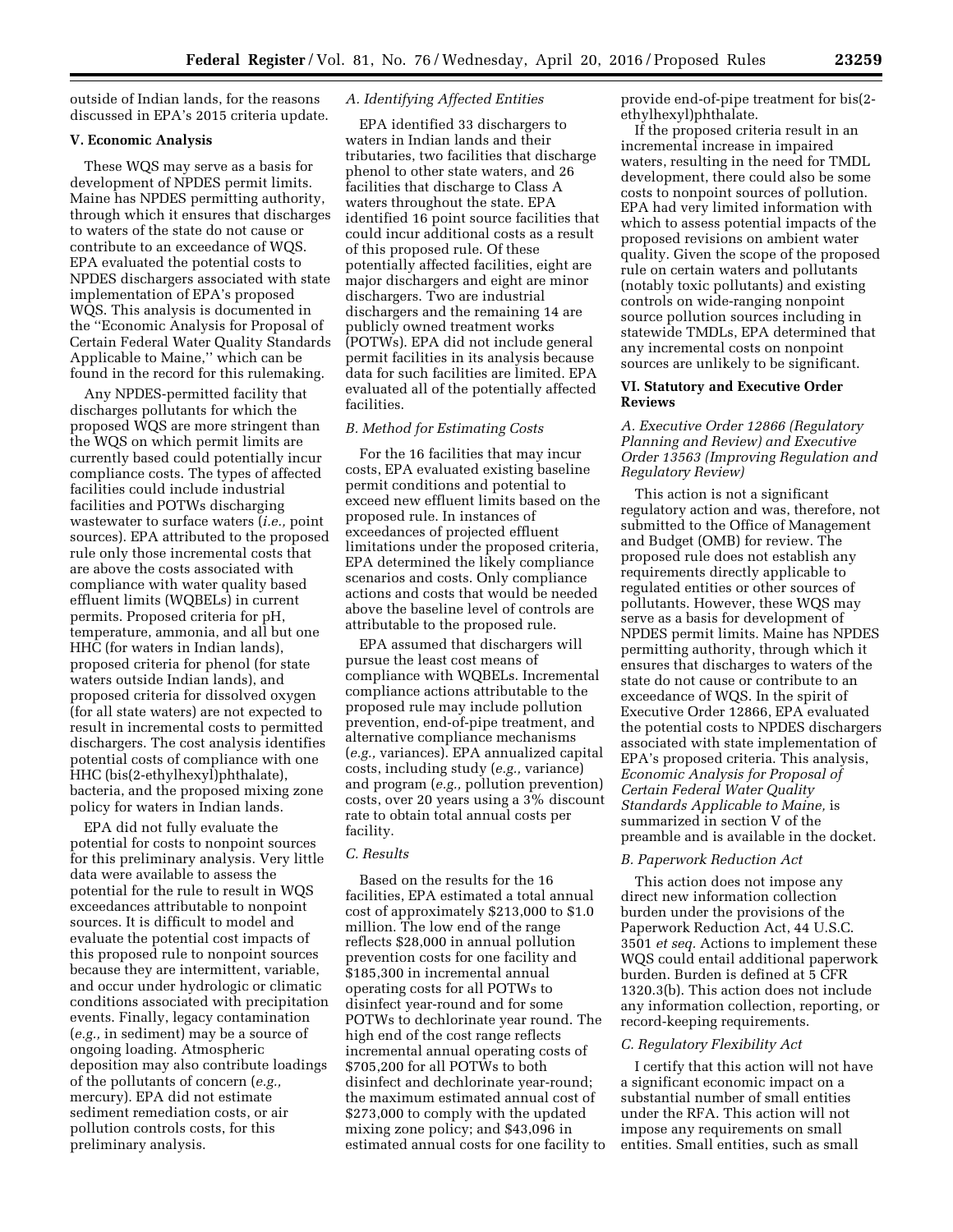outside of Indian lands, for the reasons discussed in EPA's 2015 criteria update.

### V. Economic Analysis

These WQS may serve as a basis for development of NPDES permit limits. Maine has NPDES permitting authority, through which it ensures that discharges to waters of the state do not cause or contribute to an exceedance of WQS. EPA evaluated the potential costs to NPDES dischargers associated with state implementation of EPA's proposed WQS. This analysis is documented in the ''Economic Analysis for Proposal of Certain Federal Water Quality Standards Applicable to Maine,'' which can be found in the record for this rulemaking.

Any NPDES-permitted facility that discharges pollutants for which the proposed WQS are more stringent than the WQS on which permit limits are currently based could potentially incur compliance costs. The types of affected facilities could include industrial facilities and POTWs discharging wastewater to surface waters (*i.e.,* point sources). EPA attributed to the proposed rule only those incremental costs that are above the costs associated with compliance with water quality based effluent limits (WQBELs) in current permits. Proposed criteria for pH, temperature, ammonia, and all but one HHC (for waters in Indian lands), proposed criteria for phenol (for state waters outside Indian lands), and proposed criteria for dissolved oxygen (for all state waters) are not expected to result in incremental costs to permitted dischargers. The cost analysis identifies potential costs of compliance with one HHC (bis(2-ethylhexyl)phthalate), bacteria, and the proposed mixing zone policy for waters in Indian lands.

EPA did not fully evaluate the potential for costs to nonpoint sources for this preliminary analysis. Very little data were available to assess the potential for the rule to result in WQS exceedances attributable to nonpoint sources. It is difficult to model and evaluate the potential cost impacts of this proposed rule to nonpoint sources because they are intermittent, variable, and occur under hydrologic or climatic conditions associated with precipitation events. Finally, legacy contamination (*e.g.,* in sediment) may be a source of ongoing loading. Atmospheric deposition may also contribute loadings of the pollutants of concern (*e.g.,* mercury). EPA did not estimate sediment remediation costs, or air pollution controls costs, for this preliminary analysis.

#### *A. Identifying Affected Entities*

EPA identified 33 dischargers to waters in Indian lands and their tributaries, two facilities that discharge phenol to other state waters, and 26 facilities that discharge to Class A waters throughout the state. EPA identified 16 point source facilities that could incur additional costs as a result of this proposed rule. Of these potentially affected facilities, eight are major dischargers and eight are minor dischargers. Two are industrial dischargers and the remaining 14 are publicly owned treatment works (POTWs). EPA did not include general permit facilities in its analysis because data for such facilities are limited. EPA evaluated all of the potentially affected facilities.

#### *B. Method for Estimating Costs*

For the 16 facilities that may incur costs, EPA evaluated existing baseline permit conditions and potential to exceed new effluent limits based on the proposed rule. In instances of exceedances of projected effluent limitations under the proposed criteria, EPA determined the likely compliance scenarios and costs. Only compliance actions and costs that would be needed above the baseline level of controls are attributable to the proposed rule.

EPA assumed that dischargers will pursue the least cost means of compliance with WQBELs. Incremental compliance actions attributable to the proposed rule may include pollution prevention, end-of-pipe treatment, and alternative compliance mechanisms (*e.g.,* variances). EPA annualized capital costs, including study (*e.g.,* variance) and program (*e.g.,* pollution prevention) costs, over 20 years using a 3% discount rate to obtain total annual costs per facility.

#### *C. Results*

Based on the results for the 16 facilities, EPA estimated a total annual cost of approximately $213,000 to $1.0 million. The low end of the range reflects $28,000 in annual pollution prevention costs for one facility and $185,300 in incremental annual operating costs for all POTWs to disinfect year-round and for some POTWs to dechlorinate year round. The high end of the cost range reflects incremental annual operating costs of $705,200 for all POTWs to both disinfect and dechlorinate year-round; the maximum estimated annual cost of $273,000 to comply with the updated mixing zone policy; and $43,096 in estimated annual costs for one facility to provide end-of-pipe treatment for bis(2-ethylhexyl)phthalate.

If the proposed criteria result in an incremental increase in impaired waters, resulting in the need for TMDL development, there could also be some costs to nonpoint sources of pollution. EPA had very limited information with which to assess potential impacts of the proposed revisions on ambient water quality. Given the scope of the proposed rule on certain waters and pollutants (notably toxic pollutants) and existing controls on wide-ranging nonpoint source pollution sources including in statewide TMDLs, EPA determined that any incremental costs on nonpoint sources are unlikely to be significant.

### VI. Statutory and Executive Order Reviews

#### *A. Executive Order 12866 (Regulatory Planning and Review) and Executive Order 13563 (Improving Regulation and Regulatory Review)*

This action is not a significant regulatory action and was, therefore, not submitted to the Office of Management and Budget (OMB) for review. The proposed rule does not establish any requirements directly applicable to regulated entities or other sources of pollutants. However, these WQS may serve as a basis for development of NPDES permit limits. Maine has NPDES permitting authority, through which it ensures that discharges to waters of the state do not cause or contribute to an exceedance of WQS. In the spirit of Executive Order 12866, EPA evaluated the potential costs to NPDES dischargers associated with state implementation of EPA's proposed criteria. This analysis, *Economic Analysis for Proposal of Certain Federal Water Quality Standards Applicable to Maine,* is summarized in section V of the preamble and is available in the docket.

#### *B. Paperwork Reduction Act*

This action does not impose any direct new information collection burden under the provisions of the Paperwork Reduction Act, 44 U.S.C. 3501 *et seq.* Actions to implement these WQS could entail additional paperwork burden. Burden is defined at 5 CFR 1320.3(b). This action does not include any information collection, reporting, or record-keeping requirements.

#### *C. Regulatory Flexibility Act*

I certify that this action will not have a significant economic impact on a substantial number of small entities under the RFA. This action will not impose any requirements on small entities. Small entities, such as small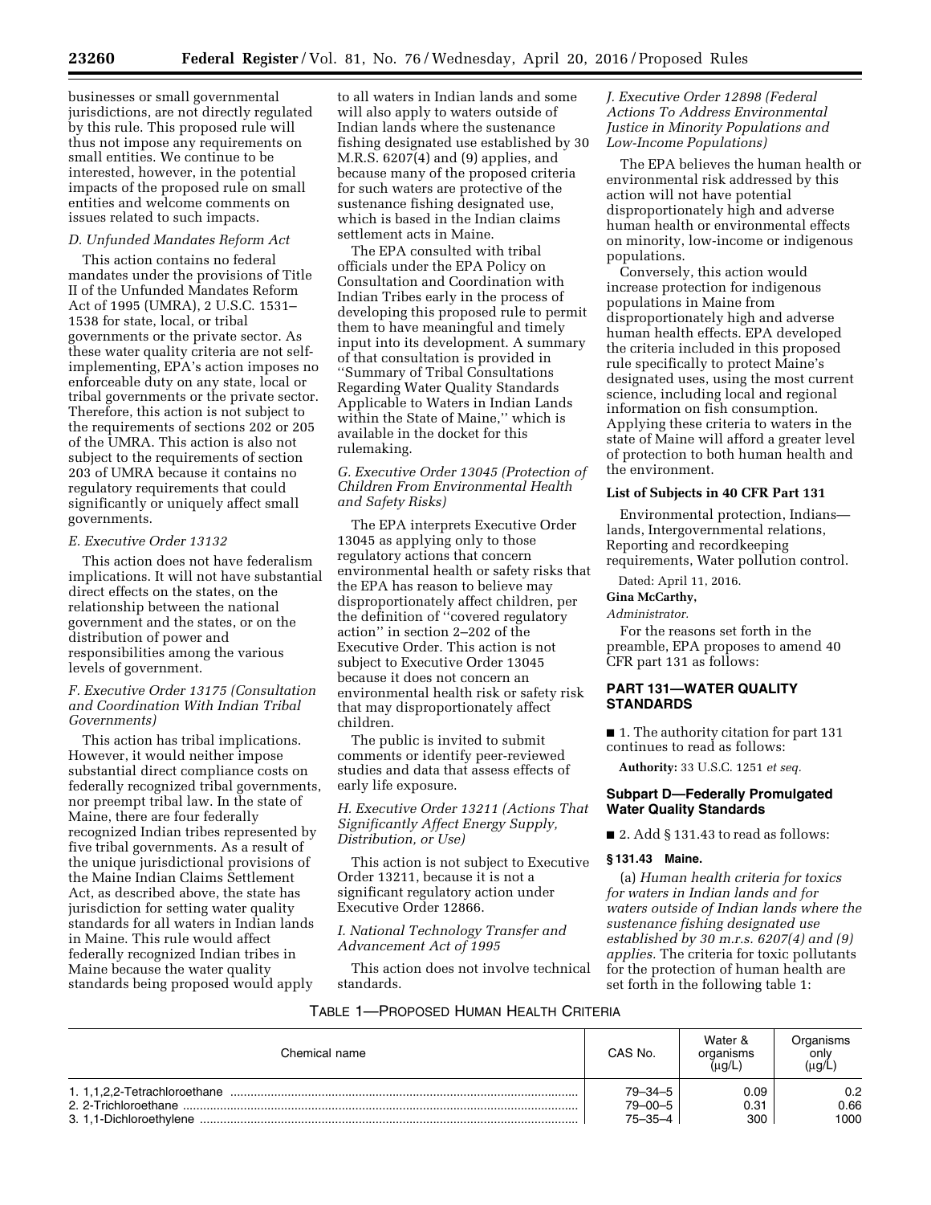businesses or small governmental jurisdictions, are not directly regulated by this rule. This proposed rule will thus not impose any requirements on small entities. We continue to be interested, however, in the potential impacts of the proposed rule on small entities and welcome comments on issues related to such impacts.

### D. Unfunded Mandates Reform Act

This action contains no federal mandates under the provisions of Title II of the Unfunded Mandates Reform Act of 1995 (UMRA), 2 U.S.C. 1531–1538 for state, local, or tribal governments or the private sector. As these water quality criteria are not self-implementing, EPA's action imposes no enforceable duty on any state, local or tribal governments or the private sector. Therefore, this action is not subject to the requirements of sections 202 or 205 of the UMRA. This action is also not subject to the requirements of section 203 of UMRA because it contains no regulatory requirements that could significantly or uniquely affect small governments.

### E. Executive Order 13132

This action does not have federalism implications. It will not have substantial direct effects on the states, on the relationship between the national government and the states, or on the distribution of power and responsibilities among the various levels of government.

### F. Executive Order 13175 (Consultation and Coordination With Indian Tribal Governments)

This action has tribal implications. However, it would neither impose substantial direct compliance costs on federally recognized tribal governments, nor preempt tribal law. In the state of Maine, there are four federally recognized Indian tribes represented by five tribal governments. As a result of the unique jurisdictional provisions of the Maine Indian Claims Settlement Act, as described above, the state has jurisdiction for setting water quality standards for all waters in Indian lands in Maine. This rule would affect federally recognized Indian tribes in Maine because the water quality standards being proposed would apply to all waters in Indian lands and some will also apply to waters outside of Indian lands where the sustenance fishing designated use established by 30 M.R.S. 6207(4) and (9) applies, and because many of the proposed criteria for such waters are protective of the sustenance fishing designated use, which is based in the Indian claims settlement acts in Maine.

The EPA consulted with tribal officials under the EPA Policy on Consultation and Coordination with Indian Tribes early in the process of developing this proposed rule to permit them to have meaningful and timely input into its development. A summary of that consultation is provided in "Summary of Tribal Consultations Regarding Water Quality Standards Applicable to Waters in Indian Lands within the State of Maine," which is available in the docket for this rulemaking.

### G. Executive Order 13045 (Protection of Children From Environmental Health and Safety Risks)

The EPA interprets Executive Order 13045 as applying only to those regulatory actions that concern environmental health or safety risks that the EPA has reason to believe may disproportionately affect children, per the definition of "covered regulatory action" in section 2–202 of the Executive Order. This action is not subject to Executive Order 13045 because it does not concern an environmental health risk or safety risk that may disproportionately affect children.

The public is invited to submit comments or identify peer-reviewed studies and data that assess effects of early life exposure.

### H. Executive Order 13211 (Actions That Significantly Affect Energy Supply, Distribution, or Use)

This action is not subject to Executive Order 13211, because it is not a significant regulatory action under Executive Order 12866.

### I. National Technology Transfer and Advancement Act of 1995

This action does not involve technical standards.

### J. Executive Order 12898 (Federal Actions To Address Environmental Justice in Minority Populations and Low-Income Populations)

The EPA believes the human health or environmental risk addressed by this action will not have potential disproportionately high and adverse human health or environmental effects on minority, low-income or indigenous populations.

Conversely, this action would increase protection for indigenous populations in Maine from disproportionately high and adverse human health effects. EPA developed the criteria included in this proposed rule specifically to protect Maine's designated uses, using the most current science, including local and regional information on fish consumption. Applying these criteria to waters in the state of Maine will afford a greater level of protection to both human health and the environment.

**List of Subjects in 40 CFR Part 131**

Environmental protection, Indians—lands, Intergovernmental relations, Reporting and recordkeeping requirements, Water pollution control.

Dated: April 11, 2016.

**Gina McCarthy,**

*Administrator.*

For the reasons set forth in the preamble, EPA proposes to amend 40 CFR part 131 as follows:

## PART 131—WATER QUALITY STANDARDS

■ 1. The authority citation for part 131 continues to read as follows:

**Authority:** 33 U.S.C. 1251 *et seq.*

### Subpart D—Federally Promulgated Water Quality Standards

■ 2. Add § 131.43 to read as follows:

**§ 131.43 Maine.**

(a) *Human health criteria for toxics for waters in Indian lands and for waters outside of Indian lands where the sustenance fishing designated use established by 30 m.r.s. 6207(4) and (9) applies.* The criteria for toxic pollutants for the protection of human health are set forth in the following table 1:

TABLE 1—PROPOSED HUMAN HEALTH CRITERIA

| Chemical name | CAS No. | Water & organisms (μg/L) | Organisms only (μg/L) |
|---|---|---|---|
| 1. 1,1,2,2-Tetrachloroethane | 79–34–5 | 0.09 | 0.2 |
| 2. 2-Trichloroethane | 79–00–5 | 0.31 | 0.66 |
| 3. 1,1-Dichloroethylene | 75–35–4 | 300 | 1000 |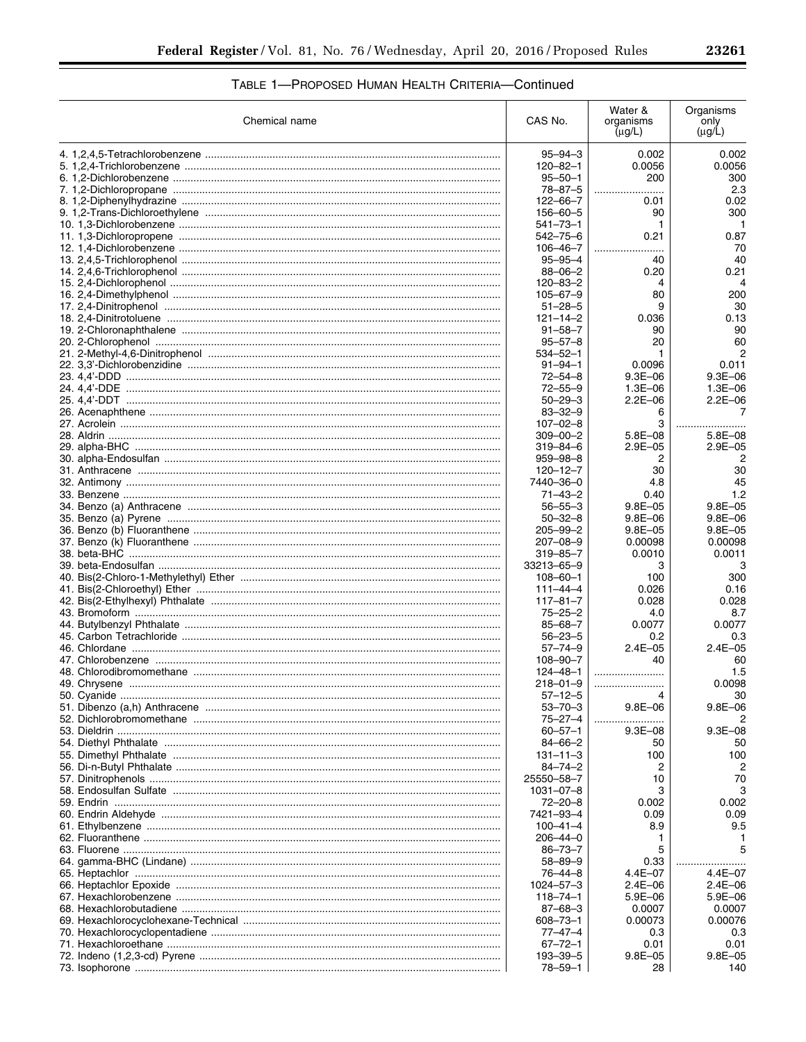TABLE 1—PROPOSED HUMAN HEALTH CRITERIA—Continued

| Chemical name | CAS No. | Water & organisms (μg/L) | Organisms only (μg/L) |
|---|---|---|---|
| 4. 1,2,4,5-Tetrachlorobenzene | 95–94–3 | 0.002 | 0.002 |
| 5. 1,2,4-Trichlorobenzene | 120–82–1 | 0.0056 | 0.0056 |
| 6. 1,2-Dichlorobenzene | 95–50–1 | 200 | 300 |
| 7. 1,2-Dichloropropane | 78–87–5 | | 2.3 |
| 8. 1,2-Diphenylhydrazine | 122–66–7 | 0.01 | 0.02 |
| 9. 1,2-Trans-Dichloroethylene | 156–60–5 | 90 | 300 |
| 10. 1,3-Dichlorobenzene | 541–73–1 | 1 | 1 |
| 11. 1,3-Dichloropropene | 542–75–6 | 0.21 | 0.87 |
| 12. 1,4-Dichlorobenzene | 106–46–7 | | 70 |
| 13. 2,4,5-Trichlorophenol | 95–95–4 | 40 | 40 |
| 14. 2,4,6-Trichlorophenol | 88–06–2 | 0.20 | 0.21 |
| 15. 2,4-Dichlorophenol | 120–83–2 | 4 | 4 |
| 16. 2,4-Dimethylphenol | 105–67–9 | 80 | 200 |
| 17. 2,4-Dinitrophenol | 51–28–5 | 9 | 30 |
| 18. 2,4-Dinitrotoluene | 121–14–2 | 0.036 | 0.13 |
| 19. 2-Chloronaphthalene | 91–58–7 | 90 | 90 |
| 20. 2-Chlorophenol | 95–57–8 | 20 | 60 |
| 21. 2-Methyl-4,6-Dinitrophenol | 534–52–1 | 1 | 2 |
| 22. 3,3′-Dichlorobenzidine | 91–94–1 | 0.0096 | 0.011 |
| 23. 4,4′-DDD | 72–54–8 | 9.3E–06 | 9.3E–06 |
| 24. 4,4′-DDE | 72–55–9 | 1.3E–06 | 1.3E–06 |
| 25. 4,4′-DDT | 50–29–3 | 2.2E–06 | 2.2E–06 |
| 26. Acenaphthene | 83–32–9 | 6 | 7 |
| 27. Acrolein | 107–02–8 | 3 | |
| 28. Aldrin | 309–00–2 | 5.8E–08 | 5.8E–08 |
| 29. alpha-BHC | 319–84–6 | 2.9E–05 | 2.9E–05 |
| 30. alpha-Endosulfan | 959–98–8 | 2 | 2 |
| 31. Anthracene | 120–12–7 | 30 | 30 |
| 32. Antimony | 7440–36–0 | 4.8 | 45 |
| 33. Benzene | 71–43–2 | 0.40 | 1.2 |
| 34. Benzo (a) Anthracene | 56–55–3 | 9.8E–05 | 9.8E–05 |
| 35. Benzo (a) Pyrene | 50–32–8 | 9.8E–06 | 9.8E–06 |
| 36. Benzo (b) Fluoranthene | 205–99–2 | 9.8E–05 | 9.8E–05 |
| 37. Benzo (k) Fluoranthene | 207–08–9 | 0.00098 | 0.00098 |
| 38. beta-BHC | 319–85–7 | 0.0010 | 0.0011 |
| 39. beta-Endosulfan | 33213–65–9 | 3 | 3 |
| 40. Bis(2-Chloro-1-Methylethyl) Ether | 108–60–1 | 100 | 300 |
| 41. Bis(2-Chloroethyl) Ether | 111–44–4 | 0.026 | 0.16 |
| 42. Bis(2-Ethylhexyl) Phthalate | 117–81–7 | 0.028 | 0.028 |
| 43. Bromoform | 75–25–2 | 4.0 | 8.7 |
| 44. Butylbenzyl Phthalate | 85–68–7 | 0.0077 | 0.0077 |
| 45. Carbon Tetrachloride | 56–23–5 | 0.2 | 0.3 |
| 46. Chlordane | 57–74–9 | 2.4E–05 | 2.4E–05 |
| 47. Chlorobenzene | 108–90–7 | 40 | 60 |
| 48. Chlorodibromomethane | 124–48–1 | | 1.5 |
| 49. Chrysene | 218–01–9 | | 0.0098 |
| 50. Cyanide | 57–12–5 | 4 | 30 |
| 51. Dibenzo (a,h) Anthracene | 53–70–3 | 9.8E–06 | 9.8E–06 |
| 52. Dichlorobromomethane | 75–27–4 | | 2 |
| 53. Dieldrin | 60–57–1 | 9.3E–08 | 9.3E–08 |
| 54. Diethyl Phthalate | 84–66–2 | 50 | 50 |
| 55. Dimethyl Phthalate | 131–11–3 | 100 | 100 |
| 56. Di-n-Butyl Phthalate | 84–74–2 | 2 | 2 |
| 57. Dinitrophenols | 25550–58–7 | 10 | 70 |
| 58. Endosulfan Sulfate | 1031–07–8 | 3 | 3 |
| 59. Endrin | 72–20–8 | 0.002 | 0.002 |
| 60. Endrin Aldehyde | 7421–93–4 | 0.09 | 0.09 |
| 61. Ethylbenzene | 100–41–4 | 8.9 | 9.5 |
| 62. Fluoranthene | 206–44–0 | 1 | 1 |
| 63. Fluorene | 86–73–7 | 5 | 5 |
| 64. gamma-BHC (Lindane) | 58–89–9 | 0.33 | |
| 65. Heptachlor | 76–44–8 | 4.4E–07 | 4.4E–07 |
| 66. Heptachlor Epoxide | 1024–57–3 | 2.4E–06 | 2.4E–06 |
| 67. Hexachlorobenzene | 118–74–1 | 5.9E–06 | 5.9E–06 |
| 68. Hexachlorobutadiene | 87–68–3 | 0.0007 | 0.0007 |
| 69. Hexachlorocyclohexane-Technical | 608–73–1 | 0.00073 | 0.00076 |
| 70. Hexachlorocyclopentadiene | 77–47–4 | 0.3 | 0.3 |
| 71. Hexachloroethane | 67–72–1 | 0.01 | 0.01 |
| 72. Indeno (1,2,3-cd) Pyrene | 193–39–5 | 9.8E–05 | 9.8E–05 |
| 73. Isophorone | 78–59–1 | 28 | 140 |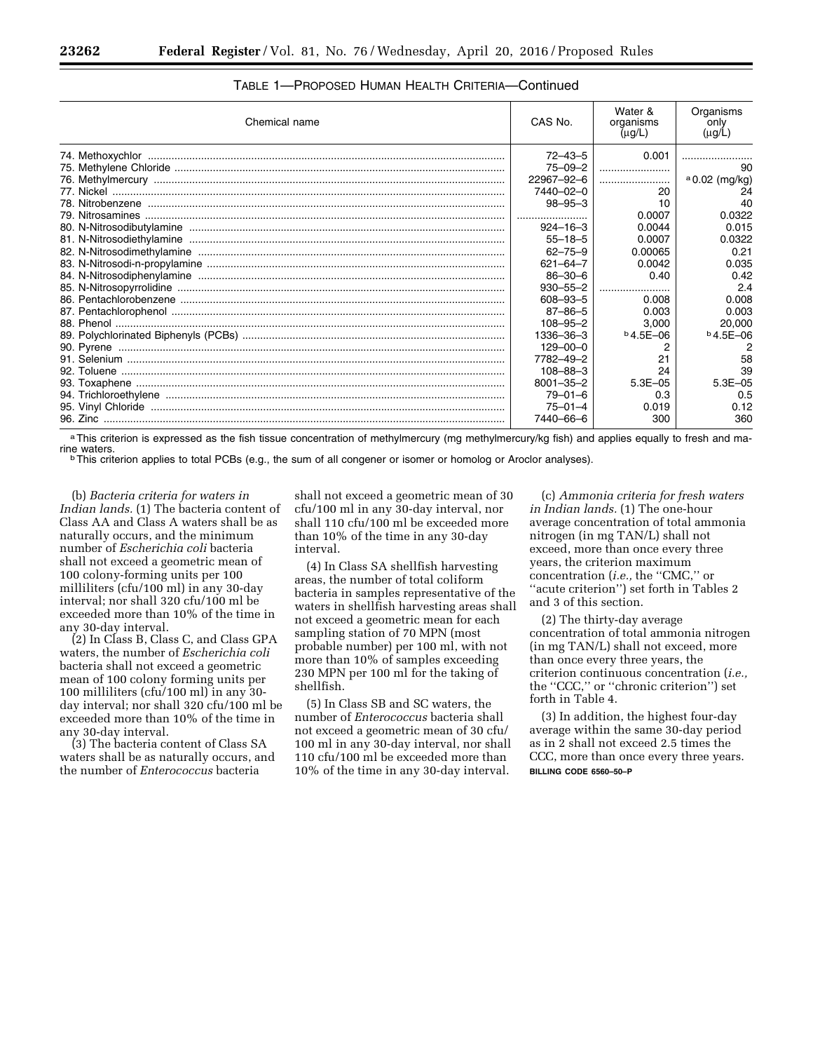TABLE 1—PROPOSED HUMAN HEALTH CRITERIA—Continued

| Chemical name | CAS No. | Water & organisms (μg/L) | Organisms only (μg/L) |
|---|---|---|---|
| 74. Methoxychlor | 72–43–5 | 0.001 | |
| 75. Methylene Chloride | 75–09–2 | | 90 |
| 76. Methylmercury | 22967–92–6 | | [a] 0.02 (mg/kg) |
| 77. Nickel | 7440–02–0 | 20 | 24 |
| 78. Nitrobenzene | 98–95–3 | 10 | 40 |
| 79. Nitrosamines | | 0.0007 | 0.0322 |
| 80. N-Nitrosodibutylamine | 924–16–3 | 0.0044 | 0.015 |
| 81. N-Nitrosodiethylamine | 55–18–5 | 0.0007 | 0.0322 |
| 82. N-Nitrosodimethylamine | 62–75–9 | 0.00065 | 0.21 |
| 83. N-Nitrosodi-n-propylamine | 621–64–7 | 0.0042 | 0.035 |
| 84. N-Nitrosodiphenylamine | 86–30–6 | 0.40 | 0.42 |
| 85. N-Nitrosopyrrolidine | 930–55–2 | | 2.4 |
| 86. Pentachlorobenzene | 608–93–5 | 0.008 | 0.008 |
| 87. Pentachlorophenol | 87–86–5 | 0.003 | 0.003 |
| 88. Phenol | 108–95–2 | 3,000 | 20,000 |
| 89. Polychlorinated Biphenyls (PCBs) | 1336–36–3 | [b] 4.5E–06 | [b] 4.5E–06 |
| 90. Pyrene | 129–00–0 | 2 | 2 |
| 91. Selenium | 7782–49–2 | 21 | 58 |
| 92. Toluene | 108–88–3 | 24 | 39 |
| 93. Toxaphene | 8001–35–2 | 5.3E–05 | 5.3E–05 |
| 94. Trichloroethylene | 79–01–6 | 0.3 | 0.5 |
| 95. Vinyl Chloride | 75–01–4 | 0.019 | 0.12 |
| 96. Zinc | 7440–66–6 | 300 | 360 |

[a] This criterion is expressed as the fish tissue concentration of methylmercury (mg methylmercury/kg fish) and applies equally to fresh and marine waters.

[b] This criterion applies to total PCBs (e.g., the sum of all congener or isomer or homolog or Aroclor analyses).

(b) *Bacteria criteria for waters in Indian lands.* (1) The bacteria content of Class AA and Class A waters shall be as naturally occurs, and the minimum number of *Escherichia coli* bacteria shall not exceed a geometric mean of 100 colony-forming units per 100 milliliters (cfu/100 ml) in any 30-day interval; nor shall 320 cfu/100 ml be exceeded more than 10% of the time in any 30-day interval.

(2) In Class B, Class C, and Class GPA waters, the number of *Escherichia coli* bacteria shall not exceed a geometric mean of 100 colony forming units per 100 milliliters (cfu/100 ml) in any 30-day interval; nor shall 320 cfu/100 ml be exceeded more than 10% of the time in any 30-day interval.

(3) The bacteria content of Class SA waters shall be as naturally occurs, and the number of *Enterococcus* bacteria shall not exceed a geometric mean of 30 cfu/100 ml in any 30-day interval, nor shall 110 cfu/100 ml be exceeded more than 10% of the time in any 30-day interval.

(4) In Class SA shellfish harvesting areas, the number of total coliform bacteria in samples representative of the waters in shellfish harvesting areas shall not exceed a geometric mean for each sampling station of 70 MPN (most probable number) per 100 ml, with not more than 10% of samples exceeding 230 MPN per 100 ml for the taking of shellfish.

(5) In Class SB and SC waters, the number of *Enterococcus* bacteria shall not exceed a geometric mean of 30 cfu/100 ml in any 30-day interval, nor shall 110 cfu/100 ml be exceeded more than 10% of the time in any 30-day interval.

(c) *Ammonia criteria for fresh waters in Indian lands.* (1) The one-hour average concentration of total ammonia nitrogen (in mg TAN/L) shall not exceed, more than once every three years, the criterion maximum concentration (*i.e.,* the ''CMC,'' or ''acute criterion'') set forth in Tables 2 and 3 of this section.

(2) The thirty-day average concentration of total ammonia nitrogen (in mg TAN/L) shall not exceed, more than once every three years, the criterion continuous concentration (*i.e.,* the ''CCC,'' or ''chronic criterion'') set forth in Table 4.

(3) In addition, the highest four-day average within the same 30-day period as in 2 shall not exceed 2.5 times the CCC, more than once every three years.

**BILLING CODE 6560–50–P**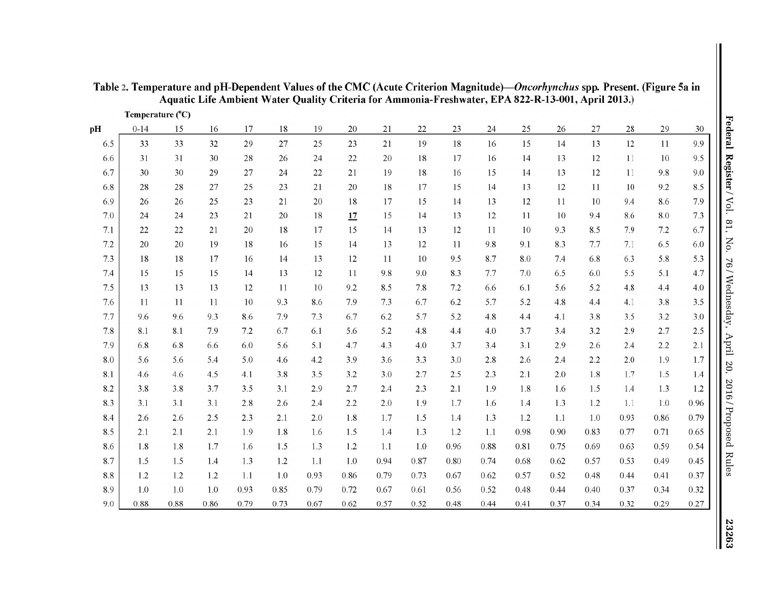**Table 2. Temperature and pH-Dependent Values of the CMC (Acute Criterion Magnitude)—*Oncorhynchus* spp. Present. (Figure 5a in Aquatic Life Ambient Water Quality Criteria for Ammonia-Freshwater, EPA 822-R-13-001, April 2013.)**

| | Temperature (°C) | | | | | | | | | | | | | | | | |
|---|---|---|---|---|---|---|---|---|---|---|---|---|---|---|---|---|---|
| pH | 0-14 | 15 | 16 | 17 | 18 | 19 | 20 | 21 | 22 | 23 | 24 | 25 | 26 | 27 | 28 | 29 | 30 |
| 6.5 | 33 | 33 | 32 | 29 | 27 | 25 | 23 | 21 | 19 | 18 | 16 | 15 | 14 | 13 | 12 | 11 | 9.9 |
| 6.6 | 31 | 31 | 30 | 28 | 26 | 24 | 22 | 20 | 18 | 17 | 16 | 14 | 13 | 12 | 11 | 10 | 9.5 |
| 6.7 | 30 | 30 | 29 | 27 | 24 | 22 | 21 | 19 | 18 | 16 | 15 | 14 | 13 | 12 | 11 | 9.8 | 9.0 |
| 6.8 | 28 | 28 | 27 | 25 | 23 | 21 | 20 | 18 | 17 | 15 | 14 | 13 | 12 | 11 | 10 | 9.2 | 8.5 |
| 6.9 | 26 | 26 | 25 | 23 | 21 | 20 | 18 | 17 | 15 | 14 | 13 | 12 | 11 | 10 | 9.4 | 8.6 | 7.9 |
| 7.0 | 24 | 24 | 23 | 21 | 20 | 18 | **17** | 15 | 14 | 13 | 12 | 11 | 10 | 9.4 | 8.6 | 8.0 | 7.3 |
| 7.1 | 22 | 22 | 21 | 20 | 18 | 17 | 15 | 14 | 13 | 12 | 11 | 10 | 9.3 | 8.5 | 7.9 | 7.2 | 6.7 |
| 7.2 | 20 | 20 | 19 | 18 | 16 | 15 | 14 | 13 | 12 | 11 | 9.8 | 9.1 | 8.3 | 7.7 | 7.1 | 6.5 | 6.0 |
| 7.3 | 18 | 18 | 17 | 16 | 14 | 13 | 12 | 11 | 10 | 9.5 | 8.7 | 8.0 | 7.4 | 6.8 | 6.3 | 5.8 | 5.3 |
| 7.4 | 15 | 15 | 15 | 14 | 13 | 12 | 11 | 9.8 | 9.0 | 8.3 | 7.7 | 7.0 | 6.5 | 6.0 | 5.5 | 5.1 | 4.7 |
| 7.5 | 13 | 13 | 13 | 12 | 11 | 10 | 9.2 | 8.5 | 7.8 | 7.2 | 6.6 | 6.1 | 5.6 | 5.2 | 4.8 | 4.4 | 4.0 |
| 7.6 | 11 | 11 | 11 | 10 | 9.3 | 8.6 | 7.9 | 7.3 | 6.7 | 6.2 | 5.7 | 5.2 | 4.8 | 4.4 | 4.1 | 3.8 | 3.5 |
| 7.7 | 9.6 | 9.6 | 9.3 | 8.6 | 7.9 | 7.3 | 6.7 | 6.2 | 5.7 | 5.2 | 4.8 | 4.4 | 4.1 | 3.8 | 3.5 | 3.2 | 3.0 |
| 7.8 | 8.1 | 8.1 | 7.9 | 7.2 | 6.7 | 6.1 | 5.6 | 5.2 | 4.8 | 4.4 | 4.0 | 3.7 | 3.4 | 3.2 | 2.9 | 2.7 | 2.5 |
| 7.9 | 6.8 | 6.8 | 6.6 | 6.0 | 5.6 | 5.1 | 4.7 | 4.3 | 4.0 | 3.7 | 3.4 | 3.1 | 2.9 | 2.6 | 2.4 | 2.2 | 2.1 |
| 8.0 | 5.6 | 5.6 | 5.4 | 5.0 | 4.6 | 4.2 | 3.9 | 3.6 | 3.3 | 3.0 | 2.8 | 2.6 | 2.4 | 2.2 | 2.0 | 1.9 | 1.7 |
| 8.1 | 4.6 | 4.6 | 4.5 | 4.1 | 3.8 | 3.5 | 3.2 | 3.0 | 2.7 | 2.5 | 2.3 | 2.1 | 2.0 | 1.8 | 1.7 | 1.5 | 1.4 |
| 8.2 | 3.8 | 3.8 | 3.7 | 3.5 | 3.1 | 2.9 | 2.7 | 2.4 | 2.3 | 2.1 | 1.9 | 1.8 | 1.6 | 1.5 | 1.4 | 1.3 | 1.2 |
| 8.3 | 3.1 | 3.1 | 3.1 | 2.8 | 2.6 | 2.4 | 2.2 | 2.0 | 1.9 | 1.7 | 1.6 | 1.4 | 1.3 | 1.2 | 1.1 | 1.0 | 0.96 |
| 8.4 | 2.6 | 2.6 | 2.5 | 2.3 | 2.1 | 2.0 | 1.8 | 1.7 | 1.5 | 1.4 | 1.3 | 1.2 | 1.1 | 1.0 | 0.93 | 0.86 | 0.79 |
| 8.5 | 2.1 | 2.1 | 2.1 | 1.9 | 1.8 | 1.6 | 1.5 | 1.4 | 1.3 | 1.2 | 1.1 | 0.98 | 0.90 | 0.83 | 0.77 | 0.71 | 0.65 |
| 8.6 | 1.8 | 1.8 | 1.7 | 1.6 | 1.5 | 1.3 | 1.2 | 1.1 | 1.0 | 0.96 | 0.88 | 0.81 | 0.75 | 0.69 | 0.63 | 0.59 | 0.54 |
| 8.7 | 1.5 | 1.5 | 1.4 | 1.3 | 1.2 | 1.1 | 1.0 | 0.94 | 0.87 | 0.80 | 0.74 | 0.68 | 0.62 | 0.57 | 0.53 | 0.49 | 0.45 |
| 8.8 | 1.2 | 1.2 | 1.2 | 1.1 | 1.0 | 0.93 | 0.86 | 0.79 | 0.73 | 0.67 | 0.62 | 0.57 | 0.52 | 0.48 | 0.44 | 0.41 | 0.37 |
| 8.9 | 1.0 | 1.0 | 1.0 | 0.93 | 0.85 | 0.79 | 0.72 | 0.67 | 0.61 | 0.56 | 0.52 | 0.48 | 0.44 | 0.40 | 0.37 | 0.34 | 0.32 |
| 9.0 | 0.88 | 0.88 | 0.86 | 0.79 | 0.73 | 0.67 | 0.62 | 0.57 | 0.52 | 0.48 | 0.44 | 0.41 | 0.37 | 0.34 | 0.32 | 0.29 | 0.27 |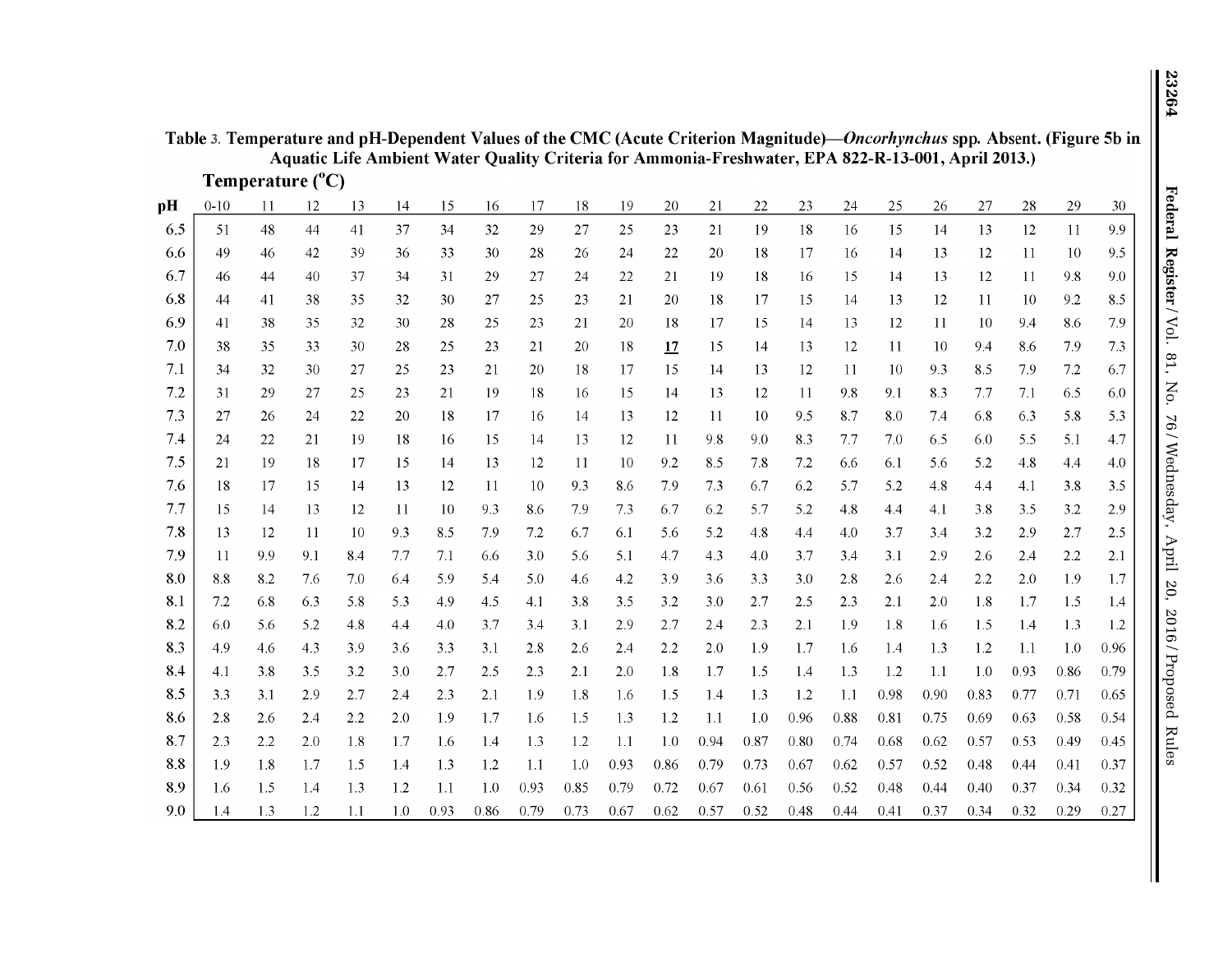**Table 3. Temperature and pH-Dependent Values of the CMC (Acute Criterion Magnitude)—*Oncorhynchus* spp. Absent. (Figure 5b in Aquatic Life Ambient Water Quality Criteria for Ammonia-Freshwater, EPA 822-R-13-001, April 2013.)**

| pH | Temperature (°C) 0-10 | 11 | 12 | 13 | 14 | 15 | 16 | 17 | 18 | 19 | 20 | 21 | 22 | 23 | 24 | 25 | 26 | 27 | 28 | 29 | 30 |
|---|---|---|---|---|---|---|---|---|---|---|---|---|---|---|---|---|---|---|---|---|---|
| 6.5 | 51 | 48 | 44 | 41 | 37 | 34 | 32 | 29 | 27 | 25 | 23 | 21 | 19 | 18 | 16 | 15 | 14 | 13 | 12 | 11 | 9.9 |
| 6.6 | 49 | 46 | 42 | 39 | 36 | 33 | 30 | 28 | 26 | 24 | 22 | 20 | 18 | 17 | 16 | 14 | 13 | 12 | 11 | 10 | 9.5 |
| 6.7 | 46 | 44 | 40 | 37 | 34 | 31 | 29 | 27 | 24 | 22 | 21 | 19 | 18 | 16 | 15 | 14 | 13 | 12 | 11 | 9.8 | 9.0 |
| 6.8 | 44 | 41 | 38 | 35 | 32 | 30 | 27 | 25 | 23 | 21 | 20 | 18 | 17 | 15 | 14 | 13 | 12 | 11 | 10 | 9.2 | 8.5 |
| 6.9 | 41 | 38 | 35 | 32 | 30 | 28 | 25 | 23 | 21 | 20 | 18 | 17 | 15 | 14 | 13 | 12 | 11 | 10 | 9.4 | 8.6 | 7.9 |
| 7.0 | 38 | 35 | 33 | 30 | 28 | 25 | 23 | 21 | 20 | 18 | **17** | 15 | 14 | 13 | 12 | 11 | 10 | 9.4 | 8.6 | 7.9 | 7.3 |
| 7.1 | 34 | 32 | 30 | 27 | 25 | 23 | 21 | 20 | 18 | 17 | 15 | 14 | 13 | 12 | 11 | 10 | 9.3 | 8.5 | 7.9 | 7.2 | 6.7 |
| 7.2 | 31 | 29 | 27 | 25 | 23 | 21 | 19 | 18 | 16 | 15 | 14 | 13 | 12 | 11 | 9.8 | 9.1 | 8.3 | 7.7 | 7.1 | 6.5 | 6.0 |
| 7.3 | 27 | 26 | 24 | 22 | 20 | 18 | 17 | 16 | 14 | 13 | 12 | 11 | 10 | 9.5 | 8.7 | 8.0 | 7.4 | 6.8 | 6.3 | 5.8 | 5.3 |
| 7.4 | 24 | 22 | 21 | 19 | 18 | 16 | 15 | 14 | 13 | 12 | 11 | 9.8 | 9.0 | 8.3 | 7.7 | 7.0 | 6.5 | 6.0 | 5.5 | 5.1 | 4.7 |
| 7.5 | 21 | 19 | 18 | 17 | 15 | 14 | 13 | 12 | 11 | 10 | 9.2 | 8.5 | 7.8 | 7.2 | 6.6 | 6.1 | 5.6 | 5.2 | 4.8 | 4.4 | 4.0 |
| 7.6 | 18 | 17 | 15 | 14 | 13 | 12 | 11 | 10 | 9.3 | 8.6 | 7.9 | 7.3 | 6.7 | 6.2 | 5.7 | 5.2 | 4.8 | 4.4 | 4.1 | 3.8 | 3.5 |
| 7.7 | 15 | 14 | 13 | 12 | 11 | 10 | 9.3 | 8.6 | 7.9 | 7.3 | 6.7 | 6.2 | 5.7 | 5.2 | 4.8 | 4.4 | 4.1 | 3.8 | 3.5 | 3.2 | 2.9 |
| 7.8 | 13 | 12 | 11 | 10 | 9.3 | 8.5 | 7.9 | 7.2 | 6.7 | 6.1 | 5.6 | 5.2 | 4.8 | 4.4 | 4.0 | 3.7 | 3.4 | 3.2 | 2.9 | 2.7 | 2.5 |
| 7.9 | 11 | 9.9 | 9.1 | 8.4 | 7.7 | 7.1 | 6.6 | 3.0 | 5.6 | 5.1 | 4.7 | 4.3 | 4.0 | 3.7 | 3.4 | 3.1 | 2.9 | 2.6 | 2.4 | 2.2 | 2.1 |
| 8.0 | 8.8 | 8.2 | 7.6 | 7.0 | 6.4 | 5.9 | 5.4 | 5.0 | 4.6 | 4.2 | 3.9 | 3.6 | 3.3 | 3.0 | 2.8 | 2.6 | 2.4 | 2.2 | 2.0 | 1.9 | 1.7 |
| 8.1 | 7.2 | 6.8 | 6.3 | 5.8 | 5.3 | 4.9 | 4.5 | 4.1 | 3.8 | 3.5 | 3.2 | 3.0 | 2.7 | 2.5 | 2.3 | 2.1 | 2.0 | 1.8 | 1.7 | 1.5 | 1.4 |
| 8.2 | 6.0 | 5.6 | 5.2 | 4.8 | 4.4 | 4.0 | 3.7 | 3.4 | 3.1 | 2.9 | 2.7 | 2.4 | 2.3 | 2.1 | 1.9 | 1.8 | 1.6 | 1.5 | 1.4 | 1.3 | 1.2 |
| 8.3 | 4.9 | 4.6 | 4.3 | 3.9 | 3.6 | 3.3 | 3.1 | 2.8 | 2.6 | 2.4 | 2.2 | 2.0 | 1.9 | 1.7 | 1.6 | 1.4 | 1.3 | 1.2 | 1.1 | 1.0 | 0.96 |
| 8.4 | 4.1 | 3.8 | 3.5 | 3.2 | 3.0 | 2.7 | 2.5 | 2.3 | 2.1 | 2.0 | 1.8 | 1.7 | 1.5 | 1.4 | 1.3 | 1.2 | 1.1 | 1.0 | 0.93 | 0.86 | 0.79 |
| 8.5 | 3.3 | 3.1 | 2.9 | 2.7 | 2.4 | 2.3 | 2.1 | 1.9 | 1.8 | 1.6 | 1.5 | 1.4 | 1.3 | 1.2 | 1.1 | 0.98 | 0.90 | 0.83 | 0.77 | 0.71 | 0.65 |
| 8.6 | 2.8 | 2.6 | 2.4 | 2.2 | 2.0 | 1.9 | 1.7 | 1.6 | 1.5 | 1.3 | 1.2 | 1.1 | 1.0 | 0.96 | 0.88 | 0.81 | 0.75 | 0.69 | 0.63 | 0.58 | 0.54 |
| 8.7 | 2.3 | 2.2 | 2.0 | 1.8 | 1.7 | 1.6 | 1.4 | 1.3 | 1.2 | 1.1 | 1.0 | 0.94 | 0.87 | 0.80 | 0.74 | 0.68 | 0.62 | 0.57 | 0.53 | 0.49 | 0.45 |
| 8.8 | 1.9 | 1.8 | 1.7 | 1.5 | 1.4 | 1.3 | 1.2 | 1.1 | 1.0 | 0.93 | 0.86 | 0.79 | 0.73 | 0.67 | 0.62 | 0.57 | 0.52 | 0.48 | 0.44 | 0.41 | 0.37 |
| 8.9 | 1.6 | 1.5 | 1.4 | 1.3 | 1.2 | 1.1 | 1.0 | 0.93 | 0.85 | 0.79 | 0.72 | 0.67 | 0.61 | 0.56 | 0.52 | 0.48 | 0.44 | 0.40 | 0.37 | 0.34 | 0.32 |
| 9.0 | 1.4 | 1.3 | 1.2 | 1.1 | 1.0 | 0.93 | 0.86 | 0.79 | 0.73 | 0.67 | 0.62 | 0.57 | 0.52 | 0.48 | 0.44 | 0.41 | 0.37 | 0.34 | 0.32 | 0.29 | 0.27 |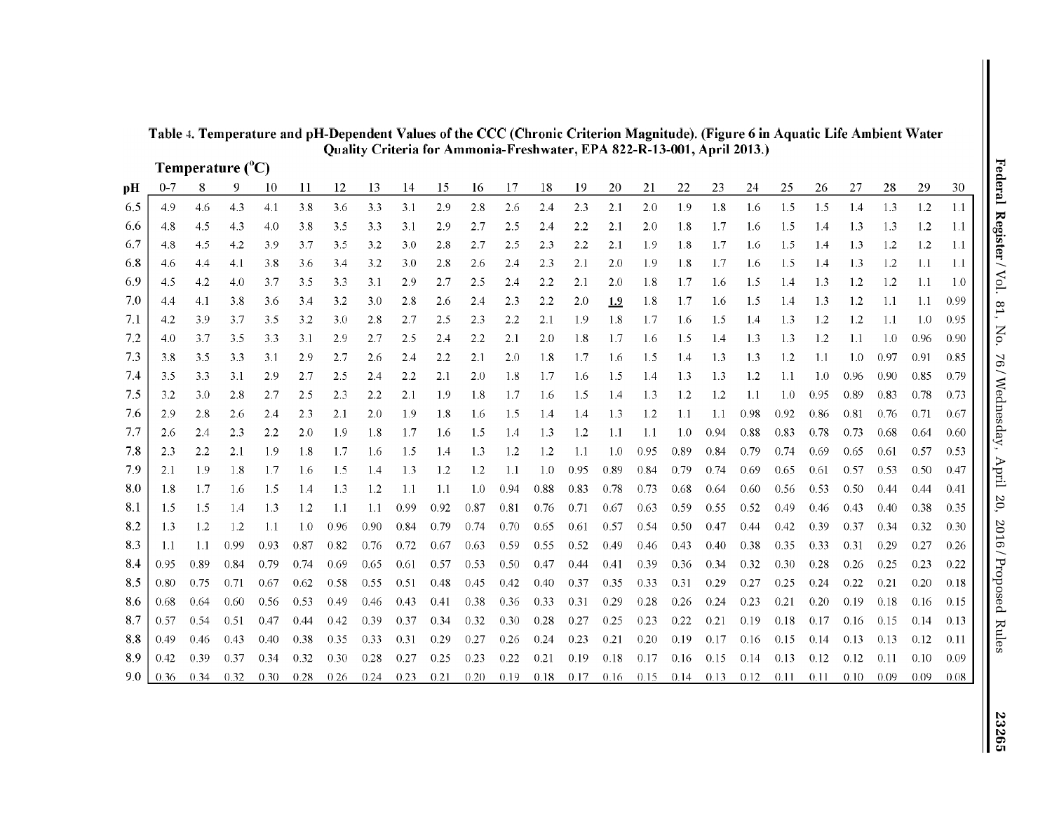**Table 4. Temperature and pH-Dependent Values of the CCC (Chronic Criterion Magnitude). (Figure 6 in Aquatic Life Ambient Water Quality Criteria for Ammonia-Freshwater, EPA 822-R-13-001, April 2013.)**

| | Temperature (°C) | | | | | | | | | | | | | | | | | | | | | | | |
|---|---|---|---|---|---|---|---|---|---|---|---|---|---|---|---|---|---|---|---|---|---|---|---|---|
| pH | 0-7 | 8 | 9 | 10 | 11 | 12 | 13 | 14 | 15 | 16 | 17 | 18 | 19 | 20 | 21 | 22 | 23 | 24 | 25 | 26 | 27 | 28 | 29 | 30 |
| 6.5 | 4.9 | 4.6 | 4.3 | 4.1 | 3.8 | 3.6 | 3.3 | 3.1 | 2.9 | 2.8 | 2.6 | 2.4 | 2.3 | 2.1 | 2.0 | 1.9 | 1.8 | 1.6 | 1.5 | 1.5 | 1.4 | 1.3 | 1.2 | 1.1 |
| 6.6 | 4.8 | 4.5 | 4.3 | 4.0 | 3.8 | 3.5 | 3.3 | 3.1 | 2.9 | 2.7 | 2.5 | 2.4 | 2.2 | 2.1 | 2.0 | 1.8 | 1.7 | 1.6 | 1.5 | 1.4 | 1.3 | 1.3 | 1.2 | 1.1 |
| 6.7 | 4.8 | 4.5 | 4.2 | 3.9 | 3.7 | 3.5 | 3.2 | 3.0 | 2.8 | 2.7 | 2.5 | 2.3 | 2.2 | 2.1 | 1.9 | 1.8 | 1.7 | 1.6 | 1.5 | 1.4 | 1.3 | 1.2 | 1.2 | 1.1 |
| 6.8 | 4.6 | 4.4 | 4.1 | 3.8 | 3.6 | 3.4 | 3.2 | 3.0 | 2.8 | 2.6 | 2.4 | 2.3 | 2.1 | 2.0 | 1.9 | 1.8 | 1.7 | 1.6 | 1.5 | 1.4 | 1.3 | 1.2 | 1.1 | 1.1 |
| 6.9 | 4.5 | 4.2 | 4.0 | 3.7 | 3.5 | 3.3 | 3.1 | 2.9 | 2.7 | 2.5 | 2.4 | 2.2 | 2.1 | 2.0 | 1.8 | 1.7 | 1.6 | 1.5 | 1.4 | 1.3 | 1.2 | 1.2 | 1.1 | 1.0 |
| 7.0 | 4.4 | 4.1 | 3.8 | 3.6 | 3.4 | 3.2 | 3.0 | 2.8 | 2.6 | 2.4 | 2.3 | 2.2 | 2.0 | **1.9** | 1.8 | 1.7 | 1.6 | 1.5 | 1.4 | 1.3 | 1.2 | 1.1 | 1.1 | 0.99 |
| 7.1 | 4.2 | 3.9 | 3.7 | 3.5 | 3.2 | 3.0 | 2.8 | 2.7 | 2.5 | 2.3 | 2.2 | 2.1 | 1.9 | 1.8 | 1.7 | 1.6 | 1.5 | 1.4 | 1.3 | 1.2 | 1.2 | 1.1 | 1.0 | 0.95 |
| 7.2 | 4.0 | 3.7 | 3.5 | 3.3 | 3.1 | 2.9 | 2.7 | 2.5 | 2.4 | 2.2 | 2.1 | 2.0 | 1.8 | 1.7 | 1.6 | 1.5 | 1.4 | 1.3 | 1.3 | 1.2 | 1.1 | 1.0 | 0.96 | 0.90 |
| 7.3 | 3.8 | 3.5 | 3.3 | 3.1 | 2.9 | 2.7 | 2.6 | 2.4 | 2.2 | 2.1 | 2.0 | 1.8 | 1.7 | 1.6 | 1.5 | 1.4 | 1.3 | 1.3 | 1.2 | 1.1 | 1.0 | 0.97 | 0.91 | 0.85 |
| 7.4 | 3.5 | 3.3 | 3.1 | 2.9 | 2.7 | 2.5 | 2.4 | 2.2 | 2.1 | 2.0 | 1.8 | 1.7 | 1.6 | 1.5 | 1.4 | 1.3 | 1.3 | 1.2 | 1.1 | 1.0 | 0.96 | 0.90 | 0.85 | 0.79 |
| 7.5 | 3.2 | 3.0 | 2.8 | 2.7 | 2.5 | 2.3 | 2.2 | 2.1 | 1.9 | 1.8 | 1.7 | 1.6 | 1.5 | 1.4 | 1.3 | 1.2 | 1.2 | 1.1 | 1.0 | 0.95 | 0.89 | 0.83 | 0.78 | 0.73 |
| 7.6 | 2.9 | 2.8 | 2.6 | 2.4 | 2.3 | 2.1 | 2.0 | 1.9 | 1.8 | 1.6 | 1.5 | 1.4 | 1.4 | 1.3 | 1.2 | 1.1 | 1.1 | 0.98 | 0.92 | 0.86 | 0.81 | 0.76 | 0.71 | 0.67 |
| 7.7 | 2.6 | 2.4 | 2.3 | 2.2 | 2.0 | 1.9 | 1.8 | 1.7 | 1.6 | 1.5 | 1.4 | 1.3 | 1.2 | 1.1 | 1.1 | 1.0 | 0.94 | 0.88 | 0.83 | 0.78 | 0.73 | 0.68 | 0.64 | 0.60 |
| 7.8 | 2.3 | 2.2 | 2.1 | 1.9 | 1.8 | 1.7 | 1.6 | 1.5 | 1.4 | 1.3 | 1.2 | 1.2 | 1.1 | 1.0 | 0.95 | 0.89 | 0.84 | 0.79 | 0.74 | 0.69 | 0.65 | 0.61 | 0.57 | 0.53 |
| 7.9 | 2.1 | 1.9 | 1.8 | 1.7 | 1.6 | 1.5 | 1.4 | 1.3 | 1.2 | 1.2 | 1.1 | 1.0 | 0.95 | 0.89 | 0.84 | 0.79 | 0.74 | 0.69 | 0.65 | 0.61 | 0.57 | 0.53 | 0.50 | 0.47 |
| 8.0 | 1.8 | 1.7 | 1.6 | 1.5 | 1.4 | 1.3 | 1.2 | 1.1 | 1.1 | 1.0 | 0.94 | 0.88 | 0.83 | 0.78 | 0.73 | 0.68 | 0.64 | 0.60 | 0.56 | 0.53 | 0.50 | 0.44 | 0.44 | 0.41 |
| 8.1 | 1.5 | 1.5 | 1.4 | 1.3 | 1.2 | 1.1 | 1.1 | 0.99 | 0.92 | 0.87 | 0.81 | 0.76 | 0.71 | 0.67 | 0.63 | 0.59 | 0.55 | 0.52 | 0.49 | 0.46 | 0.43 | 0.40 | 0.38 | 0.35 |
| 8.2 | 1.3 | 1.2 | 1.2 | 1.1 | 1.0 | 0.96 | 0.90 | 0.84 | 0.79 | 0.74 | 0.70 | 0.65 | 0.61 | 0.57 | 0.54 | 0.50 | 0.47 | 0.44 | 0.42 | 0.39 | 0.37 | 0.34 | 0.32 | 0.30 |
| 8.3 | 1.1 | 1.1 | 0.99 | 0.93 | 0.87 | 0.82 | 0.76 | 0.72 | 0.67 | 0.63 | 0.59 | 0.55 | 0.52 | 0.49 | 0.46 | 0.43 | 0.40 | 0.38 | 0.35 | 0.33 | 0.31 | 0.29 | 0.27 | 0.26 |
| 8.4 | 0.95 | 0.89 | 0.84 | 0.79 | 0.74 | 0.69 | 0.65 | 0.61 | 0.57 | 0.53 | 0.50 | 0.47 | 0.44 | 0.41 | 0.39 | 0.36 | 0.34 | 0.32 | 0.30 | 0.28 | 0.26 | 0.25 | 0.23 | 0.22 |
| 8.5 | 0.80 | 0.75 | 0.71 | 0.67 | 0.62 | 0.58 | 0.55 | 0.51 | 0.48 | 0.45 | 0.42 | 0.40 | 0.37 | 0.35 | 0.33 | 0.31 | 0.29 | 0.27 | 0.25 | 0.24 | 0.22 | 0.21 | 0.20 | 0.18 |
| 8.6 | 0.68 | 0.64 | 0.60 | 0.56 | 0.53 | 0.49 | 0.46 | 0.43 | 0.41 | 0.38 | 0.36 | 0.33 | 0.31 | 0.29 | 0.28 | 0.26 | 0.24 | 0.23 | 0.21 | 0.20 | 0.19 | 0.18 | 0.16 | 0.15 |
| 8.7 | 0.57 | 0.54 | 0.51 | 0.47 | 0.44 | 0.42 | 0.39 | 0.37 | 0.34 | 0.32 | 0.30 | 0.28 | 0.27 | 0.25 | 0.23 | 0.22 | 0.21 | 0.19 | 0.18 | 0.17 | 0.16 | 0.15 | 0.14 | 0.13 |
| 8.8 | 0.49 | 0.46 | 0.43 | 0.40 | 0.38 | 0.35 | 0.33 | 0.31 | 0.29 | 0.27 | 0.26 | 0.24 | 0.23 | 0.21 | 0.20 | 0.19 | 0.17 | 0.16 | 0.15 | 0.14 | 0.13 | 0.13 | 0.12 | 0.11 |
| 8.9 | 0.42 | 0.39 | 0.37 | 0.34 | 0.32 | 0.30 | 0.28 | 0.27 | 0.25 | 0.23 | 0.22 | 0.21 | 0.19 | 0.18 | 0.17 | 0.16 | 0.15 | 0.14 | 0.13 | 0.12 | 0.12 | 0.11 | 0.10 | 0.09 |
| 9.0 | 0.36 | 0.34 | 0.32 | 0.30 | 0.28 | 0.26 | 0.24 | 0.23 | 0.21 | 0.20 | 0.19 | 0.18 | 0.17 | 0.16 | 0.15 | 0.14 | 0.13 | 0.12 | 0.11 | 0.11 | 0.10 | 0.09 | 0.09 | 0.08 |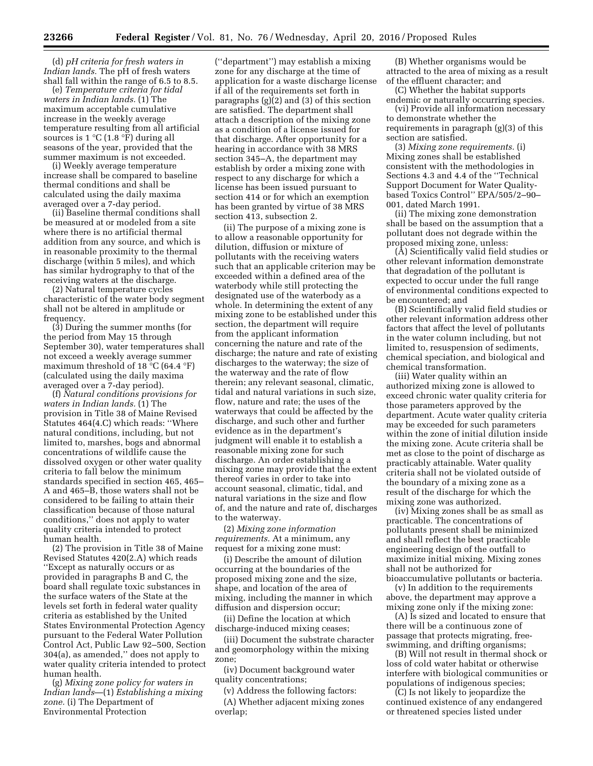(d) *pH criteria for fresh waters in Indian lands.* The pH of fresh waters shall fall within the range of 6.5 to 8.5.

(e) *Temperature criteria for tidal waters in Indian lands.* (1) The maximum acceptable cumulative increase in the weekly average temperature resulting from all artificial sources is 1 °C (1.8 °F) during all seasons of the year, provided that the summer maximum is not exceeded.

(i) Weekly average temperature increase shall be compared to baseline thermal conditions and shall be calculated using the daily maxima averaged over a 7-day period.

(ii) Baseline thermal conditions shall be measured at or modeled from a site where there is no artificial thermal addition from any source, and which is in reasonable proximity to the thermal discharge (within 5 miles), and which has similar hydrography to that of the receiving waters at the discharge.

(2) Natural temperature cycles characteristic of the water body segment shall not be altered in amplitude or frequency.

(3) During the summer months (for the period from May 15 through September 30), water temperatures shall not exceed a weekly average summer maximum threshold of 18 °C (64.4 °F) (calculated using the daily maxima averaged over a 7-day period).

(f) *Natural conditions provisions for waters in Indian lands.* (1) The provision in Title 38 of Maine Revised Statutes 464(4.C) which reads: ''Where natural conditions, including, but not limited to, marshes, bogs and abnormal concentrations of wildlife cause the dissolved oxygen or other water quality criteria to fall below the minimum standards specified in section 465, 465–A and 465–B, those waters shall not be considered to be failing to attain their classification because of those natural conditions,'' does not apply to water quality criteria intended to protect human health.

(2) The provision in Title 38 of Maine Revised Statutes 420(2.A) which reads ''Except as naturally occurs or as provided in paragraphs B and C, the board shall regulate toxic substances in the surface waters of the State at the levels set forth in federal water quality criteria as established by the United States Environmental Protection Agency pursuant to the Federal Water Pollution Control Act, Public Law 92–500, Section 304(a), as amended,'' does not apply to water quality criteria intended to protect human health.

(g) *Mixing zone policy for waters in Indian lands*—(1) *Establishing a mixing zone.* (i) The Department of Environmental Protection (''department'') may establish a mixing zone for any discharge at the time of application for a waste discharge license if all of the requirements set forth in paragraphs (g)(2) and (3) of this section are satisfied. The department shall attach a description of the mixing zone as a condition of a license issued for that discharge. After opportunity for a hearing in accordance with 38 MRS section 345–A, the department may establish by order a mixing zone with respect to any discharge for which a license has been issued pursuant to section 414 or for which an exemption has been granted by virtue of 38 MRS section 413, subsection 2.

(ii) The purpose of a mixing zone is to allow a reasonable opportunity for dilution, diffusion or mixture of pollutants with the receiving waters such that an applicable criterion may be exceeded within a defined area of the waterbody while still protecting the designated use of the waterbody as a whole. In determining the extent of any mixing zone to be established under this section, the department will require from the applicant information concerning the nature and rate of the discharge; the nature and rate of existing discharges to the waterway; the size of the waterway and the rate of flow therein; any relevant seasonal, climatic, tidal and natural variations in such size, flow, nature and rate; the uses of the waterways that could be affected by the discharge, and such other and further evidence as in the department's judgment will enable it to establish a reasonable mixing zone for such discharge. An order establishing a mixing zone may provide that the extent thereof varies in order to take into account seasonal, climatic, tidal, and natural variations in the size and flow of, and the nature and rate of, discharges to the waterway.

(2) *Mixing zone information requirements.* At a minimum, any request for a mixing zone must:

(i) Describe the amount of dilution occurring at the boundaries of the proposed mixing zone and the size, shape, and location of the area of mixing, including the manner in which diffusion and dispersion occur;

(ii) Define the location at which discharge-induced mixing ceases;

(iii) Document the substrate character and geomorphology within the mixing zone;

(iv) Document background water quality concentrations;

(v) Address the following factors:

(A) Whether adjacent mixing zones overlap;

(B) Whether organisms would be attracted to the area of mixing as a result of the effluent character; and

(C) Whether the habitat supports endemic or naturally occurring species.

(vi) Provide all information necessary to demonstrate whether the requirements in paragraph (g)(3) of this section are satisfied.

(3) *Mixing zone requirements.* (i) Mixing zones shall be established consistent with the methodologies in Sections 4.3 and 4.4 of the ''Technical Support Document for Water Quality-based Toxics Control'' EPA/505/2–90–001, dated March 1991.

(ii) The mixing zone demonstration shall be based on the assumption that a pollutant does not degrade within the proposed mixing zone, unless:

(A) Scientifically valid field studies or other relevant information demonstrate that degradation of the pollutant is expected to occur under the full range of environmental conditions expected to be encountered; and

(B) Scientifically valid field studies or other relevant information address other factors that affect the level of pollutants in the water column including, but not limited to, resuspension of sediments, chemical speciation, and biological and chemical transformation.

(iii) Water quality within an authorized mixing zone is allowed to exceed chronic water quality criteria for those parameters approved by the department. Acute water quality criteria may be exceeded for such parameters within the zone of initial dilution inside the mixing zone. Acute criteria shall be met as close to the point of discharge as practicably attainable. Water quality criteria shall not be violated outside of the boundary of a mixing zone as a result of the discharge for which the mixing zone was authorized.

(iv) Mixing zones shall be as small as practicable. The concentrations of pollutants present shall be minimized and shall reflect the best practicable engineering design of the outfall to maximize initial mixing. Mixing zones shall not be authorized for bioaccumulative pollutants or bacteria.

(v) In addition to the requirements above, the department may approve a mixing zone only if the mixing zone:

(A) Is sized and located to ensure that there will be a continuous zone of passage that protects migrating, free-swimming, and drifting organisms;

(B) Will not result in thermal shock or loss of cold water habitat or otherwise interfere with biological communities or populations of indigenous species;

(C) Is not likely to jeopardize the continued existence of any endangered or threatened species listed under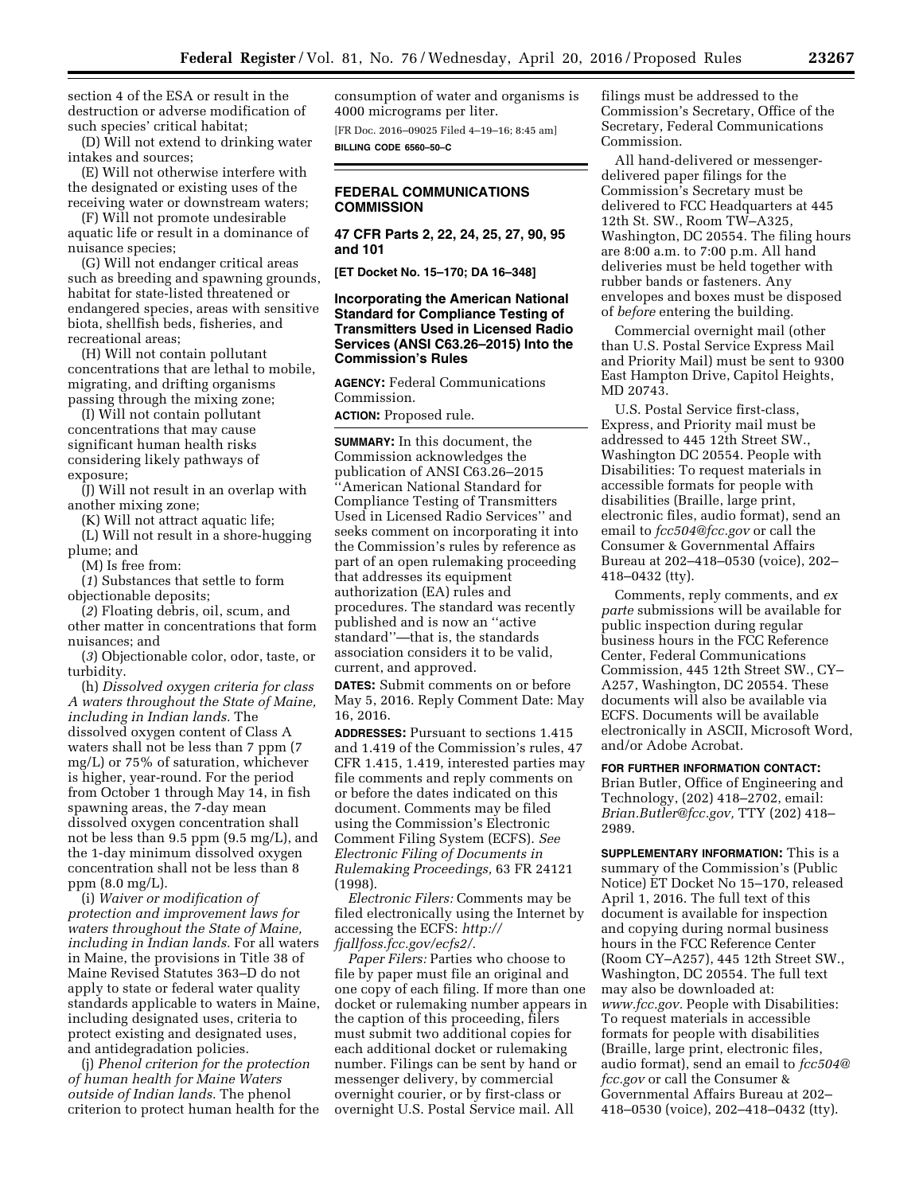section 4 of the ESA or result in the destruction or adverse modification of such species' critical habitat;

(D) Will not extend to drinking water intakes and sources;

(E) Will not otherwise interfere with the designated or existing uses of the receiving water or downstream waters;

(F) Will not promote undesirable aquatic life or result in a dominance of nuisance species;

(G) Will not endanger critical areas such as breeding and spawning grounds, habitat for state-listed threatened or endangered species, areas with sensitive biota, shellfish beds, fisheries, and recreational areas;

(H) Will not contain pollutant concentrations that are lethal to mobile, migrating, and drifting organisms passing through the mixing zone;

(I) Will not contain pollutant concentrations that may cause significant human health risks considering likely pathways of exposure;

(J) Will not result in an overlap with another mixing zone;

(K) Will not attract aquatic life;

(L) Will not result in a shore-hugging plume; and

(M) Is free from:

(*1*) Substances that settle to form objectionable deposits;

(*2*) Floating debris, oil, scum, and other matter in concentrations that form nuisances; and

(*3*) Objectionable color, odor, taste, or turbidity.

(h) *Dissolved oxygen criteria for class A waters throughout the State of Maine, including in Indian lands.* The dissolved oxygen content of Class A waters shall not be less than 7 ppm (7 mg/L) or 75% of saturation, whichever is higher, year-round. For the period from October 1 through May 14, in fish spawning areas, the 7-day mean dissolved oxygen concentration shall not be less than 9.5 ppm (9.5 mg/L), and the 1-day minimum dissolved oxygen concentration shall not be less than 8 ppm (8.0 mg/L).

(i) *Waiver or modification of protection and improvement laws for waters throughout the State of Maine, including in Indian lands.* For all waters in Maine, the provisions in Title 38 of Maine Revised Statutes 363–D do not apply to state or federal water quality standards applicable to waters in Maine, including designated uses, criteria to protect existing and designated uses, and antidegradation policies.

(j) *Phenol criterion for the protection of human health for Maine Waters outside of Indian lands.* The phenol criterion to protect human health for the consumption of water and organisms is 4000 micrograms per liter.

[FR Doc. 2016–09025 Filed 4–19–16; 8:45 am]

**BILLING CODE 6560–50–C**

---

## FEDERAL COMMUNICATIONS COMMISSION

### 47 CFR Parts 2, 22, 24, 25, 27, 90, 95 and 101

### [ET Docket No. 15–170; DA 16–348]

### Incorporating the American National Standard for Compliance Testing of Transmitters Used in Licensed Radio Services (ANSI C63.26–2015) Into the Commission's Rules

**AGENCY:** Federal Communications Commission.

**ACTION:** Proposed rule.

---

**SUMMARY:** In this document, the Commission acknowledges the publication of ANSI C63.26–2015 ''American National Standard for Compliance Testing of Transmitters Used in Licensed Radio Services'' and seeks comment on incorporating it into the Commission's rules by reference as part of an open rulemaking proceeding that addresses its equipment authorization (EA) rules and procedures. The standard was recently published and is now an ''active standard''—that is, the standards association considers it to be valid, current, and approved.

**DATES:** Submit comments on or before May 5, 2016. Reply Comment Date: May 16, 2016.

**ADDRESSES:** Pursuant to sections 1.415 and 1.419 of the Commission's rules, 47 CFR 1.415, 1.419, interested parties may file comments and reply comments on or before the dates indicated on this document. Comments may be filed using the Commission's Electronic Comment Filing System (ECFS). *See Electronic Filing of Documents in Rulemaking Proceedings,* 63 FR 24121 (1998).

*Electronic Filers:* Comments may be filed electronically using the Internet by accessing the ECFS: *http://fjallfoss.fcc.gov/ecfs2/.*

*Paper Filers:* Parties who choose to file by paper must file an original and one copy of each filing. If more than one docket or rulemaking number appears in the caption of this proceeding, filers must submit two additional copies for each additional docket or rulemaking number. Filings can be sent by hand or messenger delivery, by commercial overnight courier, or by first-class or overnight U.S. Postal Service mail. All filings must be addressed to the Commission's Secretary, Office of the Secretary, Federal Communications Commission.

All hand-delivered or messenger-delivered paper filings for the Commission's Secretary must be delivered to FCC Headquarters at 445 12th St. SW., Room TW–A325, Washington, DC 20554. The filing hours are 8:00 a.m. to 7:00 p.m. All hand deliveries must be held together with rubber bands or fasteners. Any envelopes and boxes must be disposed of *before* entering the building.

Commercial overnight mail (other than U.S. Postal Service Express Mail and Priority Mail) must be sent to 9300 East Hampton Drive, Capitol Heights, MD 20743.

U.S. Postal Service first-class, Express, and Priority mail must be addressed to 445 12th Street SW., Washington DC 20554. People with Disabilities: To request materials in accessible formats for people with disabilities (Braille, large print, electronic files, audio format), send an email to *fcc504@fcc.gov* or call the Consumer & Governmental Affairs Bureau at 202–418–0530 (voice), 202–418–0432 (tty).

Comments, reply comments, and *ex parte* submissions will be available for public inspection during regular business hours in the FCC Reference Center, Federal Communications Commission, 445 12th Street SW., CY–A257, Washington, DC 20554. These documents will also be available via ECFS. Documents will be available electronically in ASCII, Microsoft Word, and/or Adobe Acrobat.

**FOR FURTHER INFORMATION CONTACT:** Brian Butler, Office of Engineering and Technology, (202) 418–2702, email: *Brian.Butler@fcc.gov,* TTY (202) 418–2989.

**SUPPLEMENTARY INFORMATION:** This is a summary of the Commission's (Public Notice) ET Docket No 15–170, released April 1, 2016. The full text of this document is available for inspection and copying during normal business hours in the FCC Reference Center (Room CY–A257), 445 12th Street SW., Washington, DC 20554. The full text may also be downloaded at: *www.fcc.gov.* People with Disabilities: To request materials in accessible formats for people with disabilities (Braille, large print, electronic files, audio format), send an email to *fcc504@fcc.gov* or call the Consumer & Governmental Affairs Bureau at 202–418–0530 (voice), 202–418–0432 (tty).